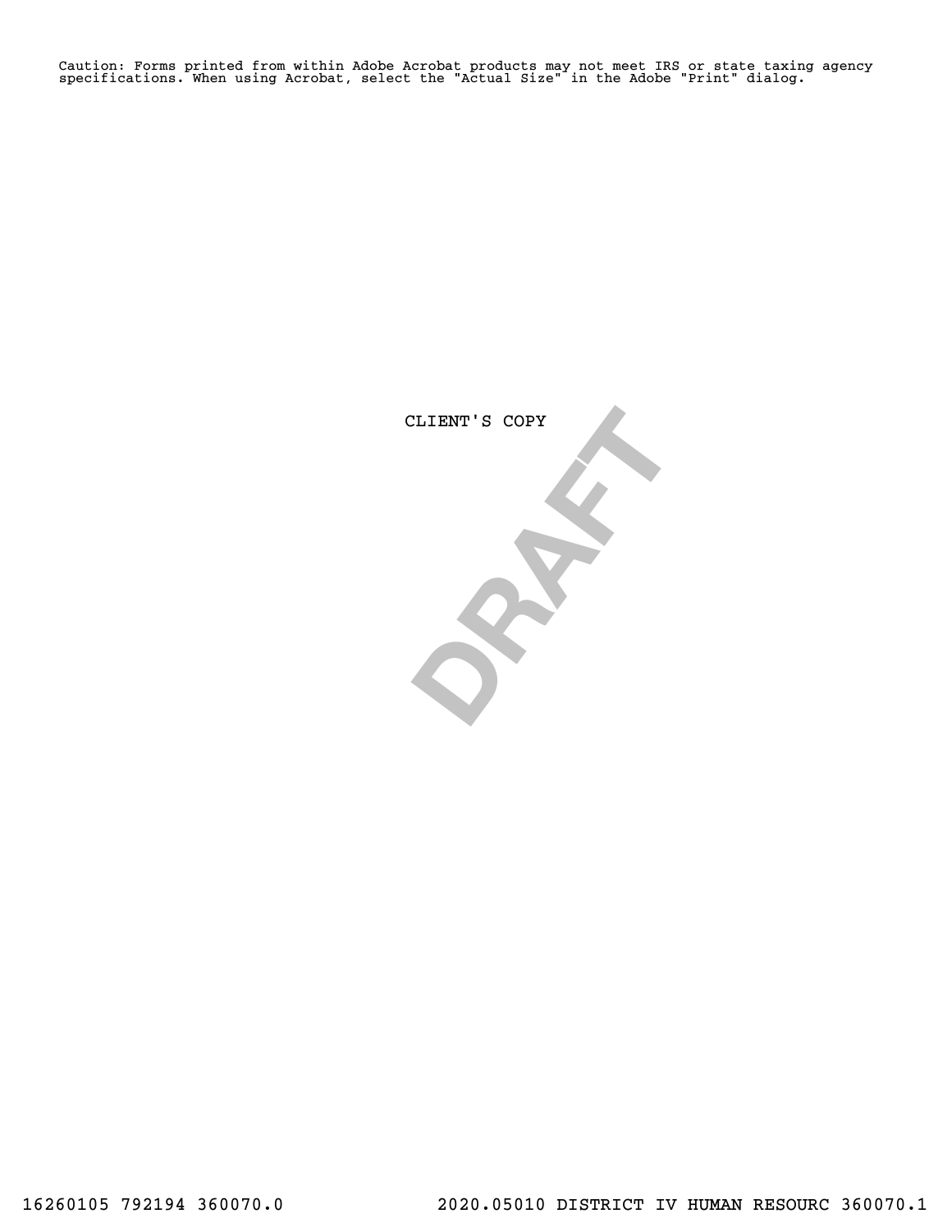Caution: Forms printed from within Adobe Acrobat products may not meet IRS or state taxing agency specifications. When using Acrobat, select the "Actual Size" in the Adobe "Print" dialog.

CLIENT'S COPY

DRAFT

16260105 792194 360070.0 2020.05010 DISTRICT IV HUMAN RESOURC 360070.1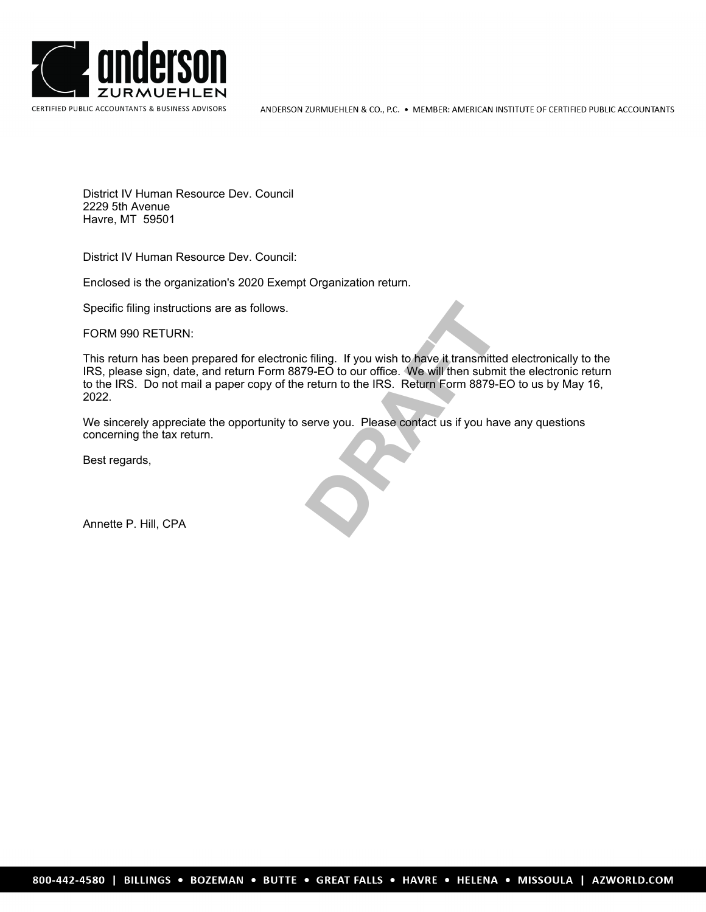anderson ZURMUEHLEN

CERTIFIED PUBLIC ACCOUNTANTS & BUSINESS ADVISORS

ANDERSON ZURMUEHLEN & CO., P.C. • MEMBER: AMERICAN INSTITUTE OF CERTIFIED PUBLIC ACCOUNTANTS

District IV Human Resource Dev. Council
2229 5th Avenue
Havre, MT 59501

District IV Human Resource Dev. Council:

Enclosed is the organization's 2020 Exempt Organization return.

Specific filing instructions are as follows.

FORM 990 RETURN:

This return has been prepared for electronic filing. If you wish to have it transmitted electronically to the IRS, please sign, date, and return Form 8879-EO to our office. We will then submit the electronic return to the IRS. Do not mail a paper copy of the return to the IRS. Return Form 8879-EO to us by May 16, 2022.

We sincerely appreciate the opportunity to serve you. Please contact us if you have any questions concerning the tax return.

Best regards,

Annette P. Hill, CPA

DRAFT

800-442-4580 | BILLINGS • BOZEMAN • BUTTE • GREAT FALLS • HAVRE • HELENA • MISSOULA | AZWORLD.COM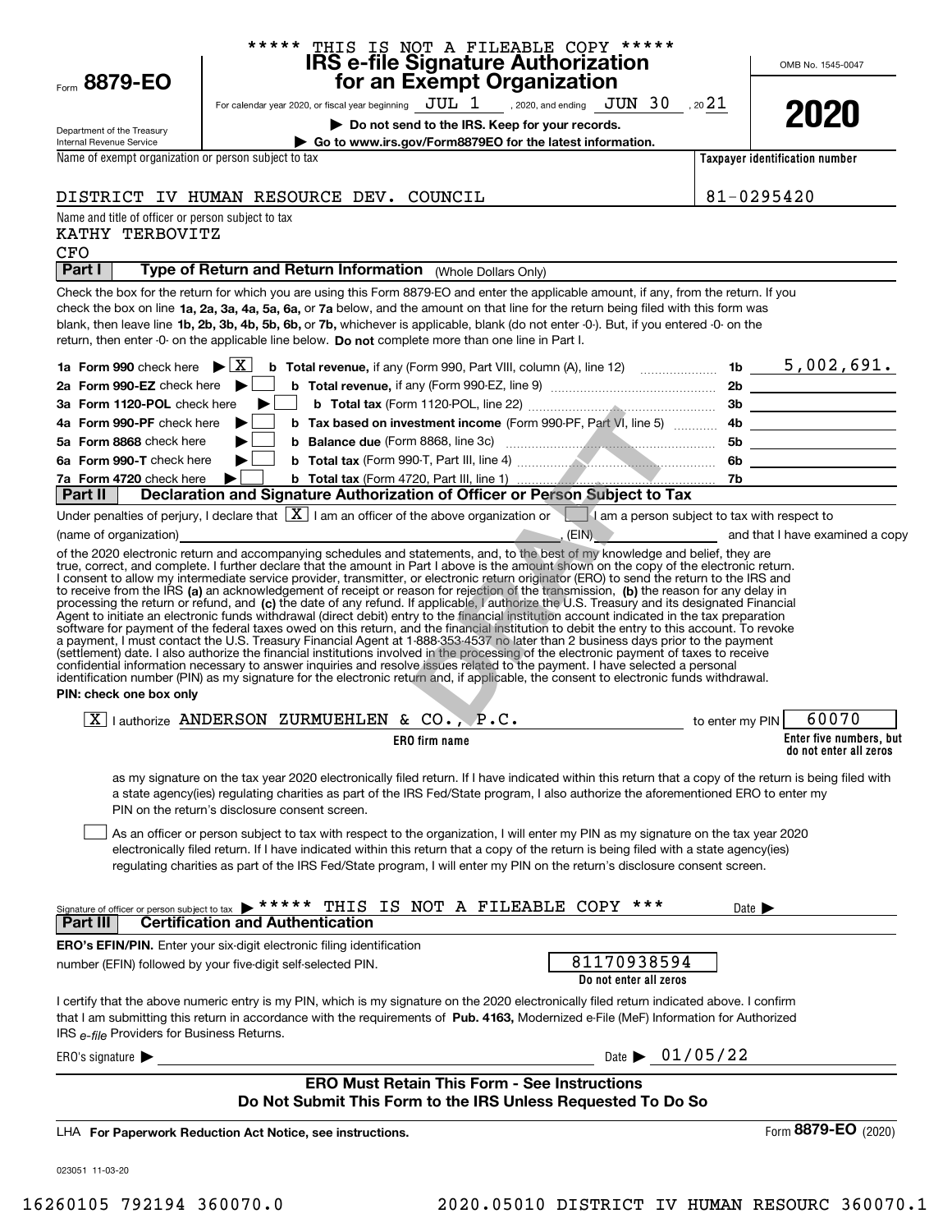***** THIS IS NOT A FILEABLE COPY *****

Form **8879-EO**

Department of the Treasury
Internal Revenue Service

# IRS e-file Signature Authorization for an Exempt Organization

For calendar year 2020, or fiscal year beginning JUL 1 , 2020, and ending JUN 30 , 20 21

**Do not send to the IRS. Keep for your records.**

**Go to www.irs.gov/Form8879EO for the latest information.**

OMB No. 1545-0047

**2020**

| Name of exempt organization or person subject to tax | Taxpayer identification number |
|---|---|
| DISTRICT IV HUMAN RESOURCE DEV. COUNCIL | 81-0295420 |

Name and title of officer or person subject to tax
KATHY TERBOVITZ
CFO

**Part I** **Type of Return and Return Information** (Whole Dollars Only)

Check the box for the return for which you are using this Form 8879-EO and enter the applicable amount, if any, from the return. If you check the box on line **1a, 2a, 3a, 4a, 5a, 6a,** or **7a** below, and the amount on that line for the return being filed with this form was blank, then leave line **1b, 2b, 3b, 4b, 5b, 6b,** or **7b,** whichever is applicable, blank (do not enter -0-). But, if you entered -0- on the return, then enter -0- on the applicable line below. **Do not** complete more than one line in Part I.

| | | | |
|---|---|---|---|
| **1a Form 990** check here [X] | **b Total revenue,** if any (Form 990, Part VIII, column (A), line 12) | 1b | 5,002,691. |
| **2a Form 990-EZ** check here [ ] | **b Total revenue,** if any (Form 990-EZ, line 9) | 2b | |
| **3a Form 1120-POL** check here [ ] | **b Total tax** (Form 1120-POL, line 22) | 3b | |
| **4a Form 990-PF** check here [ ] | **b Tax based on investment income** (Form 990-PF, Part VI, line 5) | 4b | |
| **5a Form 8868** check here [ ] | **b Balance due** (Form 8868, line 3c) | 5b | |
| **6a Form 990-T** check here [ ] | **b Total tax** (Form 990-T, Part III, line 4) | 6b | |
| **7a Form 4720** check here [ ] | **b Total tax** (Form 4720, Part III, line 1) | 7b | |

**Part II** **Declaration and Signature Authorization of Officer or Person Subject to Tax**

Under penalties of perjury, I declare that [X] I am an officer of the above organization or [ ] I am a person subject to tax with respect to (name of organization) ______________________, (EIN) ____________ and that I have examined a copy of the 2020 electronic return and accompanying schedules and statements, and, to the best of my knowledge and belief, they are true, correct, and complete. I further declare that the amount in Part I above is the amount shown on the copy of the electronic return. I consent to allow my intermediate service provider, transmitter, or electronic return originator (ERO) to send the return to the IRS and to receive from the IRS **(a)** an acknowledgement of receipt or reason for rejection of the transmission, **(b)** the reason for any delay in processing the return or refund, and **(c)** the date of any refund. If applicable, I authorize the U.S. Treasury and its designated Financial Agent to initiate an electronic funds withdrawal (direct debit) entry to the financial institution account indicated in the tax preparation software for payment of the federal taxes owed on this return, and the financial institution to debit the entry to this account. To revoke a payment, I must contact the U.S. Treasury Financial Agent at 1-888-353-4537 no later than 2 business days prior to the payment (settlement) date. I also authorize the financial institutions involved in the processing of the electronic payment of taxes to receive confidential information necessary to answer inquiries and resolve issues related to the payment. I have selected a personal identification number (PIN) as my signature for the electronic return and, if applicable, the consent to electronic funds withdrawal.

**PIN: check one box only**

[X] I authorize ANDERSON ZURMUEHLEN & CO., P.C. to enter my PIN 60070
**ERO firm name** — **Enter five numbers, but do not enter all zeros**

as my signature on the tax year 2020 electronically filed return. If I have indicated within this return that a copy of the return is being filed with a state agency(ies) regulating charities as part of the IRS Fed/State program, I also authorize the aforementioned ERO to enter my PIN on the return's disclosure consent screen.

[ ] As an officer or person subject to tax with respect to the organization, I will enter my PIN as my signature on the tax year 2020 electronically filed return. If I have indicated within this return that a copy of the return is being filed with a state agency(ies) regulating charities as part of the IRS Fed/State program, I will enter my PIN on the return's disclosure consent screen.

Signature of officer or person subject to tax ***** THIS IS NOT A FILEABLE COPY *** Date

**Part III** **Certification and Authentication**

**ERO's EFIN/PIN.** Enter your six-digit electronic filing identification number (EFIN) followed by your five-digit self-selected PIN. 81170938594
**Do not enter all zeros**

I certify that the above numeric entry is my PIN, which is my signature on the 2020 electronically filed return indicated above. I confirm that I am submitting this return in accordance with the requirements of **Pub. 4163,** Modernized e-File (MeF) Information for Authorized IRS *e-file* Providers for Business Returns.

ERO's signature ________________________ Date 01/05/22

**ERO Must Retain This Form - See Instructions**
**Do Not Submit This Form to the IRS Unless Requested To Do So**

LHA **For Paperwork Reduction Act Notice, see instructions.** Form **8879-EO** (2020)

023051 11-03-20

16260105 792194 360070.0 2020.05010 DISTRICT IV HUMAN RESOURC 360070.1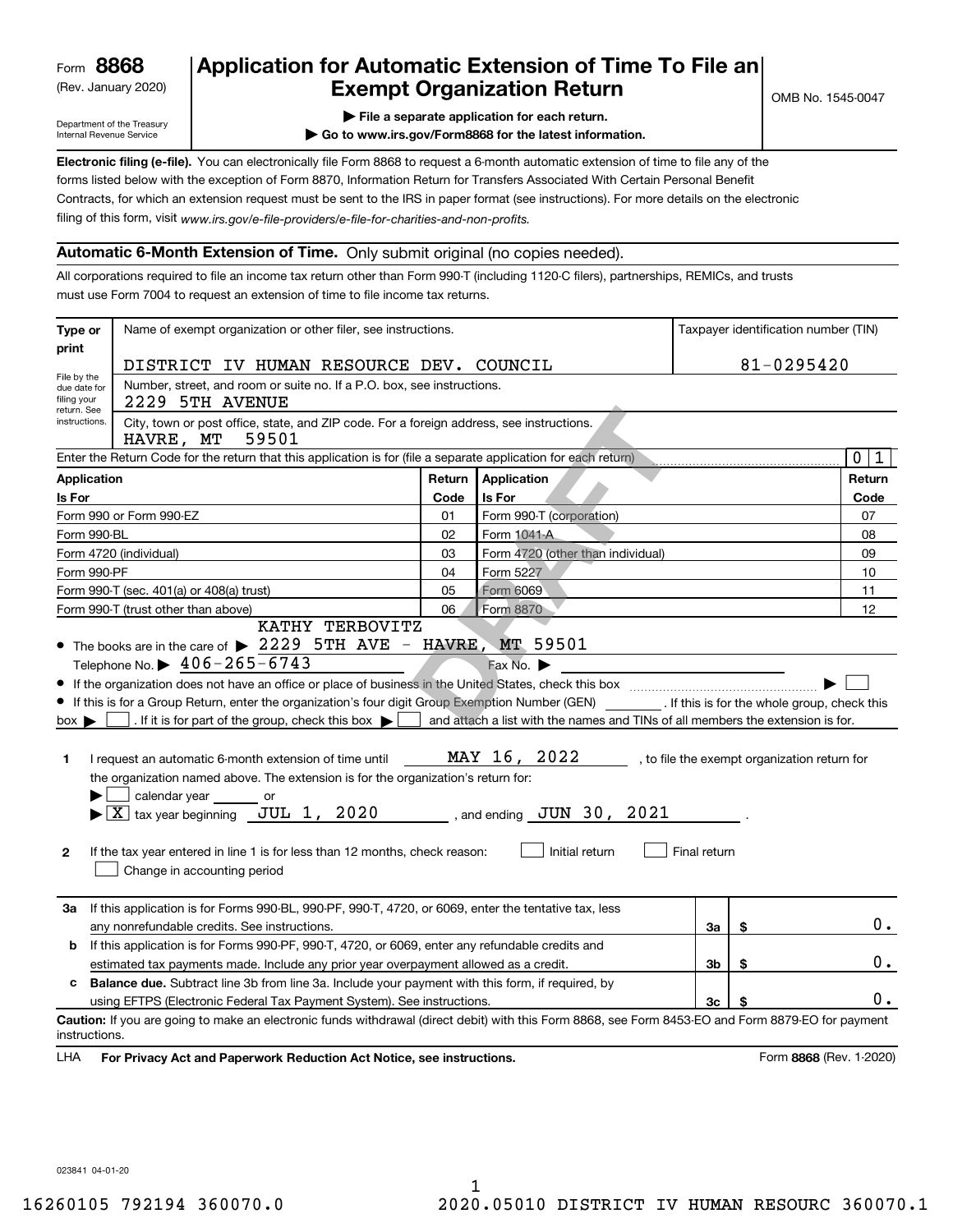Form **8868**
(Rev. January 2020)

Department of the Treasury
Internal Revenue Service

# Application for Automatic Extension of Time To File an Exempt Organization Return

▶ File a separate application for each return.
▶ Go to www.irs.gov/Form8868 for the latest information.

OMB No. 1545-0047

**Electronic filing (e-file).** You can electronically file Form 8868 to request a 6-month automatic extension of time to file any of the forms listed below with the exception of Form 8870, Information Return for Transfers Associated With Certain Personal Benefit Contracts, for which an extension request must be sent to the IRS in paper format (see instructions). For more details on the electronic filing of this form, visit *www.irs.gov/e-file-providers/e-file-for-charities-and-non-profits.*

## Automatic 6-Month Extension of Time. Only submit original (no copies needed).

All corporations required to file an income tax return other than Form 990-T (including 1120-C filers), partnerships, REMICs, and trusts must use Form 7004 to request an extension of time to file income tax returns.

**Type or print** — File by the due date for filing your return. See instructions.

Name of exempt organization or other filer, see instructions.: DISTRICT IV HUMAN RESOURCE DEV. COUNCIL

Taxpayer identification number (TIN): 81-0295420

Number, street, and room or suite no. If a P.O. box, see instructions.: 2229 5TH AVENUE

City, town or post office, state, and ZIP code. For a foreign address, see instructions.: HAVRE, MT 59501

Enter the Return Code for the return that this application is for (file a separate application for each return): 01

| Application Is For | Return Code | Application Is For | Return Code |
|---|---|---|---|
| Form 990 or Form 990-EZ | 01 | Form 990-T (corporation) | 07 |
| Form 990-BL | 02 | Form 1041-A | 08 |
| Form 4720 (individual) | 03 | Form 4720 (other than individual) | 09 |
| Form 990-PF | 04 | Form 5227 | 10 |
| Form 990-T (sec. 401(a) or 408(a) trust) | 05 | Form 6069 | 11 |
| Form 990-T (trust other than above) | 06 | Form 8870 | 12 |

- The books are in the care of ▶ KATHY TERBOVITZ 2229 5TH AVE - HAVRE, MT 59501
  Telephone No. ▶ 406-265-6743 Fax No. ▶
- If the organization does not have an office or place of business in the United States, check this box ▶ ☐
- If this is for a Group Return, enter the organization's four digit Group Exemption Number (GEN) ______. If this is for the whole group, check this box ▶ ☐. If it is for part of the group, check this box ▶ ☐ and attach a list with the names and TINs of all members the extension is for.

**1** I request an automatic 6-month extension of time until MAY 16, 2022, to file the exempt organization return for the organization named above. The extension is for the organization's return for:
▶ ☐ calendar year ______ or
▶ ☒ tax year beginning JUL 1, 2020, and ending JUN 30, 2021.

**2** If the tax year entered in line 1 is for less than 12 months, check reason: ☐ Initial return ☐ Final return ☐ Change in accounting period

| | | | |
|---|---|---|---|
| **3a** | If this application is for Forms 990-BL, 990-PF, 990-T, 4720, or 6069, enter the tentative tax, less any nonrefundable credits. See instructions. | 3a | $ 0. |
| **b** | If this application is for Forms 990-PF, 990-T, 4720, or 6069, enter any refundable credits and estimated tax payments made. Include any prior year overpayment allowed as a credit. | 3b | $ 0. |
| **c** | **Balance due.** Subtract line 3b from line 3a. Include your payment with this form, if required, by using EFTPS (Electronic Federal Tax Payment System). See instructions. | 3c | $ 0. |

**Caution:** If you are going to make an electronic funds withdrawal (direct debit) with this Form 8868, see Form 8453-EO and Form 8879-EO for payment instructions.

LHA **For Privacy Act and Paperwork Reduction Act Notice, see instructions.** Form **8868** (Rev. 1-2020)

023841 04-01-20

16260105 792194 360070.0 2020.05010 DISTRICT IV HUMAN RESOURC 360070.1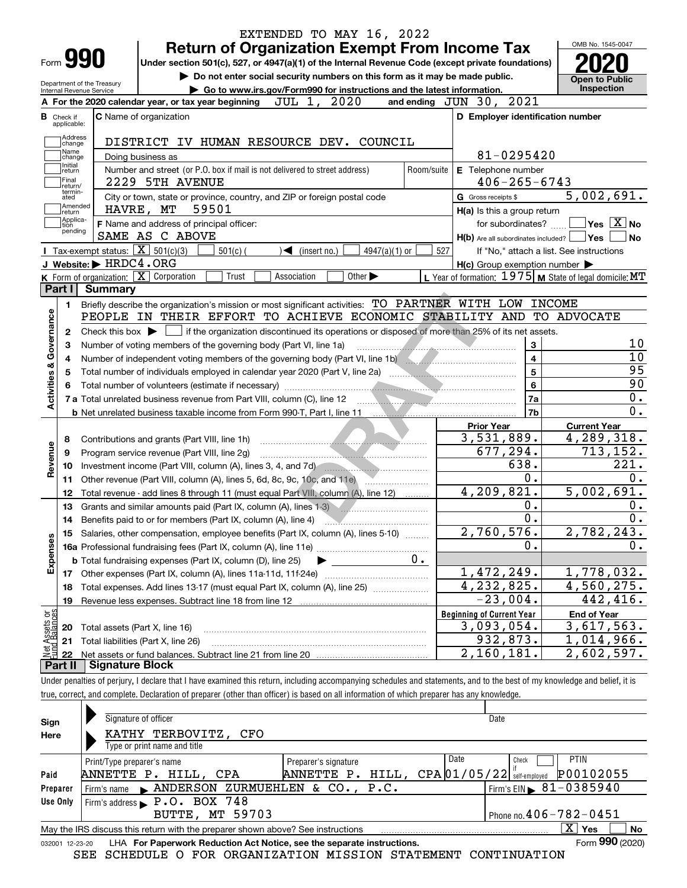EXTENDED TO MAY 16, 2022

# Form 990 — Return of Organization Exempt From Income Tax (2020)

Under section 501(c), 527, or 4947(a)(1) of the Internal Revenue Code (except private foundations)

▶ Do not enter social security numbers on this form as it may be made public.

▶ Go to www.irs.gov/Form990 for instructions and the latest information.

Department of the Treasury, Internal Revenue Service | OMB No. 1545-0047 | Open to Public Inspection

**A** For the 2020 calendar year, or tax year beginning JUL 1, 2020 and ending JUN 30, 2021

**B** Check if applicable: Address change, Name change, Initial return, Final return/terminated, Amended return, Application pending

**C** Name of organization: DISTRICT IV HUMAN RESOURCE DEV. COUNCIL

Doing business as

Number and street (or P.O. box if mail is not delivered to street address): 2229 5TH AVENUE | Room/suite

City or town, state or province, country, and ZIP or foreign postal code: HAVRE, MT 59501

**D** Employer identification number: 81-0295420

**E** Telephone number: 406-265-6743

**G** Gross receipts $ 5,002,691.

**F** Name and address of principal officer: SAME AS C ABOVE

**H(a)** Is this a group return for subordinates? Yes [ ] No [X]

**H(b)** Are all subordinates included? Yes [ ] No [ ] If "No," attach a list. See instructions

**H(c)** Group exemption number ▶

**I** Tax-exempt status: [X] 501(c)(3) [ ] 501(c) ( ) ◀ (insert no.) [ ] 4947(a)(1) or [ ] 527

**J** Website: ▶ HRDC4.ORG

**K** Form of organization: [X] Corporation [ ] Trust [ ] Association [ ] Other ▶

**L** Year of formation: 1975 **M** State of legal domicile: MT

## Part I Summary

**Activities & Governance**

1 Briefly describe the organization's mission or most significant activities: TO PARTNER WITH LOW INCOME PEOPLE IN THEIR EFFORT TO ACHIEVE ECONOMIC STABILITY AND TO ADVOCATE

2 Check this box ▶ [ ] if the organization discontinued its operations or disposed of more than 25% of its net assets.

| Line | Description | | Value |
|---|---|---|---|
| 3 | Number of voting members of the governing body (Part VI, line 1a) | 3 | 10 |
| 4 | Number of independent voting members of the governing body (Part VI, line 1b) | 4 | 10 |
| 5 | Total number of individuals employed in calendar year 2020 (Part V, line 2a) | 5 | 95 |
| 6 | Total number of volunteers (estimate if necessary) | 6 | 90 |
| 7a | Total unrelated business revenue from Part VIII, column (C), line 12 | 7a | 0. |
| b | Net unrelated business taxable income from Form 990-T, Part I, line 11 | 7b | 0. |

| Line | Description | Prior Year | Current Year |
|---|---|---|---|
| **Revenue** | | | |
| 8 | Contributions and grants (Part VIII, line 1h) | 3,531,889. | 4,289,318. |
| 9 | Program service revenue (Part VIII, line 2g) | 677,294. | 713,152. |
| 10 | Investment income (Part VIII, column (A), lines 3, 4, and 7d) | 638. | 221. |
| 11 | Other revenue (Part VIII, column (A), lines 5, 6d, 8c, 9c, 10c, and 11e) | 0. | 0. |
| 12 | Total revenue - add lines 8 through 11 (must equal Part VIII, column (A), line 12) | 4,209,821. | 5,002,691. |
| **Expenses** | | | |
| 13 | Grants and similar amounts paid (Part IX, column (A), lines 1-3) | 0. | 0. |
| 14 | Benefits paid to or for members (Part IX, column (A), line 4) | 0. | 0. |
| 15 | Salaries, other compensation, employee benefits (Part IX, column (A), lines 5-10) | 2,760,576. | 2,782,243. |
| 16a | Professional fundraising fees (Part IX, column (A), line 11e) | 0. | 0. |
| b | Total fundraising expenses (Part IX, column (D), line 25) ▶ 0. | | |
| 17 | Other expenses (Part IX, column (A), lines 11a-11d, 11f-24e) | 1,472,249. | 1,778,032. |
| 18 | Total expenses. Add lines 13-17 (must equal Part IX, column (A), line 25) | 4,232,825. | 4,560,275. |
| 19 | Revenue less expenses. Subtract line 18 from line 12 | -23,004. | 442,416. |

| Line | Net Assets or Fund Balances | Beginning of Current Year | End of Year |
|---|---|---|---|
| 20 | Total assets (Part X, line 16) | 3,093,054. | 3,617,563. |
| 21 | Total liabilities (Part X, line 26) | 932,873. | 1,014,966. |
| 22 | Net assets or fund balances. Subtract line 21 from line 20 | 2,160,181. | 2,602,597. |

## Part II Signature Block

Under penalties of perjury, I declare that I have examined this return, including accompanying schedules and statements, and to the best of my knowledge and belief, it is true, correct, and complete. Declaration of preparer (other than officer) is based on all information of which preparer has any knowledge.

**Sign Here**

Signature of officer | Date

KATHY TERBOVITZ, CFO

Type or print name and title

**Paid Preparer Use Only**

| Print/Type preparer's name | Preparer's signature | Date | Check if self-employed | PTIN |
|---|---|---|---|---|
| ANNETTE P. HILL, CPA | ANNETTE P. HILL, CPA | 01/05/22 | [ ] | P00102055 |

Firm's name ▶ ANDERSON ZURMUEHLEN & CO., P.C. | Firm's EIN ▶ 81-0385940

Firm's address ▶ P.O. BOX 748, BUTTE, MT 59703 | Phone no. 406-782-0451

May the IRS discuss this return with the preparer shown above? See instructions [X] Yes [ ] No

032001 12-23-20 LHA For Paperwork Reduction Act Notice, see the separate instructions. Form 990 (2020)

SEE SCHEDULE O FOR ORGANIZATION MISSION STATEMENT CONTINUATION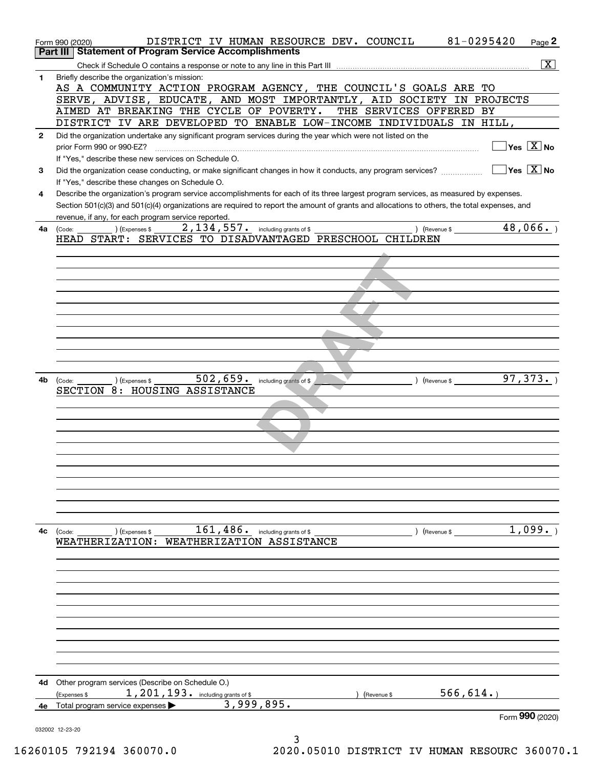Form 990 (2020) DISTRICT IV HUMAN RESOURCE DEV. COUNCIL 81-0295420 Page 2

## Part III Statement of Program Service Accomplishments

Check if Schedule O contains a response or note to any line in this Part III ..... [X]

**1** Briefly describe the organization's mission:

AS A COMMUNITY ACTION PROGRAM AGENCY, THE COUNCIL'S GOALS ARE TO SERVE, ADVISE, EDUCATE, AND MOST IMPORTANTLY, AID SOCIETY IN PROJECTS AIMED AT BREAKING THE CYCLE OF POVERTY. THE SERVICES OFFERED BY DISTRICT IV ARE DEVELOPED TO ENABLE LOW-INCOME INDIVIDUALS IN HILL,

**2** Did the organization undertake any significant program services during the year which were not listed on the prior Form 990 or 990-EZ? ..... [ ] Yes [X] No

If "Yes," describe these new services on Schedule O.

**3** Did the organization cease conducting, or make significant changes in how it conducts, any program services? ..... [ ] Yes [X] No

If "Yes," describe these changes on Schedule O.

**4** Describe the organization's program service accomplishments for each of its three largest program services, as measured by expenses. Section 501(c)(3) and 501(c)(4) organizations are required to report the amount of grants and allocations to others, the total expenses, and revenue, if any, for each program service reported.

**4a** (Code: ) (Expenses $ 2,134,557. including grants of $ ) (Revenue $ 48,066. )

HEAD START: SERVICES TO DISADVANTAGED PRESCHOOL CHILDREN

**4b** (Code: ) (Expenses $ 502,659. including grants of $ ) (Revenue $ 97,373. )

SECTION 8: HOUSING ASSISTANCE

**4c** (Code: ) (Expenses $ 161,486. including grants of $ ) (Revenue $ 1,099. )

WEATHERIZATION: WEATHERIZATION ASSISTANCE

**4d** Other program services (Describe on Schedule O.)

(Expenses $ 1,201,193. including grants of $ ) (Revenue $ 566,614.)

**4e** Total program service expenses ▶ 3,999,895.

Form **990** (2020)

032002 12-23-20

16260105 792194 360070.0 2020.05010 DISTRICT IV HUMAN RESOURC 360070.1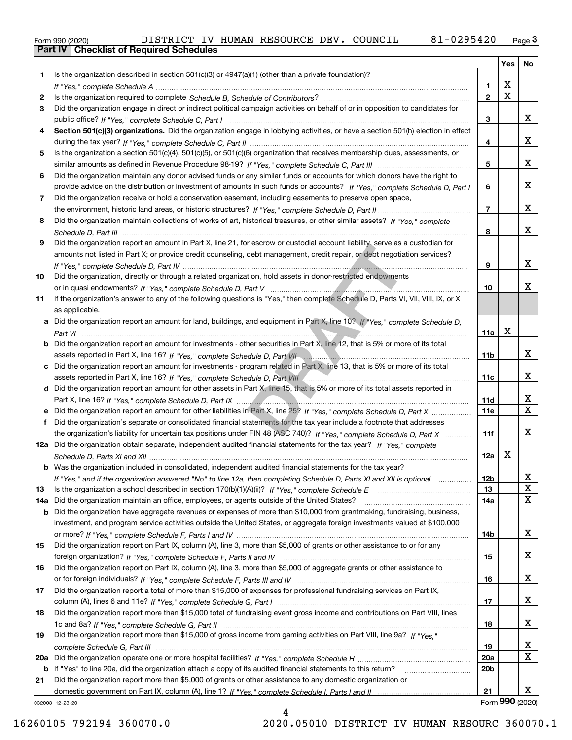Form 990 (2020) DISTRICT IV HUMAN RESOURCE DEV. COUNCIL 81-0295420 Page 3

## Part IV Checklist of Required Schedules

| | | Line | Yes | No |
|---|---|---|---|---|
| 1 | Is the organization described in section 501(c)(3) or 4947(a)(1) (other than a private foundation)? *If "Yes," complete Schedule A* | 1 | X | |
| 2 | Is the organization required to complete *Schedule B, Schedule of Contributors*? | 2 | X | |
| 3 | Did the organization engage in direct or indirect political campaign activities on behalf of or in opposition to candidates for public office? *If "Yes," complete Schedule C, Part I* | 3 | | X |
| 4 | **Section 501(c)(3) organizations.** Did the organization engage in lobbying activities, or have a section 501(h) election in effect during the tax year? *If "Yes," complete Schedule C, Part II* | 4 | | X |
| 5 | Is the organization a section 501(c)(4), 501(c)(5), or 501(c)(6) organization that receives membership dues, assessments, or similar amounts as defined in Revenue Procedure 98-19? *If "Yes," complete Schedule C, Part III* | 5 | | X |
| 6 | Did the organization maintain any donor advised funds or any similar funds or accounts for which donors have the right to provide advice on the distribution or investment of amounts in such funds or accounts? *If "Yes," complete Schedule D, Part I* | 6 | | X |
| 7 | Did the organization receive or hold a conservation easement, including easements to preserve open space, the environment, historic land areas, or historic structures? *If "Yes," complete Schedule D, Part II* | 7 | | X |
| 8 | Did the organization maintain collections of works of art, historical treasures, or other similar assets? *If "Yes," complete Schedule D, Part III* | 8 | | X |
| 9 | Did the organization report an amount in Part X, line 21, for escrow or custodial account liability, serve as a custodian for amounts not listed in Part X; or provide credit counseling, debt management, credit repair, or debt negotiation services? *If "Yes," complete Schedule D, Part IV* | 9 | | X |
| 10 | Did the organization, directly or through a related organization, hold assets in donor-restricted endowments or in quasi endowments? *If "Yes," complete Schedule D, Part V* | 10 | | X |
| 11 | If the organization's answer to any of the following questions is "Yes," then complete Schedule D, Parts VI, VII, VIII, IX, or X as applicable. | | | |
| a | Did the organization report an amount for land, buildings, and equipment in Part X, line 10? *If "Yes," complete Schedule D, Part VI* | 11a | X | |
| b | Did the organization report an amount for investments - other securities in Part X, line 12, that is 5% or more of its total assets reported in Part X, line 16? *If "Yes," complete Schedule D, Part VII* | 11b | | X |
| c | Did the organization report an amount for investments - program related in Part X, line 13, that is 5% or more of its total assets reported in Part X, line 16? *If "Yes," complete Schedule D, Part VIII* | 11c | | X |
| d | Did the organization report an amount for other assets in Part X, line 15, that is 5% or more of its total assets reported in Part X, line 16? *If "Yes," complete Schedule D, Part IX* | 11d | | X |
| e | Did the organization report an amount for other liabilities in Part X, line 25? *If "Yes," complete Schedule D, Part X* | 11e | | X |
| f | Did the organization's separate or consolidated financial statements for the tax year include a footnote that addresses the organization's liability for uncertain tax positions under FIN 48 (ASC 740)? *If "Yes," complete Schedule D, Part X* | 11f | | X |
| 12a | Did the organization obtain separate, independent audited financial statements for the tax year? *If "Yes," complete Schedule D, Parts XI and XII* | 12a | X | |
| b | Was the organization included in consolidated, independent audited financial statements for the tax year? *If "Yes," and if the organization answered "No" to line 12a, then completing Schedule D, Parts XI and XII is optional* | 12b | | X |
| 13 | Is the organization a school described in section 170(b)(1)(A)(ii)? *If "Yes," complete Schedule E* | 13 | | X |
| 14a | Did the organization maintain an office, employees, or agents outside of the United States? | 14a | | X |
| b | Did the organization have aggregate revenues or expenses of more than $10,000 from grantmaking, fundraising, business, investment, and program service activities outside the United States, or aggregate foreign investments valued at $100,000 or more? *If "Yes," complete Schedule F, Parts I and IV* | 14b | | X |
| 15 | Did the organization report on Part IX, column (A), line 3, more than $5,000 of grants or other assistance to or for any foreign organization? *If "Yes," complete Schedule F, Parts II and IV* | 15 | | X |
| 16 | Did the organization report on Part IX, column (A), line 3, more than $5,000 of aggregate grants or other assistance to or for foreign individuals? *If "Yes," complete Schedule F, Parts III and IV* | 16 | | X |
| 17 | Did the organization report a total of more than $15,000 of expenses for professional fundraising services on Part IX, column (A), lines 6 and 11e? *If "Yes," complete Schedule G, Part I* | 17 | | X |
| 18 | Did the organization report more than $15,000 total of fundraising event gross income and contributions on Part VIII, lines 1c and 8a? *If "Yes," complete Schedule G, Part II* | 18 | | X |
| 19 | Did the organization report more than $15,000 of gross income from gaming activities on Part VIII, line 9a? *If "Yes," complete Schedule G, Part III* | 19 | | X |
| 20a | Did the organization operate one or more hospital facilities? *If "Yes," complete Schedule H* | 20a | | X |
| b | If "Yes" to line 20a, did the organization attach a copy of its audited financial statements to this return? | 20b | | |
| 21 | Did the organization report more than $5,000 of grants or other assistance to any domestic organization or domestic government on Part IX, column (A), line 1? *If "Yes," complete Schedule I, Parts I and II* | 21 | | X |

032003 12-23-20 Form **990** (2020)

16260105 792194 360070.0 2020.05010 DISTRICT IV HUMAN RESOURC 360070.1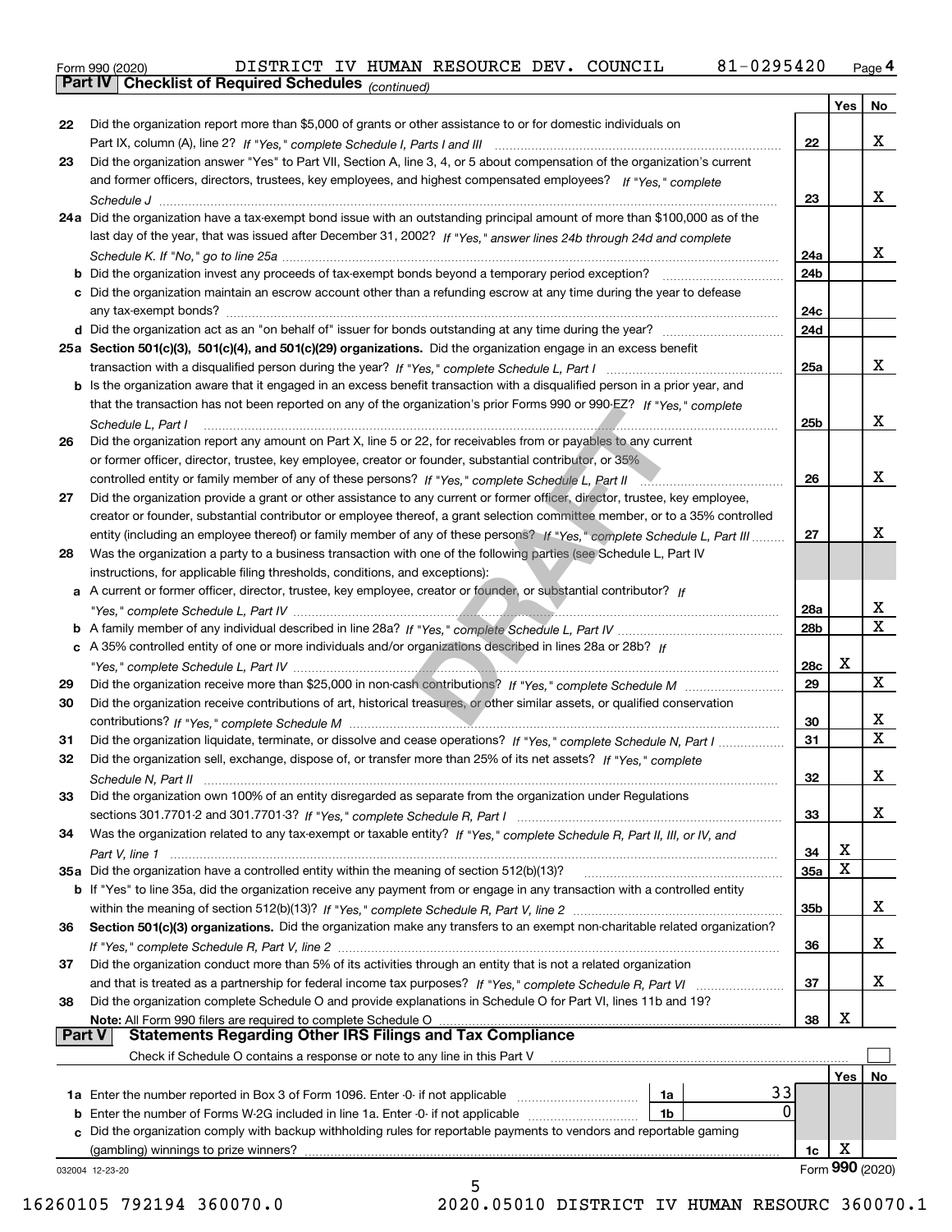Form 990 (2020) DISTRICT IV HUMAN RESOURCE DEV. COUNCIL 81-0295420 Page 4

**Part IV Checklist of Required Schedules** *(continued)*

| | | | Yes | No |
|---|---|---|---|---|
| 22 | Did the organization report more than $5,000 of grants or other assistance to or for domestic individuals on Part IX, column (A), line 2? *If "Yes," complete Schedule I, Parts I and III* | 22 | | X |
| 23 | Did the organization answer "Yes" to Part VII, Section A, line 3, 4, or 5 about compensation of the organization's current and former officers, directors, trustees, key employees, and highest compensated employees? *If "Yes," complete Schedule J* | 23 | | X |
| 24a | Did the organization have a tax-exempt bond issue with an outstanding principal amount of more than $100,000 as of the last day of the year, that was issued after December 31, 2002? *If "Yes," answer lines 24b through 24d and complete Schedule K. If "No," go to line 25a* | 24a | | X |
| b | Did the organization invest any proceeds of tax-exempt bonds beyond a temporary period exception? | 24b | | |
| c | Did the organization maintain an escrow account other than a refunding escrow at any time during the year to defease any tax-exempt bonds? | 24c | | |
| d | Did the organization act as an "on behalf of" issuer for bonds outstanding at any time during the year? | 24d | | |
| 25a | **Section 501(c)(3), 501(c)(4), and 501(c)(29) organizations.** Did the organization engage in an excess benefit transaction with a disqualified person during the year? *If "Yes," complete Schedule L, Part I* | 25a | | X |
| b | Is the organization aware that it engaged in an excess benefit transaction with a disqualified person in a prior year, and that the transaction has not been reported on any of the organization's prior Forms 990 or 990-EZ? *If "Yes," complete Schedule L, Part I* | 25b | | X |
| 26 | Did the organization report any amount on Part X, line 5 or 22, for receivables from or payables to any current or former officer, director, trustee, key employee, creator or founder, substantial contributor, or 35% controlled entity or family member of any of these persons? *If "Yes," complete Schedule L, Part II* | 26 | | X |
| 27 | Did the organization provide a grant or other assistance to any current or former officer, director, trustee, key employee, creator or founder, substantial contributor or employee thereof, a grant selection committee member, or to a 35% controlled entity (including an employee thereof) or family member of any of these persons? *If "Yes," complete Schedule L, Part III* | 27 | | X |
| 28 | Was the organization a party to a business transaction with one of the following parties (see Schedule L, Part IV instructions, for applicable filing thresholds, conditions, and exceptions): | | | |
| a | A current or former officer, director, trustee, key employee, creator or founder, or substantial contributor? *If "Yes," complete Schedule L, Part IV* | 28a | | X |
| b | A family member of any individual described in line 28a? *If "Yes," complete Schedule L, Part IV* | 28b | | X |
| c | A 35% controlled entity of one or more individuals and/or organizations described in lines 28a or 28b? *If "Yes," complete Schedule L, Part IV* | 28c | X | |
| 29 | Did the organization receive more than $25,000 in non-cash contributions? *If "Yes," complete Schedule M* | 29 | | X |
| 30 | Did the organization receive contributions of art, historical treasures, or other similar assets, or qualified conservation contributions? *If "Yes," complete Schedule M* | 30 | | X |
| 31 | Did the organization liquidate, terminate, or dissolve and cease operations? *If "Yes," complete Schedule N, Part I* | 31 | | X |
| 32 | Did the organization sell, exchange, dispose of, or transfer more than 25% of its net assets? *If "Yes," complete Schedule N, Part II* | 32 | | X |
| 33 | Did the organization own 100% of an entity disregarded as separate from the organization under Regulations sections 301.7701-2 and 301.7701-3? *If "Yes," complete Schedule R, Part I* | 33 | | X |
| 34 | Was the organization related to any tax-exempt or taxable entity? *If "Yes," complete Schedule R, Part II, III, or IV, and Part V, line 1* | 34 | X | |
| 35a | Did the organization have a controlled entity within the meaning of section 512(b)(13)? | 35a | X | |
| b | If "Yes" to line 35a, did the organization receive any payment from or engage in any transaction with a controlled entity within the meaning of section 512(b)(13)? *If "Yes," complete Schedule R, Part V, line 2* | 35b | | X |
| 36 | **Section 501(c)(3) organizations.** Did the organization make any transfers to an exempt non-charitable related organization? *If "Yes," complete Schedule R, Part V, line 2* | 36 | | X |
| 37 | Did the organization conduct more than 5% of its activities through an entity that is not a related organization and that is treated as a partnership for federal income tax purposes? *If "Yes," complete Schedule R, Part VI* | 37 | | X |
| 38 | Did the organization complete Schedule O and provide explanations in Schedule O for Part VI, lines 11b and 19? **Note:** All Form 990 filers are required to complete Schedule O | 38 | X | |

**Part V Statements Regarding Other IRS Filings and Tax Compliance**

Check if Schedule O contains a response or note to any line in this Part V

| | | | | | Yes | No |
|---|---|---|---|---|---|---|
| 1a | Enter the number reported in Box 3 of Form 1096. Enter -0- if not applicable | 1a | 33 | | | |
| b | Enter the number of Forms W-2G included in line 1a. Enter -0- if not applicable | 1b | 0 | | | |
| c | Did the organization comply with backup withholding rules for reportable payments to vendors and reportable gaming (gambling) winnings to prize winners? | | | 1c | X | |

032004 12-23-20 Form **990** (2020)

16260105 792194 360070.0 2020.05010 DISTRICT IV HUMAN RESOURC 360070.1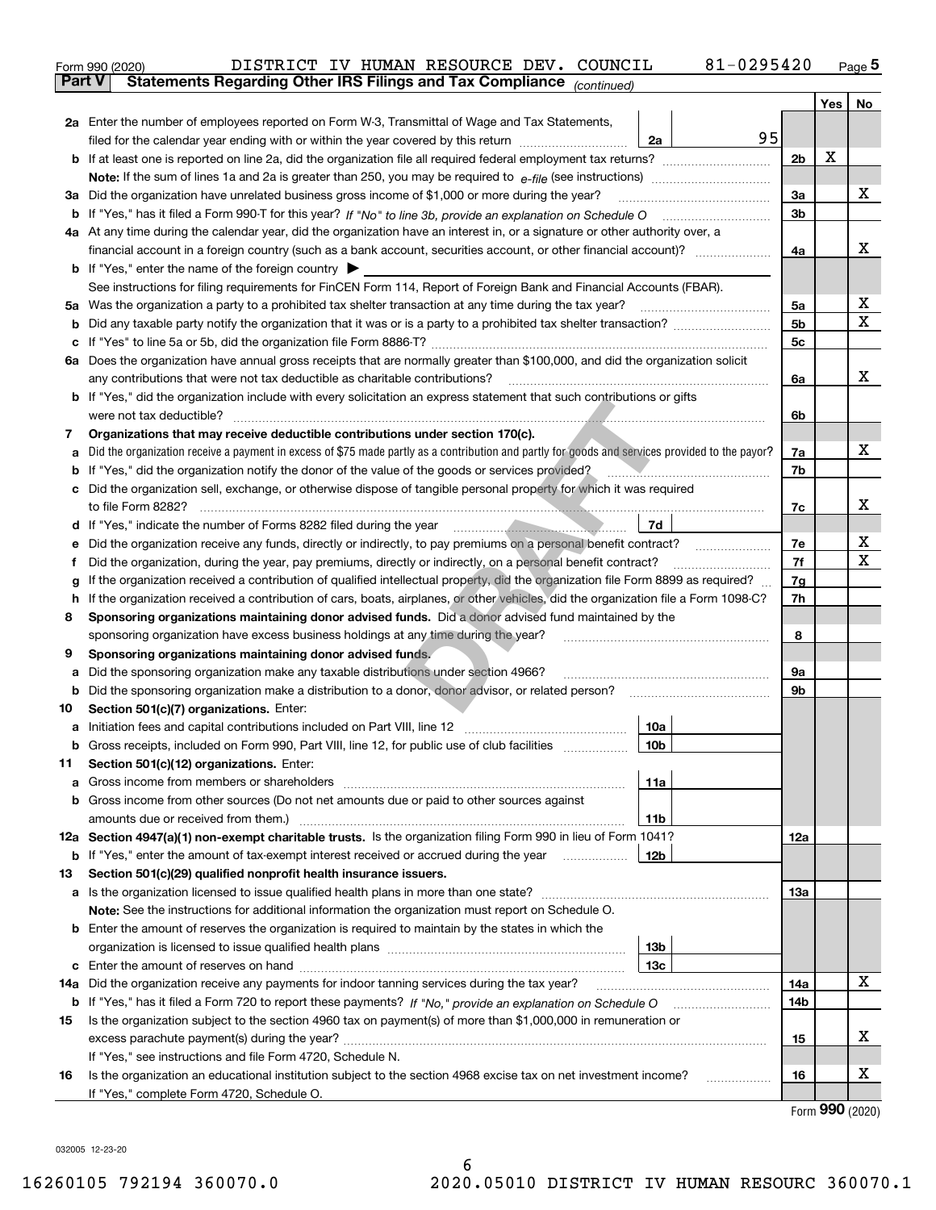Form 990 (2020) DISTRICT IV HUMAN RESOURCE DEV. COUNCIL 81-0295420 Page 5

**Part V Statements Regarding Other IRS Filings and Tax Compliance** *(continued)*

| | | | | Yes | No |
|---|---|---|---|---|---|
| **2a** | Enter the number of employees reported on Form W-3, Transmittal of Wage and Tax Statements, filed for the calendar year ending with or within the year covered by this return | 2a 95 | | | |
| **b** | If at least one is reported on line 2a, did the organization file all required federal employment tax returns? | | 2b | X | |
| | **Note:** If the sum of lines 1a and 2a is greater than 250, you may be required to *e-file* (see instructions) | | | | |
| **3a** | Did the organization have unrelated business gross income of $1,000 or more during the year? | | 3a | | X |
| **b** | If "Yes," has it filed a Form 990-T for this year? *If "No" to line 3b, provide an explanation on Schedule O* | | 3b | | |
| **4a** | At any time during the calendar year, did the organization have an interest in, or a signature or other authority over, a financial account in a foreign country (such as a bank account, securities account, or other financial account)? | | 4a | | X |
| **b** | If "Yes," enter the name of the foreign country ▶ | | | | |
| | See instructions for filing requirements for FinCEN Form 114, Report of Foreign Bank and Financial Accounts (FBAR). | | | | |
| **5a** | Was the organization a party to a prohibited tax shelter transaction at any time during the tax year? | | 5a | | X |
| **b** | Did any taxable party notify the organization that it was or is a party to a prohibited tax shelter transaction? | | 5b | | X |
| **c** | If "Yes" to line 5a or 5b, did the organization file Form 8886-T? | | 5c | | |
| **6a** | Does the organization have annual gross receipts that are normally greater than $100,000, and did the organization solicit any contributions that were not tax deductible as charitable contributions? | | 6a | | X |
| **b** | If "Yes," did the organization include with every solicitation an express statement that such contributions or gifts were not tax deductible? | | 6b | | |
| **7** | **Organizations that may receive deductible contributions under section 170(c).** | | | | |
| **a** | Did the organization receive a payment in excess of $75 made partly as a contribution and partly for goods and services provided to the payor? | | 7a | | X |
| **b** | If "Yes," did the organization notify the donor of the value of the goods or services provided? | | 7b | | |
| **c** | Did the organization sell, exchange, or otherwise dispose of tangible personal property for which it was required to file Form 8282? | | 7c | | X |
| **d** | If "Yes," indicate the number of Forms 8282 filed during the year | 7d | | | |
| **e** | Did the organization receive any funds, directly or indirectly, to pay premiums on a personal benefit contract? | | 7e | | X |
| **f** | Did the organization, during the year, pay premiums, directly or indirectly, on a personal benefit contract? | | 7f | | X |
| **g** | If the organization received a contribution of qualified intellectual property, did the organization file Form 8899 as required? | | 7g | | |
| **h** | If the organization received a contribution of cars, boats, airplanes, or other vehicles, did the organization file a Form 1098-C? | | 7h | | |
| **8** | **Sponsoring organizations maintaining donor advised funds.** Did a donor advised fund maintained by the sponsoring organization have excess business holdings at any time during the year? | | 8 | | |
| **9** | **Sponsoring organizations maintaining donor advised funds.** | | | | |
| **a** | Did the sponsoring organization make any taxable distributions under section 4966? | | 9a | | |
| **b** | Did the sponsoring organization make a distribution to a donor, donor advisor, or related person? | | 9b | | |
| **10** | **Section 501(c)(7) organizations.** Enter: | | | | |
| **a** | Initiation fees and capital contributions included on Part VIII, line 12 | 10a | | | |
| **b** | Gross receipts, included on Form 990, Part VIII, line 12, for public use of club facilities | 10b | | | |
| **11** | **Section 501(c)(12) organizations.** Enter: | | | | |
| **a** | Gross income from members or shareholders | 11a | | | |
| **b** | Gross income from other sources (Do not net amounts due or paid to other sources against amounts due or received from them.) | 11b | | | |
| **12a** | **Section 4947(a)(1) non-exempt charitable trusts.** Is the organization filing Form 990 in lieu of Form 1041? | | 12a | | |
| **b** | If "Yes," enter the amount of tax-exempt interest received or accrued during the year | 12b | | | |
| **13** | **Section 501(c)(29) qualified nonprofit health insurance issuers.** | | | | |
| **a** | Is the organization licensed to issue qualified health plans in more than one state? | | 13a | | |
| | **Note:** See the instructions for additional information the organization must report on Schedule O. | | | | |
| **b** | Enter the amount of reserves the organization is required to maintain by the states in which the organization is licensed to issue qualified health plans | 13b | | | |
| **c** | Enter the amount of reserves on hand | 13c | | | |
| **14a** | Did the organization receive any payments for indoor tanning services during the tax year? | | 14a | | X |
| **b** | If "Yes," has it filed a Form 720 to report these payments? *If "No," provide an explanation on Schedule O* | | 14b | | |
| **15** | Is the organization subject to the section 4960 tax on payment(s) of more than $1,000,000 in remuneration or excess parachute payment(s) during the year? | | 15 | | X |
| | If "Yes," see instructions and file Form 4720, Schedule N. | | | | |
| **16** | Is the organization an educational institution subject to the section 4968 excise tax on net investment income? | | 16 | | X |
| | If "Yes," complete Form 4720, Schedule O. | | | | |

Form **990** (2020)

032005 12-23-20

16260105 792194 360070.0 2020.05010 DISTRICT IV HUMAN RESOURC 360070.1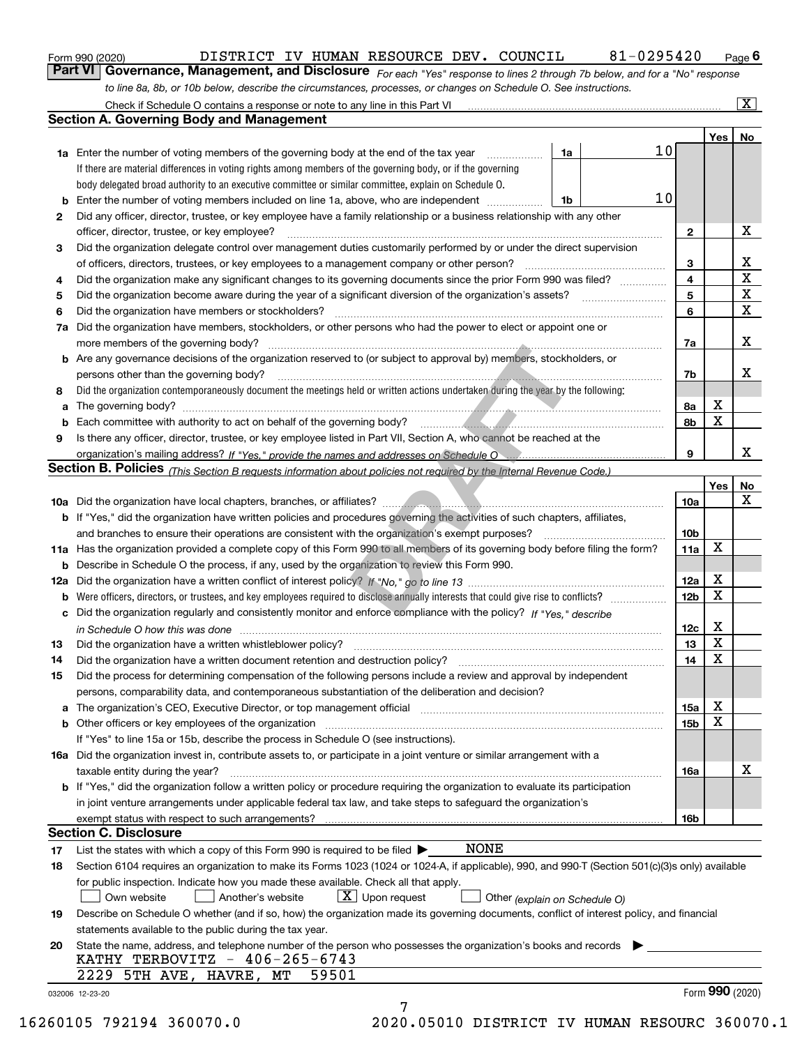Form 990 (2020) DISTRICT IV HUMAN RESOURCE DEV. COUNCIL 81-0295420 Page 6

**Part VI Governance, Management, and Disclosure** *For each "Yes" response to lines 2 through 7b below, and for a "No" response to line 8a, 8b, or 10b below, describe the circumstances, processes, or changes on Schedule O. See instructions.*

Check if Schedule O contains a response or note to any line in this Part VI [X]

## Section A. Governing Body and Management

| | | | | Yes | No |
|---|---|---|---|---|---|
| 1a | Enter the number of voting members of the governing body at the end of the tax year | 1a | 10 | | |
| | If there are material differences in voting rights among members of the governing body, or if the governing body delegated broad authority to an executive committee or similar committee, explain on Schedule O. | | | | |
| b | Enter the number of voting members included on line 1a, above, who are independent | 1b | 10 | | |
| 2 | Did any officer, director, trustee, or key employee have a family relationship or a business relationship with any other officer, director, trustee, or key employee? | 2 | | | X |
| 3 | Did the organization delegate control over management duties customarily performed by or under the direct supervision of officers, directors, trustees, or key employees to a management company or other person? | 3 | | | X |
| 4 | Did the organization make any significant changes to its governing documents since the prior Form 990 was filed? | 4 | | | X |
| 5 | Did the organization become aware during the year of a significant diversion of the organization's assets? | 5 | | | X |
| 6 | Did the organization have members or stockholders? | 6 | | | X |
| 7a | Did the organization have members, stockholders, or other persons who had the power to elect or appoint one or more members of the governing body? | 7a | | | X |
| b | Are any governance decisions of the organization reserved to (or subject to approval by) members, stockholders, or persons other than the governing body? | 7b | | | X |
| 8 | Did the organization contemporaneously document the meetings held or written actions undertaken during the year by the following: | | | | |
| a | The governing body? | 8a | | X | |
| b | Each committee with authority to act on behalf of the governing body? | 8b | | X | |
| 9 | Is there any officer, director, trustee, or key employee listed in Part VII, Section A, who cannot be reached at the organization's mailing address? *If "Yes," provide the names and addresses on Schedule O* | 9 | | | X |

## Section B. Policies *(This Section B requests information about policies not required by the Internal Revenue Code.)*

| | | | Yes | No |
|---|---|---|---|---|
| 10a | Did the organization have local chapters, branches, or affiliates? | 10a | | X |
| b | If "Yes," did the organization have written policies and procedures governing the activities of such chapters, affiliates, and branches to ensure their operations are consistent with the organization's exempt purposes? | 10b | | |
| 11a | Has the organization provided a complete copy of this Form 990 to all members of its governing body before filing the form? | 11a | X | |
| b | Describe in Schedule O the process, if any, used by the organization to review this Form 990. | | | |
| 12a | Did the organization have a written conflict of interest policy? *If "No," go to line 13* | 12a | X | |
| b | Were officers, directors, or trustees, and key employees required to disclose annually interests that could give rise to conflicts? | 12b | X | |
| c | Did the organization regularly and consistently monitor and enforce compliance with the policy? *If "Yes," describe in Schedule O how this was done* | 12c | X | |
| 13 | Did the organization have a written whistleblower policy? | 13 | X | |
| 14 | Did the organization have a written document retention and destruction policy? | 14 | X | |
| 15 | Did the process for determining compensation of the following persons include a review and approval by independent persons, comparability data, and contemporaneous substantiation of the deliberation and decision? | | | |
| a | The organization's CEO, Executive Director, or top management official | 15a | X | |
| b | Other officers or key employees of the organization | 15b | X | |
| | If "Yes" to line 15a or 15b, describe the process in Schedule O (see instructions). | | | |
| 16a | Did the organization invest in, contribute assets to, or participate in a joint venture or similar arrangement with a taxable entity during the year? | 16a | | X |
| b | If "Yes," did the organization follow a written policy or procedure requiring the organization to evaluate its participation in joint venture arrangements under applicable federal tax law, and take steps to safeguard the organization's exempt status with respect to such arrangements? | 16b | | |

## Section C. Disclosure

17 List the states with which a copy of this Form 990 is required to be filed ▶ NONE

18 Section 6104 requires an organization to make its Forms 1023 (1024 or 1024-A, if applicable), 990, and 990-T (Section 501(c)(3)s only) available for public inspection. Indicate how you made these available. Check all that apply.

[ ] Own website [ ] Another's website [X] Upon request [ ] Other *(explain on Schedule O)*

19 Describe on Schedule O whether (and if so, how) the organization made its governing documents, conflict of interest policy, and financial statements available to the public during the tax year.

20 State the name, address, and telephone number of the person who possesses the organization's books and records ▶

KATHY TERBOVITZ - 406-265-6743

2229 5TH AVE, HAVRE, MT 59501

032006 12-23-20 Form **990** (2020)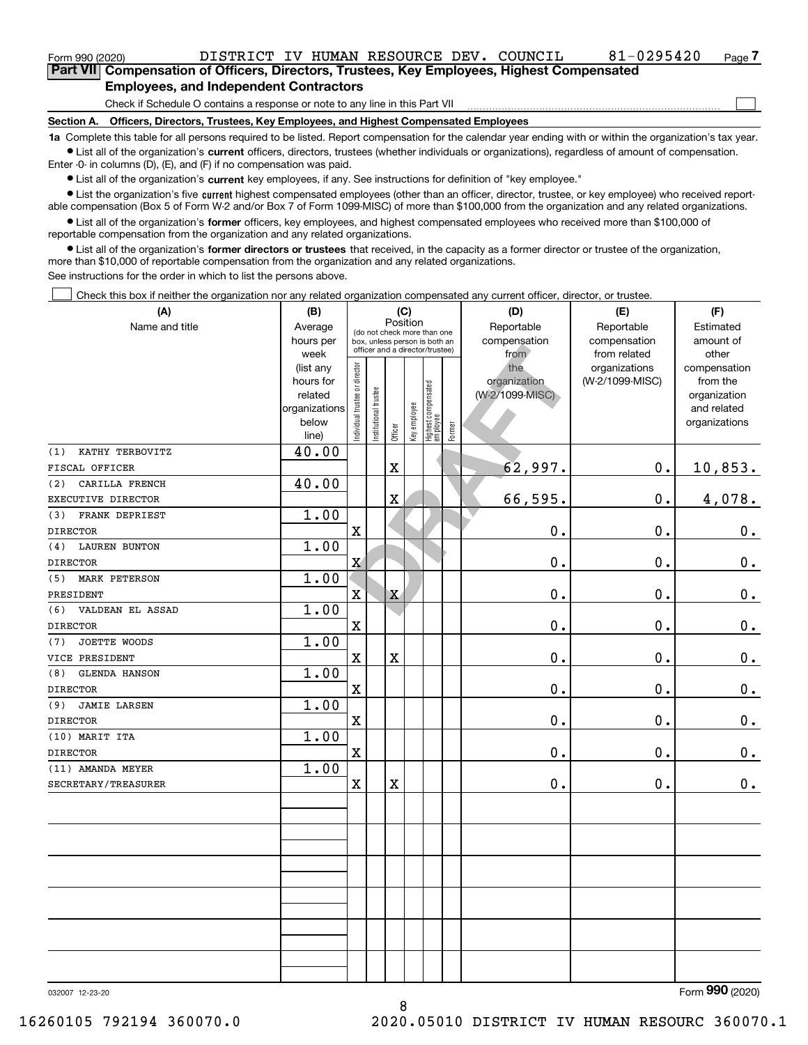Form 990 (2020) DISTRICT IV HUMAN RESOURCE DEV. COUNCIL 81-0295420 Page 7

**Part VII Compensation of Officers, Directors, Trustees, Key Employees, Highest Compensated Employees, and Independent Contractors**

Check if Schedule O contains a response or note to any line in this Part VII

**Section A. Officers, Directors, Trustees, Key Employees, and Highest Compensated Employees**

**1a** Complete this table for all persons required to be listed. Report compensation for the calendar year ending with or within the organization's tax year.

- List all of the organization's **current** officers, directors, trustees (whether individuals or organizations), regardless of amount of compensation. Enter -0- in columns (D), (E), and (F) if no compensation was paid.
- List all of the organization's **current** key employees, if any. See instructions for definition of "key employee."
- List the organization's five **current** highest compensated employees (other than an officer, director, trustee, or key employee) who received reportable compensation (Box 5 of Form W-2 and/or Box 7 of Form 1099-MISC) of more than $100,000 from the organization and any related organizations.
- List all of the organization's **former** officers, key employees, and highest compensated employees who received more than $100,000 of reportable compensation from the organization and any related organizations.
- List all of the organization's **former directors or trustees** that received, in the capacity as a former director or trustee of the organization, more than $10,000 of reportable compensation from the organization and any related organizations.

See instructions for the order in which to list the persons above.

Check this box if neither the organization nor any related organization compensated any current officer, director, or trustee.

| (A) Name and title | (B) Average hours per week (list any hours for related organizations below line) | (C) Individual trustee or director | Institutional trustee | Officer | Key employee | Highest compensated employee | Former | (D) Reportable compensation from the organization (W-2/1099-MISC) | (E) Reportable compensation from related organizations (W-2/1099-MISC) | (F) Estimated amount of other compensation from the organization and related organizations |
|---|---|---|---|---|---|---|---|---|---|---|
| (1) KATHY TERBOVITZ<br>FISCAL OFFICER | 40.00 | | | X | | | | 62,997. | 0. | 10,853. |
| (2) CARILLA FRENCH<br>EXECUTIVE DIRECTOR | 40.00 | | | X | | | | 66,595. | 0. | 4,078. |
| (3) FRANK DEPRIEST<br>DIRECTOR | 1.00 | X | | | | | | 0. | 0. | 0. |
| (4) LAUREN BUNTON<br>DIRECTOR | 1.00 | X | | | | | | 0. | 0. | 0. |
| (5) MARK PETERSON<br>PRESIDENT | 1.00 | X | | X | | | | 0. | 0. | 0. |
| (6) VALDEAN EL ASSAD<br>DIRECTOR | 1.00 | X | | | | | | 0. | 0. | 0. |
| (7) JOETTE WOODS<br>VICE PRESIDENT | 1.00 | X | | X | | | | 0. | 0. | 0. |
| (8) GLENDA HANSON<br>DIRECTOR | 1.00 | X | | | | | | 0. | 0. | 0. |
| (9) JAMIE LARSEN<br>DIRECTOR | 1.00 | X | | | | | | 0. | 0. | 0. |
| (10) MARIT ITA<br>DIRECTOR | 1.00 | X | | | | | | 0. | 0. | 0. |
| (11) AMANDA MEYER<br>SECRETARY/TREASURER | 1.00 | X | | X | | | | 0. | 0. | 0. |

032007 12-23-20

Form **990** (2020)

16260105 792194 360070.0 2020.05010 DISTRICT IV HUMAN RESOURC 360070.1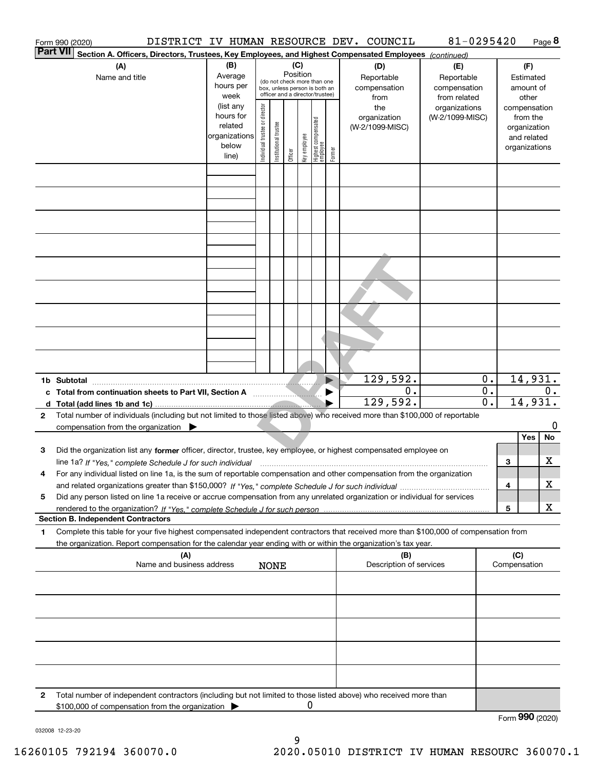Form 990 (2020) DISTRICT IV HUMAN RESOURCE DEV. COUNCIL 81-0295420 Page 8

**Part VII** Section A. Officers, Directors, Trustees, Key Employees, and Highest Compensated Employees *(continued)*

| (A) Name and title | (B) Average hours per week (list any hours for related organizations below line) | (C) Position: Individual trustee or director | Institutional trustee | Officer | Key employee | Highest compensated employee | Former | (D) Reportable compensation from the organization (W-2/1099-MISC) | (E) Reportable compensation from related organizations (W-2/1099-MISC) | (F) Estimated amount of other compensation from the organization and related organizations |
|---|---|---|---|---|---|---|---|---|---|---|
| | | | | | | | | | | |
| | | | | | | | | | | |
| | | | | | | | | | | |
| | | | | | | | | | | |
| | | | | | | | | | | |
| | | | | | | | | | | |
| | | | | | | | | | | |
| | | | | | | | | | | |
| | | | | | | | | | | |
| **1b Subtotal** | | | | | | | | 129,592. | 0. | 14,931. |
| **c Total from continuation sheets to Part VII, Section A** | | | | | | | | 0. | 0. | 0. |
| **d Total (add lines 1b and 1c)** | | | | | | | | 129,592. | 0. | 14,931. |

**2** Total number of individuals (including but not limited to those listed above) who received more than $100,000 of reportable compensation from the organization ▶ 0

| | | | Yes | No |
|---|---|---|---|---|
| **3** | Did the organization list any **former** officer, director, trustee, key employee, or highest compensated employee on line 1a? *If "Yes," complete Schedule J for such individual* | 3 | | X |
| **4** | For any individual listed on line 1a, is the sum of reportable compensation and other compensation from the organization and related organizations greater than $150,000? *If "Yes," complete Schedule J for such individual* | 4 | | X |
| **5** | Did any person listed on line 1a receive or accrue compensation from any unrelated organization or individual for services rendered to the organization? *If "Yes," complete Schedule J for such person* | 5 | | X |

**Section B. Independent Contractors**

**1** Complete this table for your five highest compensated independent contractors that received more than $100,000 of compensation from the organization. Report compensation for the calendar year ending with or within the organization's tax year.

| (A) Name and business address | (B) Description of services | (C) Compensation |
|---|---|---|
| NONE | | |
| | | |
| | | |
| | | |
| | | |

**2** Total number of independent contractors (including but not limited to those listed above) who received more than $100,000 of compensation from the organization ▶ 0

Form **990** (2020)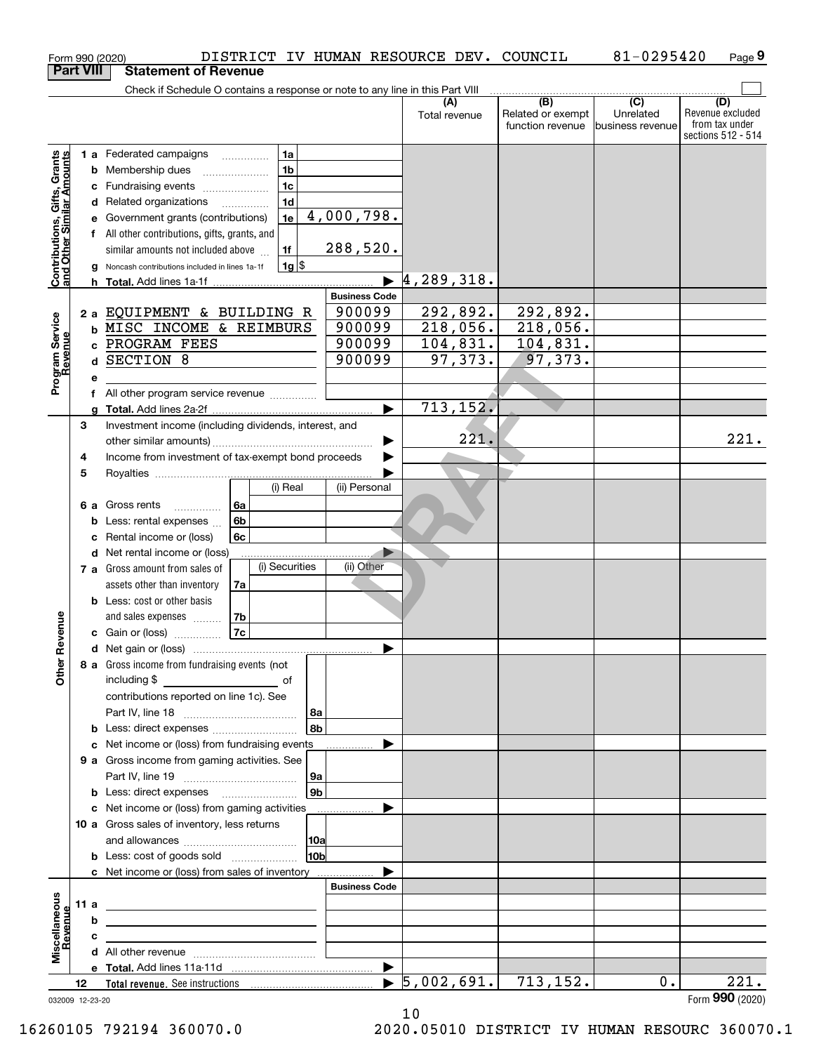Form 990 (2020) DISTRICT IV HUMAN RESOURCE DEV. COUNCIL 81-0295420 Page 9

## Part VIII Statement of Revenue

Check if Schedule O contains a response or note to any line in this Part VIII

| | | | | (A) Total revenue | (B) Related or exempt function revenue | (C) Unrelated business revenue | (D) Revenue excluded from tax under sections 512 - 514 |
|---|---|---|---|---|---|---|---|
| **Contributions, Gifts, Grants and Other Similar Amounts** | 1 a Federated campaigns | 1a | | | | | |
| | b Membership dues | 1b | | | | | |
| | c Fundraising events | 1c | | | | | |
| | d Related organizations | 1d | | | | | |
| | e Government grants (contributions) | 1e | 4,000,798. | | | | |
| | f All other contributions, gifts, grants, and similar amounts not included above | 1f | 288,520. | | | | |
| | g Noncash contributions included in lines 1a-1f | 1g | $ | | | | |
| | h **Total.** Add lines 1a-1f | | ▶ | 4,289,318. | | | |
| **Program Service Revenue** | | | **Business Code** | | | | |
| | 2 a EQUIPMENT & BUILDING R | | 900099 | 292,892. | 292,892. | | |
| | b MISC INCOME & REIMBURS | | 900099 | 218,056. | 218,056. | | |
| | c PROGRAM FEES | | 900099 | 104,831. | 104,831. | | |
| | d SECTION 8 | | 900099 | 97,373. | 97,373. | | |
| | e | | | | | | |
| | f All other program service revenue | | | | | | |
| | g **Total.** Add lines 2a-2f | | ▶ | 713,152. | | | |
| **Other Revenue** | 3 Investment income (including dividends, interest, and other similar amounts) | | ▶ | 221. | | | 221. |
| | 4 Income from investment of tax-exempt bond proceeds | | ▶ | | | | |
| | 5 Royalties | | ▶ | | | | |
| | | (i) Real | (ii) Personal | | | | |
| | 6 a Gross rents 6a | | | | | | |
| | b Less: rental expenses 6b | | | | | | |
| | c Rental income or (loss) 6c | | | | | | |
| | d Net rental income or (loss) | | ▶ | | | | |
| | | (i) Securities | (ii) Other | | | | |
| | 7 a Gross amount from sales of assets other than inventory 7a | | | | | | |
| | b Less: cost or other basis and sales expenses 7b | | | | | | |
| | c Gain or (loss) 7c | | | | | | |
| | d Net gain or (loss) | | ▶ | | | | |
| | 8 a Gross income from fundraising events (not including $ ______ of contributions reported on line 1c). See Part IV, line 18 | 8a | | | | | |
| | b Less: direct expenses | 8b | | | | | |
| | c Net income or (loss) from fundraising events | | ▶ | | | | |
| | 9 a Gross income from gaming activities. See Part IV, line 19 | 9a | | | | | |
| | b Less: direct expenses | 9b | | | | | |
| | c Net income or (loss) from gaming activities | | ▶ | | | | |
| | 10 a Gross sales of inventory, less returns and allowances | 10a | | | | | |
| | b Less: cost of goods sold | 10b | | | | | |
| | c Net income or (loss) from sales of inventory | | ▶ | | | | |
| **Miscellaneous Revenue** | | | **Business Code** | | | | |
| | 11 a | | | | | | |
| | b | | | | | | |
| | c | | | | | | |
| | d All other revenue | | | | | | |
| | e **Total.** Add lines 11a-11d | | ▶ | | | | |
| | 12 **Total revenue.** See instructions | | ▶ | 5,002,691. | 713,152. | 0. | 221. |

032009 12-23-20 Form **990** (2020)

16260105 792194 360070.0 2020.05010 DISTRICT IV HUMAN RESOURC 360070.1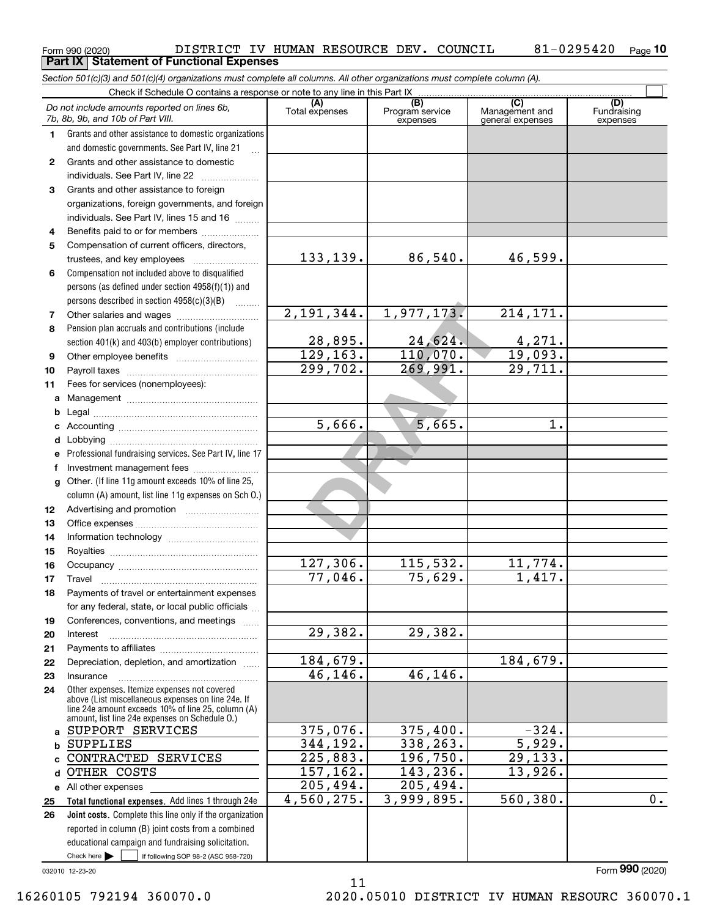Form 990 (2020) DISTRICT IV HUMAN RESOURCE DEV. COUNCIL 81-0295420 Page 10

**Part IX Statement of Functional Expenses**

*Section 501(c)(3) and 501(c)(4) organizations must complete all columns. All other organizations must complete column (A).*

Check if Schedule O contains a response or note to any line in this Part IX

| | *Do not include amounts reported on lines 6b, 7b, 8b, 9b, and 10b of Part VIII.* | (A) Total expenses | (B) Program service expenses | (C) Management and general expenses | (D) Fundraising expenses |
|---|---|---|---|---|---|
| 1 | Grants and other assistance to domestic organizations and domestic governments. See Part IV, line 21 | | | | |
| 2 | Grants and other assistance to domestic individuals. See Part IV, line 22 | | | | |
| 3 | Grants and other assistance to foreign organizations, foreign governments, and foreign individuals. See Part IV, lines 15 and 16 | | | | |
| 4 | Benefits paid to or for members | | | | |
| 5 | Compensation of current officers, directors, trustees, and key employees | 133,139. | 86,540. | 46,599. | |
| 6 | Compensation not included above to disqualified persons (as defined under section 4958(f)(1)) and persons described in section 4958(c)(3)(B) | | | | |
| 7 | Other salaries and wages | 2,191,344. | 1,977,173. | 214,171. | |
| 8 | Pension plan accruals and contributions (include section 401(k) and 403(b) employer contributions) | 28,895. | 24,624. | 4,271. | |
| 9 | Other employee benefits | 129,163. | 110,070. | 19,093. | |
| 10 | Payroll taxes | 299,702. | 269,991. | 29,711. | |
| 11 | Fees for services (nonemployees): | | | | |
| a | Management | | | | |
| b | Legal | | | | |
| c | Accounting | 5,666. | 5,665. | 1. | |
| d | Lobbying | | | | |
| e | Professional fundraising services. See Part IV, line 17 | | | | |
| f | Investment management fees | | | | |
| g | Other. (If line 11g amount exceeds 10% of line 25, column (A) amount, list line 11g expenses on Sch O.) | | | | |
| 12 | Advertising and promotion | | | | |
| 13 | Office expenses | | | | |
| 14 | Information technology | | | | |
| 15 | Royalties | | | | |
| 16 | Occupancy | 127,306. | 115,532. | 11,774. | |
| 17 | Travel | 77,046. | 75,629. | 1,417. | |
| 18 | Payments of travel or entertainment expenses for any federal, state, or local public officials | | | | |
| 19 | Conferences, conventions, and meetings | | | | |
| 20 | Interest | 29,382. | 29,382. | | |
| 21 | Payments to affiliates | | | | |
| 22 | Depreciation, depletion, and amortization | 184,679. | | 184,679. | |
| 23 | Insurance | 46,146. | 46,146. | | |
| 24 | Other expenses. Itemize expenses not covered above (List miscellaneous expenses on line 24e. If line 24e amount exceeds 10% of line 25, column (A) amount, list line 24e expenses on Schedule O.) | | | | |
| a | SUPPORT SERVICES | 375,076. | 375,400. | -324. | |
| b | SUPPLIES | 344,192. | 338,263. | 5,929. | |
| c | CONTRACTED SERVICES | 225,883. | 196,750. | 29,133. | |
| d | OTHER COSTS | 157,162. | 143,236. | 13,926. | |
| e | All other expenses | 205,494. | 205,494. | | |
| 25 | **Total functional expenses.** Add lines 1 through 24e | 4,560,275. | 3,999,895. | 560,380. | 0. |
| 26 | **Joint costs.** Complete this line only if the organization reported in column (B) joint costs from a combined educational campaign and fundraising solicitation. Check here ☐ if following SOP 98-2 (ASC 958-720) | | | | |

032010 12-23-20

Form **990** (2020)

16260105 792194 360070.0 2020.05010 DISTRICT IV HUMAN RESOURC 360070.1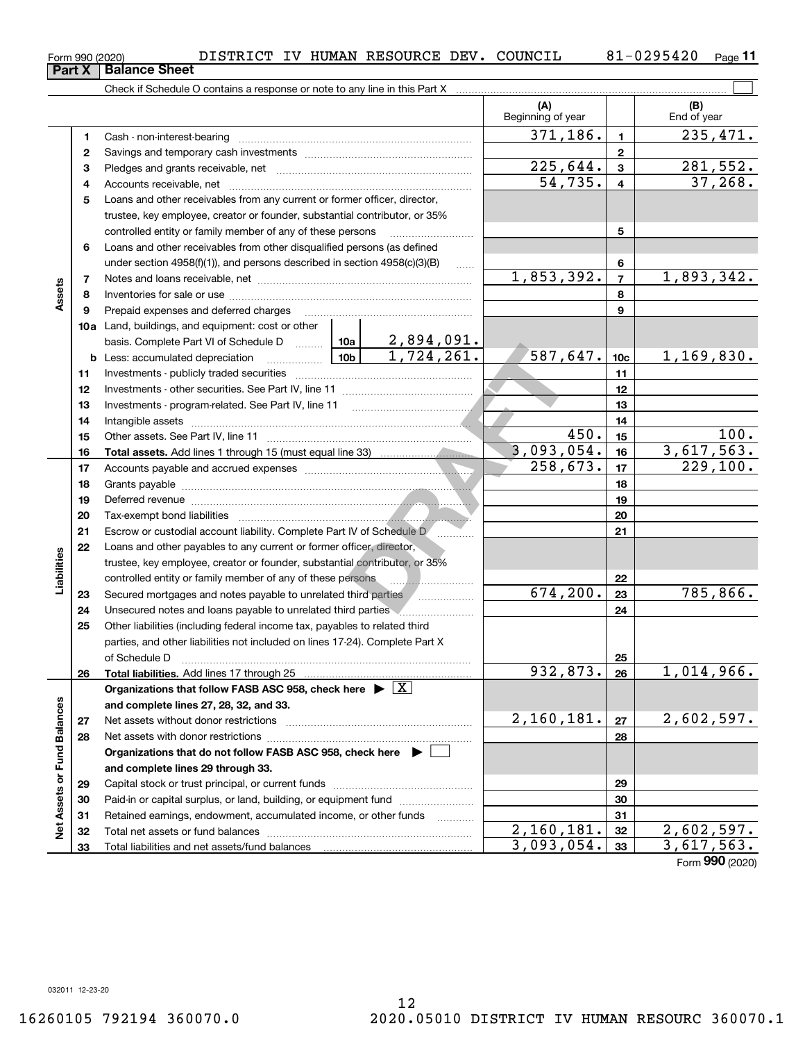Form 990 (2020) DISTRICT IV HUMAN RESOURCE DEV. COUNCIL 81-0295420

## Part X Balance Sheet

Check if Schedule O contains a response or note to any line in this Part X

| | | | (A) Beginning of year | | (B) End of year |
|---|---|---|---|---|---|
| **Assets** | 1 | Cash - non-interest-bearing | 371,186. | 1 | 235,471. |
| | 2 | Savings and temporary cash investments | | 2 | |
| | 3 | Pledges and grants receivable, net | 225,644. | 3 | 281,552. |
| | 4 | Accounts receivable, net | 54,735. | 4 | 37,268. |
| | 5 | Loans and other receivables from any current or former officer, director, trustee, key employee, creator or founder, substantial contributor, or 35% controlled entity or family member of any of these persons | | 5 | |
| | 6 | Loans and other receivables from other disqualified persons (as defined under section 4958(f)(1)), and persons described in section 4958(c)(3)(B) | | 6 | |
| | 7 | Notes and loans receivable, net | 1,853,392. | 7 | 1,893,342. |
| | 8 | Inventories for sale or use | | 8 | |
| | 9 | Prepaid expenses and deferred charges | | 9 | |
| | 10a | Land, buildings, and equipment: cost or other basis. Complete Part VI of Schedule D ... 10a 2,894,091. | | | |
| | b | Less: accumulated depreciation ... 10b 1,724,261. | 587,647. | 10c | 1,169,830. |
| | 11 | Investments - publicly traded securities | | 11 | |
| | 12 | Investments - other securities. See Part IV, line 11 | | 12 | |
| | 13 | Investments - program-related. See Part IV, line 11 | | 13 | |
| | 14 | Intangible assets | | 14 | |
| | 15 | Other assets. See Part IV, line 11 | 450. | 15 | 100. |
| | 16 | **Total assets.** Add lines 1 through 15 (must equal line 33) | 3,093,054. | 16 | 3,617,563. |
| **Liabilities** | 17 | Accounts payable and accrued expenses | 258,673. | 17 | 229,100. |
| | 18 | Grants payable | | 18 | |
| | 19 | Deferred revenue | | 19 | |
| | 20 | Tax-exempt bond liabilities | | 20 | |
| | 21 | Escrow or custodial account liability. Complete Part IV of Schedule D | | 21 | |
| | 22 | Loans and other payables to any current or former officer, director, trustee, key employee, creator or founder, substantial contributor, or 35% controlled entity or family member of any of these persons | | 22 | |
| | 23 | Secured mortgages and notes payable to unrelated third parties | 674,200. | 23 | 785,866. |
| | 24 | Unsecured notes and loans payable to unrelated third parties | | 24 | |
| | 25 | Other liabilities (including federal income tax, payables to related third parties, and other liabilities not included on lines 17-24). Complete Part X of Schedule D | | 25 | |
| | 26 | **Total liabilities.** Add lines 17 through 25 | 932,873. | 26 | 1,014,966. |
| **Net Assets or Fund Balances** | | **Organizations that follow FASB ASC 958, check here ▶ [X] and complete lines 27, 28, 32, and 33.** | | | |
| | 27 | Net assets without donor restrictions | 2,160,181. | 27 | 2,602,597. |
| | 28 | Net assets with donor restrictions | | 28 | |
| | | **Organizations that do not follow FASB ASC 958, check here ▶ [ ] and complete lines 29 through 33.** | | | |
| | 29 | Capital stock or trust principal, or current funds | | 29 | |
| | 30 | Paid-in or capital surplus, or land, building, or equipment fund | | 30 | |
| | 31 | Retained earnings, endowment, accumulated income, or other funds | | 31 | |
| | 32 | Total net assets or fund balances | 2,160,181. | 32 | 2,602,597. |
| | 33 | Total liabilities and net assets/fund balances | 3,093,054. | 33 | 3,617,563. |

Form **990** (2020)

032011 12-23-20

16260105 792194 360070.0 2020.05010 DISTRICT IV HUMAN RESOURC 360070.1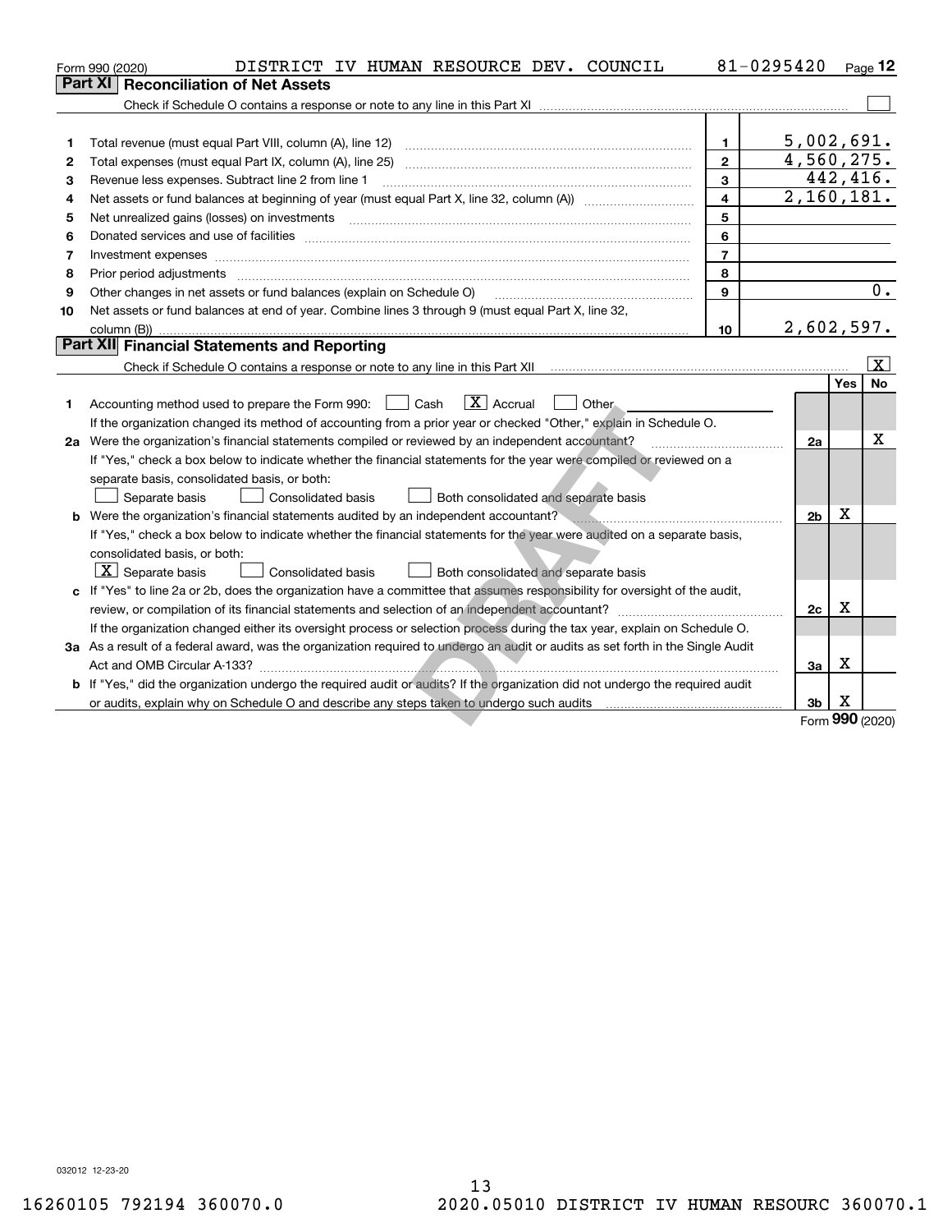Form 990 (2020) DISTRICT IV HUMAN RESOURCE DEV. COUNCIL 81-0295420 Page 12

## Part XI Reconciliation of Net Assets

Check if Schedule O contains a response or note to any line in this Part XI ☐

| | | | |
|---|---|---|---|
| 1 | Total revenue (must equal Part VIII, column (A), line 12) | 1 | 5,002,691. |
| 2 | Total expenses (must equal Part IX, column (A), line 25) | 2 | 4,560,275. |
| 3 | Revenue less expenses. Subtract line 2 from line 1 | 3 | 442,416. |
| 4 | Net assets or fund balances at beginning of year (must equal Part X, line 32, column (A)) | 4 | 2,160,181. |
| 5 | Net unrealized gains (losses) on investments | 5 | |
| 6 | Donated services and use of facilities | 6 | |
| 7 | Investment expenses | 7 | |
| 8 | Prior period adjustments | 8 | |
| 9 | Other changes in net assets or fund balances (explain on Schedule O) | 9 | 0. |
| 10 | Net assets or fund balances at end of year. Combine lines 3 through 9 (must equal Part X, line 32, column (B)) | 10 | 2,602,597. |

## Part XII Financial Statements and Reporting

Check if Schedule O contains a response or note to any line in this Part XII ☒

| | | | Yes | No |
|---|---|---|---|---|
| 1 | Accounting method used to prepare the Form 990: ☐ Cash ☒ Accrual ☐ Other<br>If the organization changed its method of accounting from a prior year or checked "Other," explain in Schedule O. | | | |
| 2a | Were the organization's financial statements compiled or reviewed by an independent accountant?<br>If "Yes," check a box below to indicate whether the financial statements for the year were compiled or reviewed on a separate basis, consolidated basis, or both:<br>☐ Separate basis ☐ Consolidated basis ☐ Both consolidated and separate basis | 2a | | X |
| b | Were the organization's financial statements audited by an independent accountant?<br>If "Yes," check a box below to indicate whether the financial statements for the year were audited on a separate basis, consolidated basis, or both:<br>☒ Separate basis ☐ Consolidated basis ☐ Both consolidated and separate basis | 2b | X | |
| c | If "Yes" to line 2a or 2b, does the organization have a committee that assumes responsibility for oversight of the audit, review, or compilation of its financial statements and selection of an independent accountant?<br>If the organization changed either its oversight process or selection process during the tax year, explain on Schedule O. | 2c | X | |
| 3a | As a result of a federal award, was the organization required to undergo an audit or audits as set forth in the Single Audit Act and OMB Circular A-133? | 3a | X | |
| b | If "Yes," did the organization undergo the required audit or audits? If the organization did not undergo the required audit or audits, explain why on Schedule O and describe any steps taken to undergo such audits | 3b | X | |

Form **990** (2020)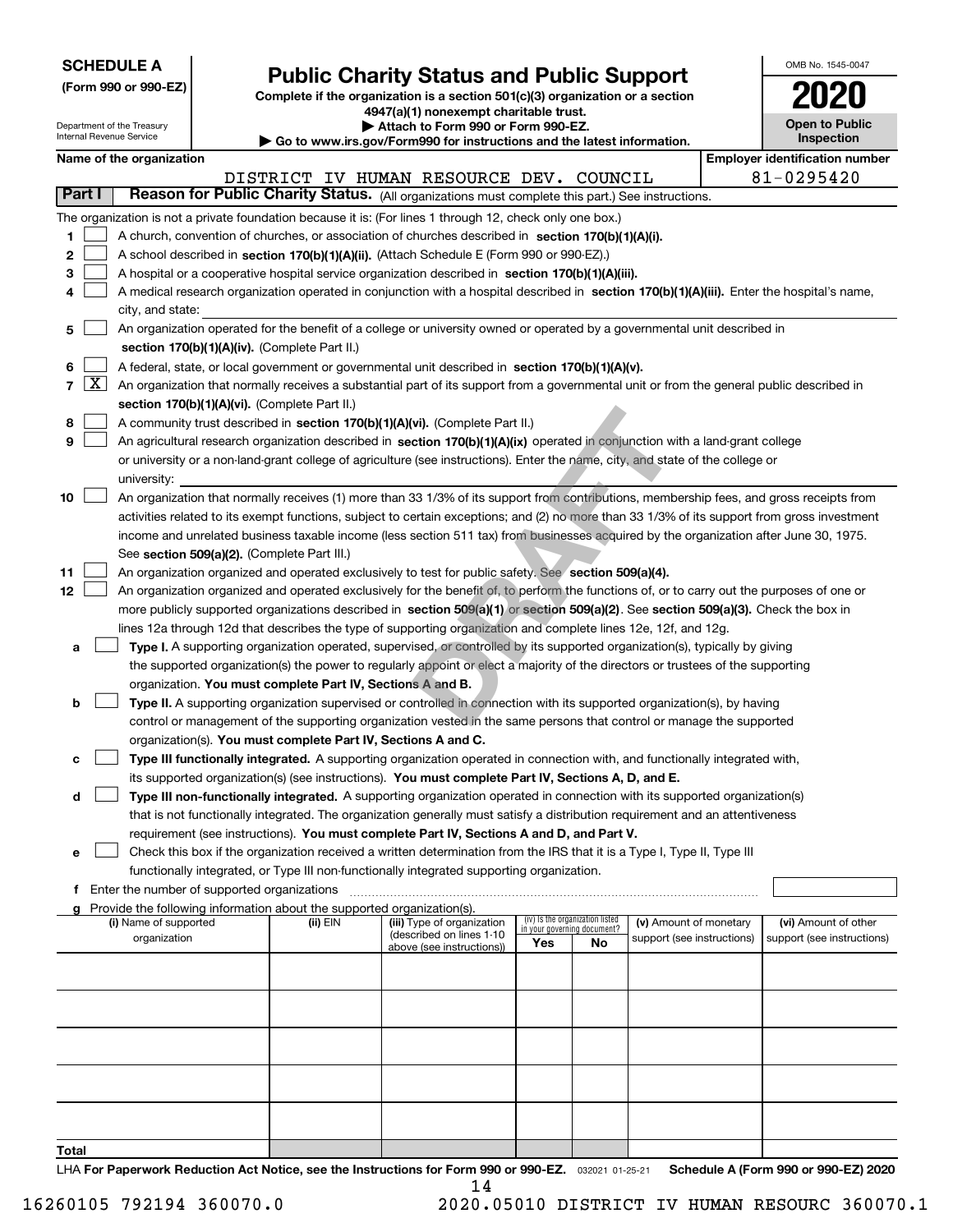**SCHEDULE A**
**(Form 990 or 990-EZ)**

Department of the Treasury
Internal Revenue Service

# Public Charity Status and Public Support

**Complete if the organization is a section 501(c)(3) organization or a section 4947(a)(1) nonexempt charitable trust.**
**▶ Attach to Form 990 or Form 990-EZ.**
**▶ Go to www.irs.gov/Form990 for instructions and the latest information.**

OMB No. 1545-0047
**2020**
**Open to Public Inspection**

**Name of the organization**
DISTRICT IV HUMAN RESOURCE DEV. COUNCIL

**Employer identification number**
81-0295420

**Part I** **Reason for Public Charity Status.** (All organizations must complete this part.) See instructions.

The organization is not a private foundation because it is: (For lines 1 through 12, check only one box.)

1 ☐ A church, convention of churches, or association of churches described in **section 170(b)(1)(A)(i).**

2 ☐ A school described in **section 170(b)(1)(A)(ii).** (Attach Schedule E (Form 990 or 990-EZ).)

3 ☐ A hospital or a cooperative hospital service organization described in **section 170(b)(1)(A)(iii).**

4 ☐ A medical research organization operated in conjunction with a hospital described in **section 170(b)(1)(A)(iii).** Enter the hospital's name, city, and state:

5 ☐ An organization operated for the benefit of a college or university owned or operated by a governmental unit described in **section 170(b)(1)(A)(iv).** (Complete Part II.)

6 ☐ A federal, state, or local government or governmental unit described in **section 170(b)(1)(A)(v).**

7 ☒ An organization that normally receives a substantial part of its support from a governmental unit or from the general public described in **section 170(b)(1)(A)(vi).** (Complete Part II.)

8 ☐ A community trust described in **section 170(b)(1)(A)(vi).** (Complete Part II.)

9 ☐ An agricultural research organization described in **section 170(b)(1)(A)(ix)** operated in conjunction with a land-grant college or university or a non-land-grant college of agriculture (see instructions). Enter the name, city, and state of the college or university:

10 ☐ An organization that normally receives (1) more than 33 1/3% of its support from contributions, membership fees, and gross receipts from activities related to its exempt functions, subject to certain exceptions; and (2) no more than 33 1/3% of its support from gross investment income and unrelated business taxable income (less section 511 tax) from businesses acquired by the organization after June 30, 1975. See **section 509(a)(2).** (Complete Part III.)

11 ☐ An organization organized and operated exclusively to test for public safety. See **section 509(a)(4).**

12 ☐ An organization organized and operated exclusively for the benefit of, to perform the functions of, or to carry out the purposes of one or more publicly supported organizations described in **section 509(a)(1)** or **section 509(a)(2)**. See **section 509(a)(3).** Check the box in lines 12a through 12d that describes the type of supporting organization and complete lines 12e, 12f, and 12g.

a ☐ **Type I.** A supporting organization operated, supervised, or controlled by its supported organization(s), typically by giving the supported organization(s) the power to regularly appoint or elect a majority of the directors or trustees of the supporting organization. **You must complete Part IV, Sections A and B.**

b ☐ **Type II.** A supporting organization supervised or controlled in connection with its supported organization(s), by having control or management of the supporting organization vested in the same persons that control or manage the supported organization(s). **You must complete Part IV, Sections A and C.**

c ☐ **Type III functionally integrated.** A supporting organization operated in connection with, and functionally integrated with, its supported organization(s) (see instructions). **You must complete Part IV, Sections A, D, and E.**

d ☐ **Type III non-functionally integrated.** A supporting organization operated in connection with its supported organization(s) that is not functionally integrated. The organization generally must satisfy a distribution requirement and an attentiveness requirement (see instructions). **You must complete Part IV, Sections A and D, and Part V.**

e ☐ Check this box if the organization received a written determination from the IRS that it is a Type I, Type II, Type III functionally integrated, or Type III non-functionally integrated supporting organization.

f Enter the number of supported organizations

g Provide the following information about the supported organization(s).

| (i) Name of supported organization | (ii) EIN | (iii) Type of organization (described on lines 1-10 above (see instructions)) | (iv) Is the organization listed in your governing document? Yes | No | (v) Amount of monetary support (see instructions) | (vi) Amount of other support (see instructions) |
|---|---|---|---|---|---|---|
| | | | | | | |
| | | | | | | |
| | | | | | | |
| | | | | | | |
| | | | | | | |
| **Total** | | | | | | |

LHA **For Paperwork Reduction Act Notice, see the Instructions for Form 990 or 990-EZ.** 032021 01-25-21 **Schedule A (Form 990 or 990-EZ) 2020**

16260105 792194 360070.0 2020.05010 DISTRICT IV HUMAN RESOURC 360070.1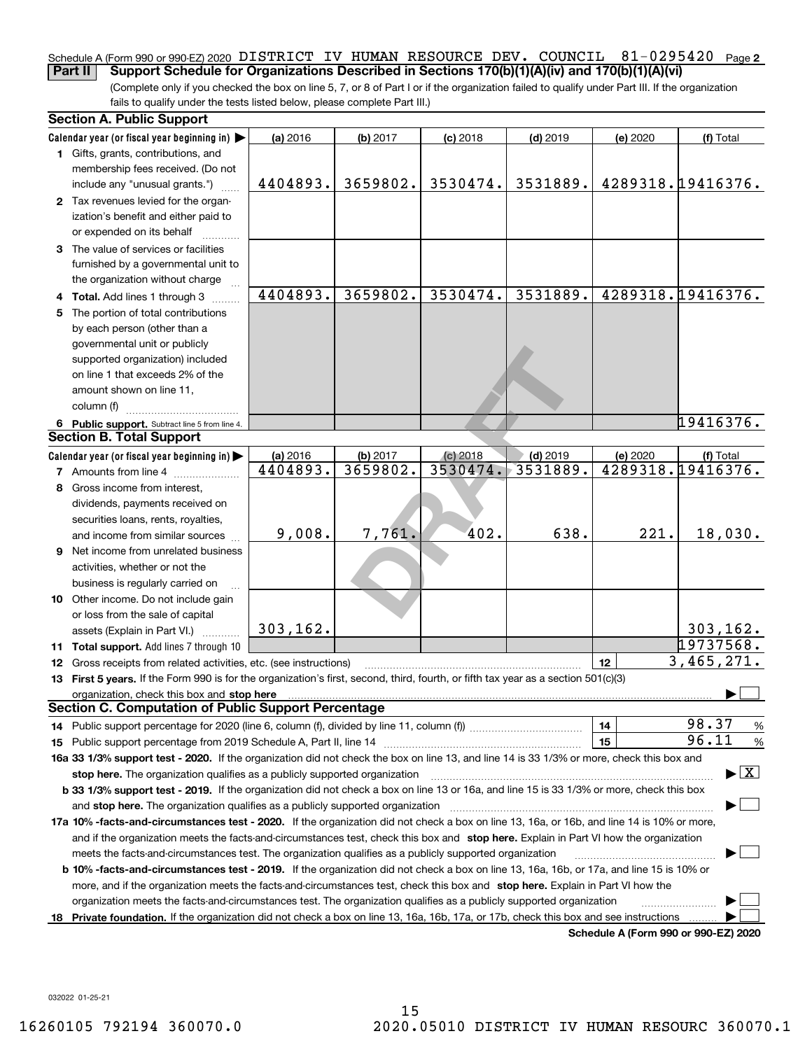Schedule A (Form 990 or 990-EZ) 2020 DISTRICT IV HUMAN RESOURCE DEV. COUNCIL 81-0295420 Page 2

**Part II** **Support Schedule for Organizations Described in Sections 170(b)(1)(A)(iv) and 170(b)(1)(A)(vi)**

(Complete only if you checked the box on line 5, 7, or 8 of Part I or if the organization failed to qualify under Part III. If the organization fails to qualify under the tests listed below, please complete Part III.)

## Section A. Public Support

| Calendar year (or fiscal year beginning in) ▶ | (a) 2016 | (b) 2017 | (c) 2018 | (d) 2019 | (e) 2020 | (f) Total |
|---|---|---|---|---|---|---|
| **1** Gifts, grants, contributions, and membership fees received. (Do not include any "unusual grants.") | 4404893. | 3659802. | 3530474. | 3531889. | 4289318. | 19416376. |
| **2** Tax revenues levied for the organization's benefit and either paid to or expended on its behalf | | | | | | |
| **3** The value of services or facilities furnished by a governmental unit to the organization without charge | | | | | | |
| **4** **Total.** Add lines 1 through 3 | 4404893. | 3659802. | 3530474. | 3531889. | 4289318. | 19416376. |
| **5** The portion of total contributions by each person (other than a governmental unit or publicly supported organization) included on line 1 that exceeds 2% of the amount shown on line 11, column (f) | | | | | | |
| **6** **Public support.** Subtract line 5 from line 4. | | | | | | 19416376. |

## Section B. Total Support

| Calendar year (or fiscal year beginning in) ▶ | (a) 2016 | (b) 2017 | (c) 2018 | (d) 2019 | (e) 2020 | (f) Total |
|---|---|---|---|---|---|---|
| **7** Amounts from line 4 | 4404893. | 3659802. | 3530474. | 3531889. | 4289318. | 19416376. |
| **8** Gross income from interest, dividends, payments received on securities loans, rents, royalties, and income from similar sources | 9,008. | 7,761. | 402. | 638. | 221. | 18,030. |
| **9** Net income from unrelated business activities, whether or not the business is regularly carried on | | | | | | |
| **10** Other income. Do not include gain or loss from the sale of capital assets (Explain in Part VI.) | 303,162. | | | | | 303,162. |
| **11** **Total support.** Add lines 7 through 10 | | | | | | 19737568. |

**12** Gross receipts from related activities, etc. (see instructions) | **12** | 3,465,271.

**13** **First 5 years.** If the Form 990 is for the organization's first, second, third, fourth, or fifth tax year as a section 501(c)(3) organization, check this box and **stop here** ▶ ☐

## Section C. Computation of Public Support Percentage

**14** Public support percentage for 2020 (line 6, column (f), divided by line 11, column (f)) | **14** | 98.37 %

**15** Public support percentage from 2019 Schedule A, Part II, line 14 | **15** | 96.11 %

**16a 33 1/3% support test - 2020.** If the organization did not check the box on line 13, and line 14 is 33 1/3% or more, check this box and **stop here.** The organization qualifies as a publicly supported organization ▶ ☒

**b 33 1/3% support test - 2019.** If the organization did not check a box on line 13 or 16a, and line 15 is 33 1/3% or more, check this box and **stop here.** The organization qualifies as a publicly supported organization ▶ ☐

**17a 10% -facts-and-circumstances test - 2020.** If the organization did not check a box on line 13, 16a, or 16b, and line 14 is 10% or more, and if the organization meets the facts-and-circumstances test, check this box and **stop here.** Explain in Part VI how the organization meets the facts-and-circumstances test. The organization qualifies as a publicly supported organization ▶ ☐

**b 10% -facts-and-circumstances test - 2019.** If the organization did not check a box on line 13, 16a, 16b, or 17a, and line 15 is 10% or more, and if the organization meets the facts-and-circumstances test, check this box and **stop here.** Explain in Part VI how the organization meets the facts-and-circumstances test. The organization qualifies as a publicly supported organization ▶ ☐

**18** **Private foundation.** If the organization did not check a box on line 13, 16a, 16b, 17a, or 17b, check this box and see instructions ▶ ☐

**Schedule A (Form 990 or 990-EZ) 2020**

032022 01-25-21

16260105 792194 360070.0 2020.05010 DISTRICT IV HUMAN RESOURC 360070.1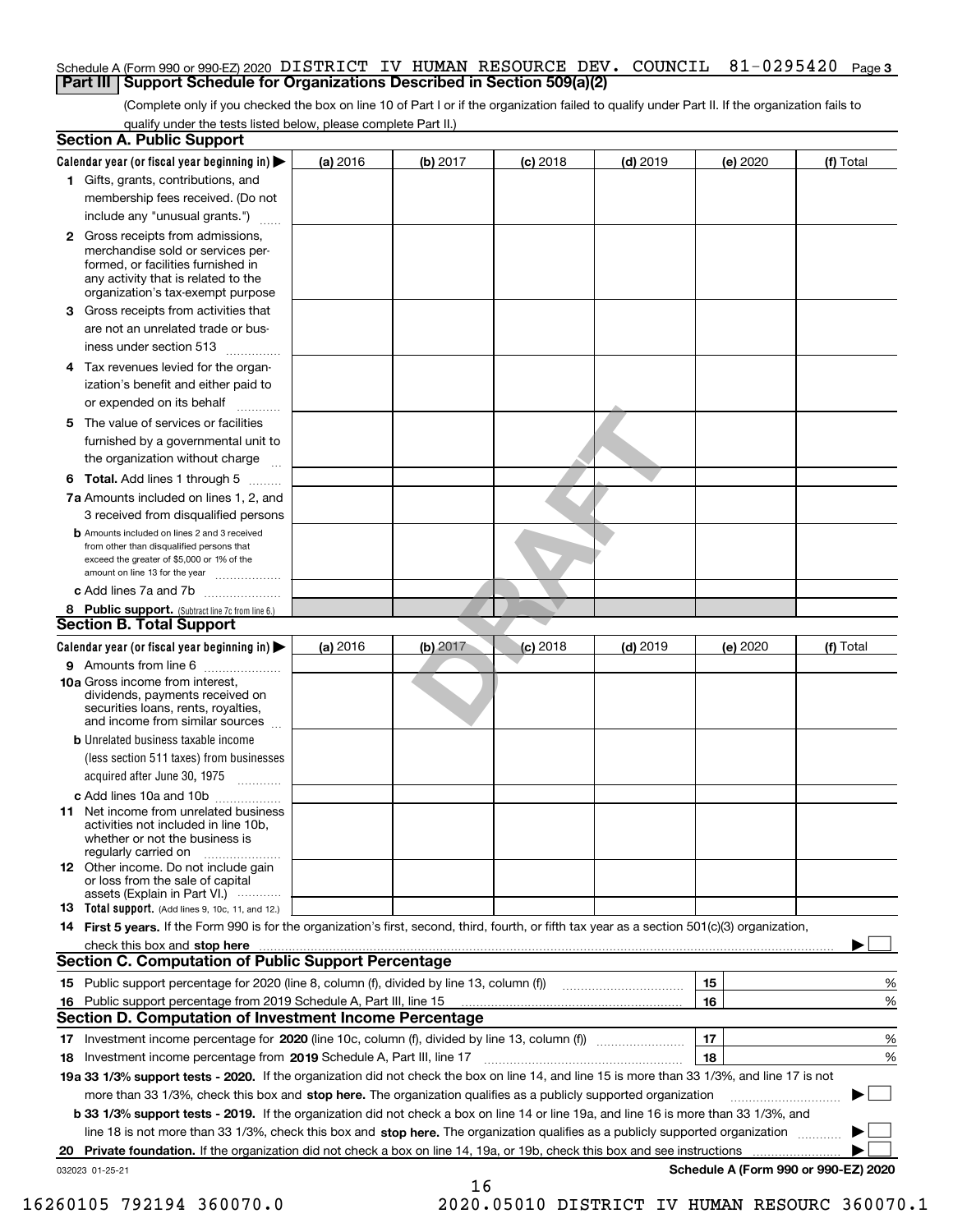Schedule A (Form 990 or 990-EZ) 2020 DISTRICT IV HUMAN RESOURCE DEV. COUNCIL 81-0295420 Page 3

## Part III Support Schedule for Organizations Described in Section 509(a)(2)

(Complete only if you checked the box on line 10 of Part I or if the organization failed to qualify under Part II. If the organization fails to qualify under the tests listed below, please complete Part II.)

### Section A. Public Support

| Calendar year (or fiscal year beginning in) ▶ | (a) 2016 | (b) 2017 | (c) 2018 | (d) 2019 | (e) 2020 | (f) Total |
|---|---|---|---|---|---|---|
| 1 Gifts, grants, contributions, and membership fees received. (Do not include any "unusual grants.") | | | | | | |
| 2 Gross receipts from admissions, merchandise sold or services performed, or facilities furnished in any activity that is related to the organization's tax-exempt purpose | | | | | | |
| 3 Gross receipts from activities that are not an unrelated trade or business under section 513 | | | | | | |
| 4 Tax revenues levied for the organization's benefit and either paid to or expended on its behalf | | | | | | |
| 5 The value of services or facilities furnished by a governmental unit to the organization without charge | | | | | | |
| 6 Total. Add lines 1 through 5 | | | | | | |
| 7a Amounts included on lines 1, 2, and 3 received from disqualified persons | | | | | | |
| b Amounts included on lines 2 and 3 received from other than disqualified persons that exceed the greater of $5,000 or 1% of the amount on line 13 for the year | | | | | | |
| c Add lines 7a and 7b | | | | | | |
| 8 Public support. (Subtract line 7c from line 6.) | | | | | | |

### Section B. Total Support

| Calendar year (or fiscal year beginning in) ▶ | (a) 2016 | (b) 2017 | (c) 2018 | (d) 2019 | (e) 2020 | (f) Total |
|---|---|---|---|---|---|---|
| 9 Amounts from line 6 | | | | | | |
| 10a Gross income from interest, dividends, payments received on securities loans, rents, royalties, and income from similar sources | | | | | | |
| b Unrelated business taxable income (less section 511 taxes) from businesses acquired after June 30, 1975 | | | | | | |
| c Add lines 10a and 10b | | | | | | |
| 11 Net income from unrelated business activities not included in line 10b, whether or not the business is regularly carried on | | | | | | |
| 12 Other income. Do not include gain or loss from the sale of capital assets (Explain in Part VI.) | | | | | | |
| 13 Total support. (Add lines 9, 10c, 11, and 12.) | | | | | | |

14 **First 5 years.** If the Form 990 is for the organization's first, second, third, fourth, or fifth tax year as a section 501(c)(3) organization, check this box and **stop here** ▶ ☐

### Section C. Computation of Public Support Percentage

| | | | |
|---|---|---|---|
| 15 | Public support percentage for 2020 (line 8, column (f), divided by line 13, column (f)) | 15 | % |
| 16 | Public support percentage from 2019 Schedule A, Part III, line 15 | 16 | % |

### Section D. Computation of Investment Income Percentage

| | | | |
|---|---|---|---|
| 17 | Investment income percentage for **2020** (line 10c, column (f), divided by line 13, column (f)) | 17 | % |
| 18 | Investment income percentage from **2019** Schedule A, Part III, line 17 | 18 | % |

19a **33 1/3% support tests - 2020.** If the organization did not check the box on line 14, and line 15 is more than 33 1/3%, and line 17 is not more than 33 1/3%, check this box and **stop here.** The organization qualifies as a publicly supported organization ▶ ☐

b **33 1/3% support tests - 2019.** If the organization did not check a box on line 14 or line 19a, and line 16 is more than 33 1/3%, and line 18 is not more than 33 1/3%, check this box and **stop here.** The organization qualifies as a publicly supported organization ▶ ☐

20 **Private foundation.** If the organization did not check a box on line 14, 19a, or 19b, check this box and see instructions ▶ ☐

032023 01-25-21

**Schedule A (Form 990 or 990-EZ) 2020**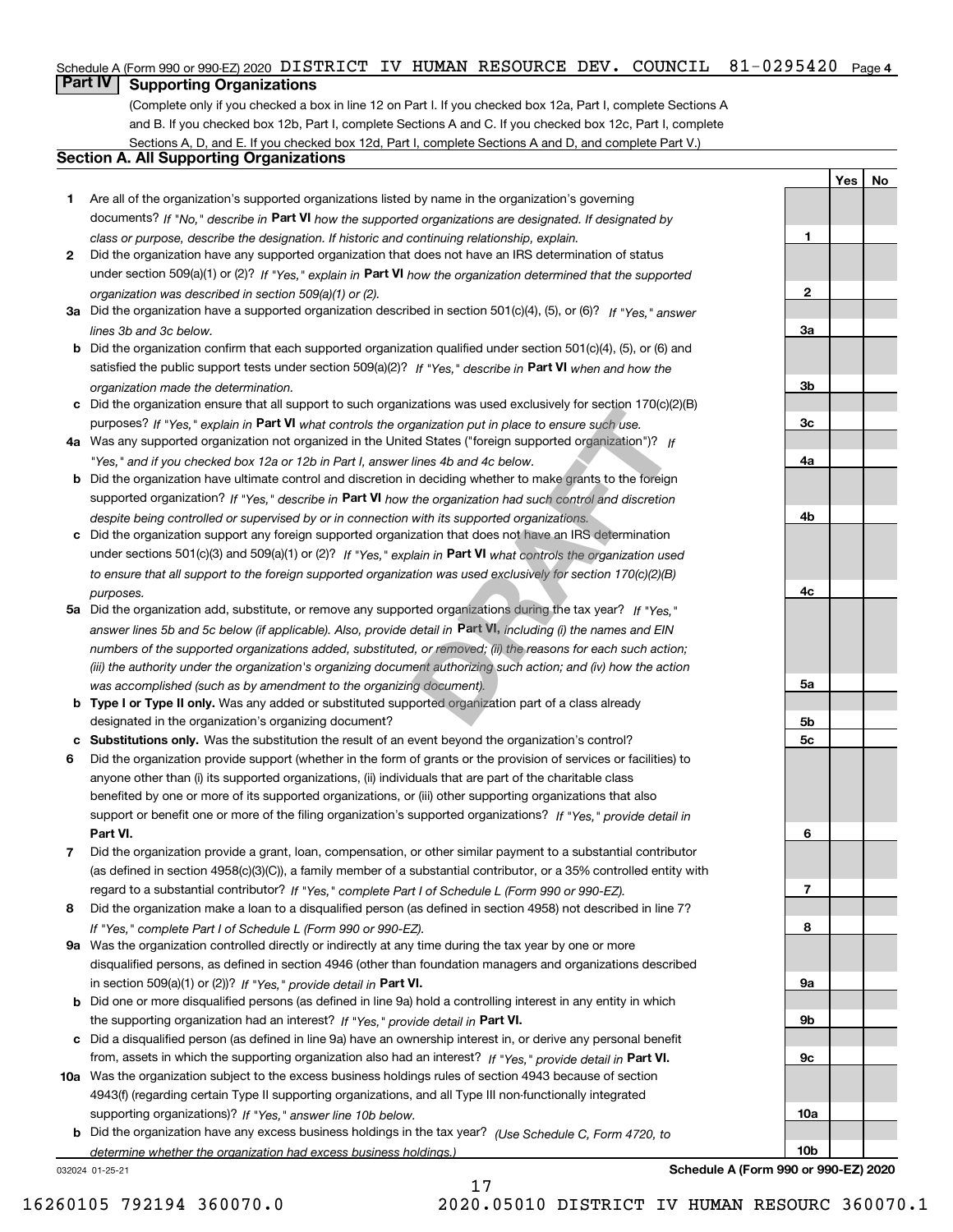Schedule A (Form 990 or 990-EZ) 2020 DISTRICT IV HUMAN RESOURCE DEV. COUNCIL 81-0295420 Page 4

## Part IV Supporting Organizations

(Complete only if you checked a box in line 12 on Part I. If you checked box 12a, Part I, complete Sections A and B. If you checked box 12b, Part I, complete Sections A and C. If you checked box 12c, Part I, complete Sections A, D, and E. If you checked box 12d, Part I, complete Sections A and D, and complete Part V.)

### Section A. All Supporting Organizations

| | | | Yes | No |
|---|---|---|---|---|
| **1** | Are all of the organization's supported organizations listed by name in the organization's governing documents? *If "No," describe in* **Part VI** *how the supported organizations are designated. If designated by class or purpose, describe the designation. If historic and continuing relationship, explain.* | 1 | | |
| **2** | Did the organization have any supported organization that does not have an IRS determination of status under section 509(a)(1) or (2)? *If "Yes," explain in* **Part VI** *how the organization determined that the supported organization was described in section 509(a)(1) or (2).* | 2 | | |
| **3a** | Did the organization have a supported organization described in section 501(c)(4), (5), or (6)? *If "Yes," answer lines 3b and 3c below.* | 3a | | |
| **b** | Did the organization confirm that each supported organization qualified under section 501(c)(4), (5), or (6) and satisfied the public support tests under section 509(a)(2)? *If "Yes," describe in* **Part VI** *when and how the organization made the determination.* | 3b | | |
| **c** | Did the organization ensure that all support to such organizations was used exclusively for section 170(c)(2)(B) purposes? *If "Yes," explain in* **Part VI** *what controls the organization put in place to ensure such use.* | 3c | | |
| **4a** | Was any supported organization not organized in the United States ("foreign supported organization")? *If "Yes," and if you checked box 12a or 12b in Part I, answer lines 4b and 4c below.* | 4a | | |
| **b** | Did the organization have ultimate control and discretion in deciding whether to make grants to the foreign supported organization? *If "Yes," describe in* **Part VI** *how the organization had such control and discretion despite being controlled or supervised by or in connection with its supported organizations.* | 4b | | |
| **c** | Did the organization support any foreign supported organization that does not have an IRS determination under sections 501(c)(3) and 509(a)(1) or (2)? *If "Yes," explain in* **Part VI** *what controls the organization used to ensure that all support to the foreign supported organization was used exclusively for section 170(c)(2)(B) purposes.* | 4c | | |
| **5a** | Did the organization add, substitute, or remove any supported organizations during the tax year? *If "Yes," answer lines 5b and 5c below (if applicable). Also, provide detail in* **Part VI,** *including (i) the names and EIN numbers of the supported organizations added, substituted, or removed; (ii) the reasons for each such action; (iii) the authority under the organization's organizing document authorizing such action; and (iv) how the action was accomplished (such as by amendment to the organizing document).* | 5a | | |
| **b** | **Type I or Type II only.** Was any added or substituted supported organization part of a class already designated in the organization's organizing document? | 5b | | |
| **c** | **Substitutions only.** Was the substitution the result of an event beyond the organization's control? | 5c | | |
| **6** | Did the organization provide support (whether in the form of grants or the provision of services or facilities) to anyone other than (i) its supported organizations, (ii) individuals that are part of the charitable class benefited by one or more of its supported organizations, or (iii) other supporting organizations that also support or benefit one or more of the filing organization's supported organizations? *If "Yes," provide detail in* **Part VI.** | 6 | | |
| **7** | Did the organization provide a grant, loan, compensation, or other similar payment to a substantial contributor (as defined in section 4958(c)(3)(C)), a family member of a substantial contributor, or a 35% controlled entity with regard to a substantial contributor? *If "Yes," complete Part I of Schedule L (Form 990 or 990-EZ).* | 7 | | |
| **8** | Did the organization make a loan to a disqualified person (as defined in section 4958) not described in line 7? *If "Yes," complete Part I of Schedule L (Form 990 or 990-EZ).* | 8 | | |
| **9a** | Was the organization controlled directly or indirectly at any time during the tax year by one or more disqualified persons, as defined in section 4946 (other than foundation managers and organizations described in section 509(a)(1) or (2))? *If "Yes," provide detail in* **Part VI.** | 9a | | |
| **b** | Did one or more disqualified persons (as defined in line 9a) hold a controlling interest in any entity in which the supporting organization had an interest? *If "Yes," provide detail in* **Part VI.** | 9b | | |
| **c** | Did a disqualified person (as defined in line 9a) have an ownership interest in, or derive any personal benefit from, assets in which the supporting organization also had an interest? *If "Yes," provide detail in* **Part VI.** | 9c | | |
| **10a** | Was the organization subject to the excess business holdings rules of section 4943 because of section 4943(f) (regarding certain Type II supporting organizations, and all Type III non-functionally integrated supporting organizations)? *If "Yes," answer line 10b below.* | 10a | | |
| **b** | Did the organization have any excess business holdings in the tax year? *(Use Schedule C, Form 4720, to determine whether the organization had excess business holdings.)* | 10b | | |

032024 01-25-21 **Schedule A (Form 990 or 990-EZ) 2020**

16260105 792194 360070.0 2020.05010 DISTRICT IV HUMAN RESOURC 360070.1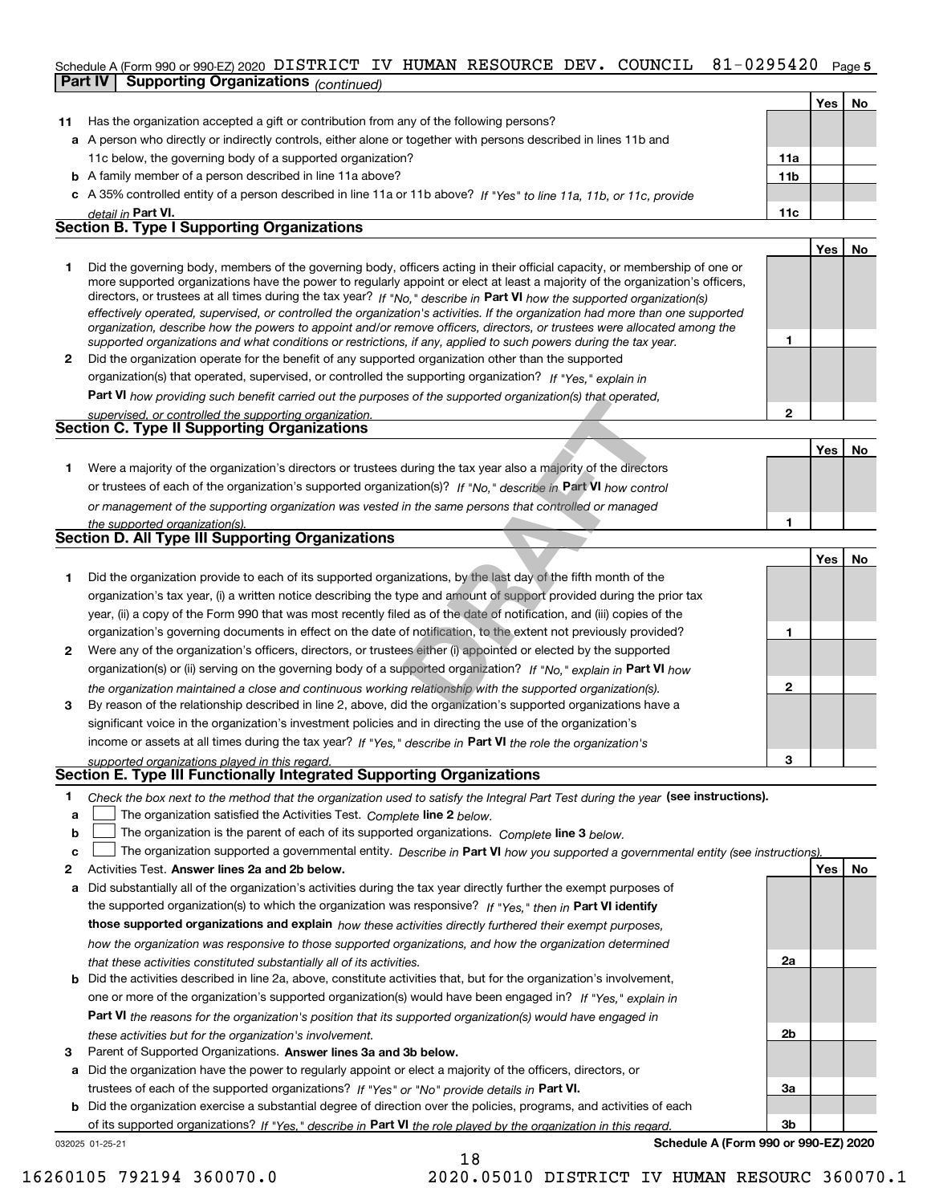Schedule A (Form 990 or 990-EZ) 2020 DISTRICT IV HUMAN RESOURCE DEV. COUNCIL 81-0295420 Page 5

**Part IV Supporting Organizations** *(continued)*

| | | | Yes | No |
|---|---|---|---|---|
| **11** | Has the organization accepted a gift or contribution from any of the following persons? | | | |
| **a** | A person who directly or indirectly controls, either alone or together with persons described in lines 11b and 11c below, the governing body of a supported organization? | **11a** | | |
| **b** | A family member of a person described in line 11a above? | **11b** | | |
| **c** | A 35% controlled entity of a person described in line 11a or 11b above? *If "Yes" to line 11a, 11b, or 11c, provide detail in* **Part VI.** | **11c** | | |

### Section B. Type I Supporting Organizations

| | | | Yes | No |
|---|---|---|---|---|
| **1** | Did the governing body, members of the governing body, officers acting in their official capacity, or membership of one or more supported organizations have the power to regularly appoint or elect at least a majority of the organization's officers, directors, or trustees at all times during the tax year? *If "No," describe in* **Part VI** *how the supported organization(s) effectively operated, supervised, or controlled the organization's activities. If the organization had more than one supported organization, describe how the powers to appoint and/or remove officers, directors, or trustees were allocated among the supported organizations and what conditions or restrictions, if any, applied to such powers during the tax year.* | **1** | | |
| **2** | Did the organization operate for the benefit of any supported organization other than the supported organization(s) that operated, supervised, or controlled the supporting organization? *If "Yes," explain in* **Part VI** *how providing such benefit carried out the purposes of the supported organization(s) that operated, supervised, or controlled the supporting organization.* | **2** | | |

### Section C. Type II Supporting Organizations

| | | | Yes | No |
|---|---|---|---|---|
| **1** | Were a majority of the organization's directors or trustees during the tax year also a majority of the directors or trustees of each of the organization's supported organization(s)? *If "No," describe in* **Part VI** *how control or management of the supporting organization was vested in the same persons that controlled or managed the supported organization(s).* | **1** | | |

### Section D. All Type III Supporting Organizations

| | | | Yes | No |
|---|---|---|---|---|
| **1** | Did the organization provide to each of its supported organizations, by the last day of the fifth month of the organization's tax year, (i) a written notice describing the type and amount of support provided during the prior tax year, (ii) a copy of the Form 990 that was most recently filed as of the date of notification, and (iii) copies of the organization's governing documents in effect on the date of notification, to the extent not previously provided? | **1** | | |
| **2** | Were any of the organization's officers, directors, or trustees either (i) appointed or elected by the supported organization(s) or (ii) serving on the governing body of a supported organization? *If "No," explain in* **Part VI** *how the organization maintained a close and continuous working relationship with the supported organization(s).* | **2** | | |
| **3** | By reason of the relationship described in line 2, above, did the organization's supported organizations have a significant voice in the organization's investment policies and in directing the use of the organization's income or assets at all times during the tax year? *If "Yes," describe in* **Part VI** *the role the organization's supported organizations played in this regard.* | **3** | | |

### Section E. Type III Functionally Integrated Supporting Organizations

**1** *Check the box next to the method that the organization used to satisfy the Integral Part Test during the year* **(see instructions).**

- **a** ☐ The organization satisfied the Activities Test. *Complete* **line 2** *below.*
- **b** ☐ The organization is the parent of each of its supported organizations. *Complete* **line 3** *below.*
- **c** ☐ The organization supported a governmental entity. *Describe in* **Part VI** *how you supported a governmental entity (see instructions).*

| | | | Yes | No |
|---|---|---|---|---|
| **2** | Activities Test. **Answer lines 2a and 2b below.** | | | |
| **a** | Did substantially all of the organization's activities during the tax year directly further the exempt purposes of the supported organization(s) to which the organization was responsive? *If "Yes," then in* **Part VI identify those supported organizations and explain** *how these activities directly furthered their exempt purposes, how the organization was responsive to those supported organizations, and how the organization determined that these activities constituted substantially all of its activities.* | **2a** | | |
| **b** | Did the activities described in line 2a, above, constitute activities that, but for the organization's involvement, one or more of the organization's supported organization(s) would have been engaged in? *If "Yes," explain in* **Part VI** *the reasons for the organization's position that its supported organization(s) would have engaged in these activities but for the organization's involvement.* | **2b** | | |
| **3** | Parent of Supported Organizations. **Answer lines 3a and 3b below.** | | | |
| **a** | Did the organization have the power to regularly appoint or elect a majority of the officers, directors, or trustees of each of the supported organizations? *If "Yes" or "No" provide details in* **Part VI.** | **3a** | | |
| **b** | Did the organization exercise a substantial degree of direction over the policies, programs, and activities of each of its supported organizations? *If "Yes," describe in* **Part VI** *the role played by the organization in this regard.* | **3b** | | |

032025 01-25-21 **Schedule A (Form 990 or 990-EZ) 2020**

DRAFT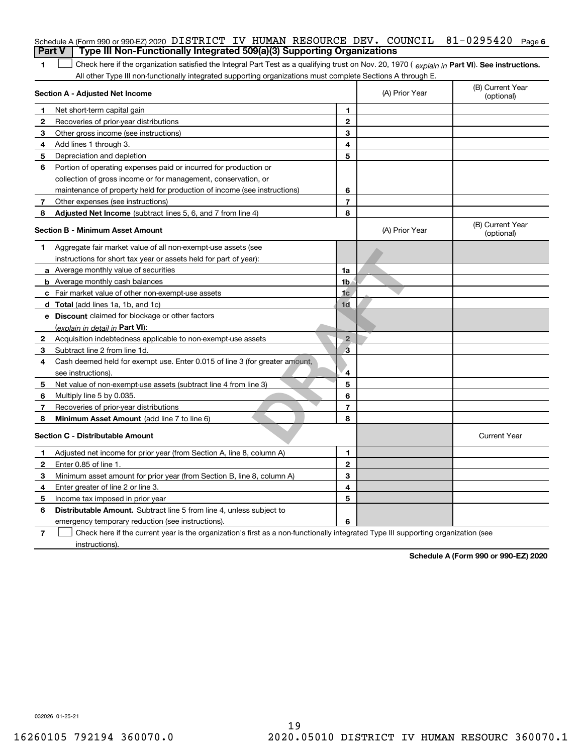Schedule A (Form 990 or 990-EZ) 2020 DISTRICT IV HUMAN RESOURCE DEV. COUNCIL 81-0295420 Page 6

## Part V Type III Non-Functionally Integrated 509(a)(3) Supporting Organizations

1 ☐ Check here if the organization satisfied the Integral Part Test as a qualifying trust on Nov. 20, 1970 ( *explain in* **Part VI**). **See instructions.** All other Type III non-functionally integrated supporting organizations must complete Sections A through E.

| **Section A - Adjusted Net Income** | | | (A) Prior Year | (B) Current Year (optional) |
|---|---|---|---|---|
| 1 | Net short-term capital gain | 1 | | |
| 2 | Recoveries of prior-year distributions | 2 | | |
| 3 | Other gross income (see instructions) | 3 | | |
| 4 | Add lines 1 through 3. | 4 | | |
| 5 | Depreciation and depletion | 5 | | |
| 6 | Portion of operating expenses paid or incurred for production or collection of gross income or for management, conservation, or maintenance of property held for production of income (see instructions) | 6 | | |
| 7 | Other expenses (see instructions) | 7 | | |
| 8 | **Adjusted Net Income** (subtract lines 5, 6, and 7 from line 4) | 8 | | |

| **Section B - Minimum Asset Amount** | | | (A) Prior Year | (B) Current Year (optional) |
|---|---|---|---|---|
| 1 | Aggregate fair market value of all non-exempt-use assets (see instructions for short tax year or assets held for part of year): | | | |
| a | Average monthly value of securities | 1a | | |
| b | Average monthly cash balances | 1b | | |
| c | Fair market value of other non-exempt-use assets | 1c | | |
| d | **Total** (add lines 1a, 1b, and 1c) | 1d | | |
| e | **Discount** claimed for blockage or other factors (*explain in detail in* **Part VI**): | | | |
| 2 | Acquisition indebtedness applicable to non-exempt-use assets | 2 | | |
| 3 | Subtract line 2 from line 1d. | 3 | | |
| 4 | Cash deemed held for exempt use. Enter 0.015 of line 3 (for greater amount, see instructions). | 4 | | |
| 5 | Net value of non-exempt-use assets (subtract line 4 from line 3) | 5 | | |
| 6 | Multiply line 5 by 0.035. | 6 | | |
| 7 | Recoveries of prior-year distributions | 7 | | |
| 8 | **Minimum Asset Amount** (add line 7 to line 6) | 8 | | |

| **Section C - Distributable Amount** | | | | Current Year |
|---|---|---|---|---|
| 1 | Adjusted net income for prior year (from Section A, line 8, column A) | 1 | | |
| 2 | Enter 0.85 of line 1. | 2 | | |
| 3 | Minimum asset amount for prior year (from Section B, line 8, column A) | 3 | | |
| 4 | Enter greater of line 2 or line 3. | 4 | | |
| 5 | Income tax imposed in prior year | 5 | | |
| 6 | **Distributable Amount.** Subtract line 5 from line 4, unless subject to emergency temporary reduction (see instructions). | 6 | | |

7 ☐ Check here if the current year is the organization's first as a non-functionally integrated Type III supporting organization (see instructions).

**Schedule A (Form 990 or 990-EZ) 2020**

032026 01-25-21

16260105 792194 360070.0 2020.05010 DISTRICT IV HUMAN RESOURC 360070.1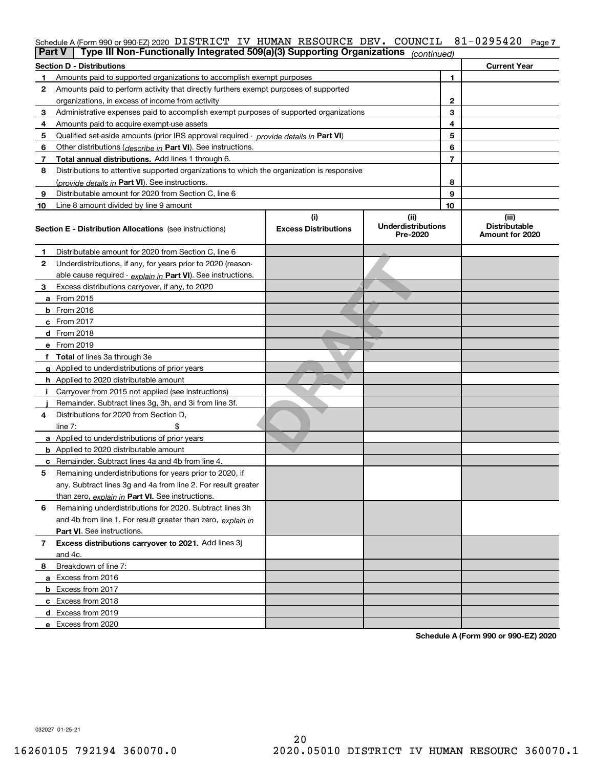Schedule A (Form 990 or 990-EZ) 2020 DISTRICT IV HUMAN RESOURCE DEV. COUNCIL 81-0295420 Page 7

**Part V | Type III Non-Functionally Integrated 509(a)(3) Supporting Organizations** *(continued)*

| **Section D - Distributions** | | | **Current Year** |
|---|---|---|---|
| 1 | Amounts paid to supported organizations to accomplish exempt purposes | 1 | |
| 2 | Amounts paid to perform activity that directly furthers exempt purposes of supported organizations, in excess of income from activity | 2 | |
| 3 | Administrative expenses paid to accomplish exempt purposes of supported organizations | 3 | |
| 4 | Amounts paid to acquire exempt-use assets | 4 | |
| 5 | Qualified set-aside amounts (prior IRS approval required - *provide details in* **Part VI**) | 5 | |
| 6 | Other distributions (*describe in* **Part VI**). See instructions. | 6 | |
| 7 | **Total annual distributions.** Add lines 1 through 6. | 7 | |
| 8 | Distributions to attentive supported organizations to which the organization is responsive (*provide details in* **Part VI**). See instructions. | 8 | |
| 9 | Distributable amount for 2020 from Section C, line 6 | 9 | |
| 10 | Line 8 amount divided by line 9 amount | 10 | |

| **Section E - Distribution Allocations** (see instructions) | **(i)** Excess Distributions | **(ii)** Underdistributions Pre-2020 | **(iii)** Distributable Amount for 2020 |
|---|---|---|---|
| **1** Distributable amount for 2020 from Section C, line 6 | | | |
| **2** Underdistributions, if any, for years prior to 2020 (reasonable cause required - *explain in* **Part VI**). See instructions. | | | |
| **3** Excess distributions carryover, if any, to 2020 | | | |
| **a** From 2015 | | | |
| **b** From 2016 | | | |
| **c** From 2017 | | | |
| **d** From 2018 | | | |
| **e** From 2019 | | | |
| **f** **Total** of lines 3a through 3e | | | |
| **g** Applied to underdistributions of prior years | | | |
| **h** Applied to 2020 distributable amount | | | |
| **i** Carryover from 2015 not applied (see instructions) | | | |
| **j** Remainder. Subtract lines 3g, 3h, and 3i from line 3f. | | | |
| **4** Distributions for 2020 from Section D, line 7: $ | | | |
| **a** Applied to underdistributions of prior years | | | |
| **b** Applied to 2020 distributable amount | | | |
| **c** Remainder. Subtract lines 4a and 4b from line 4. | | | |
| **5** Remaining underdistributions for years prior to 2020, if any. Subtract lines 3g and 4a from line 2. For result greater than zero, *explain in* **Part VI.** See instructions. | | | |
| **6** Remaining underdistributions for 2020. Subtract lines 3h and 4b from line 1. For result greater than zero, *explain in* **Part VI**. See instructions. | | | |
| **7** **Excess distributions carryover to 2021.** Add lines 3j and 4c. | | | |
| **8** Breakdown of line 7: | | | |
| **a** Excess from 2016 | | | |
| **b** Excess from 2017 | | | |
| **c** Excess from 2018 | | | |
| **d** Excess from 2019 | | | |
| **e** Excess from 2020 | | | |

DRAFT

**Schedule A (Form 990 or 990-EZ) 2020**

032027 01-25-21

16260105 792194 360070.0 2020.05010 DISTRICT IV HUMAN RESOURC 360070.1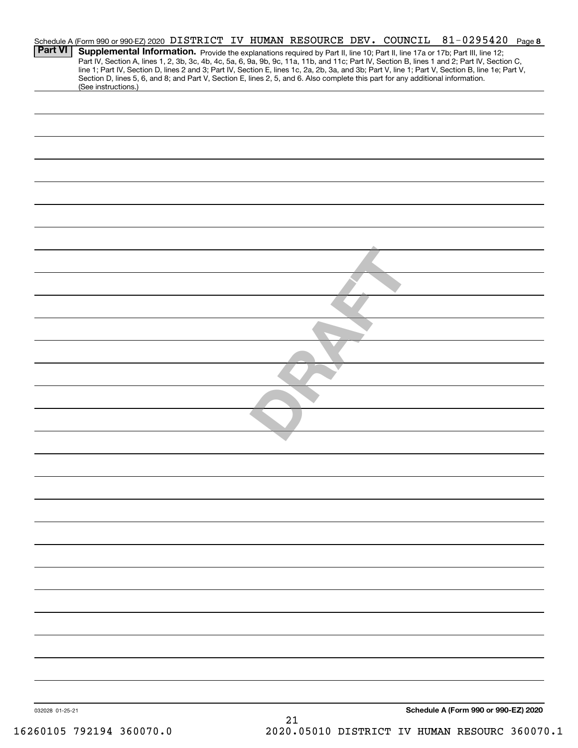Schedule A (Form 990 or 990-EZ) 2020 DISTRICT IV HUMAN RESOURCE DEV. COUNCIL 81-0295420 Page 8

**Part VI** **Supplemental Information.** Provide the explanations required by Part II, line 10; Part II, line 17a or 17b; Part III, line 12; Part IV, Section A, lines 1, 2, 3b, 3c, 4b, 4c, 5a, 6, 9a, 9b, 9c, 11a, 11b, and 11c; Part IV, Section B, lines 1 and 2; Part IV, Section C, line 1; Part IV, Section D, lines 2 and 3; Part IV, Section E, lines 1c, 2a, 2b, 3a, and 3b; Part V, line 1; Part V, Section B, line 1e; Part V, Section D, lines 5, 6, and 8; and Part V, Section E, lines 2, 5, and 6. Also complete this part for any additional information. (See instructions.)

DRAFT

032028 01-25-21

**Schedule A (Form 990 or 990-EZ) 2020**

16260105 792194 360070.0 2020.05010 DISTRICT IV HUMAN RESOURC 360070.1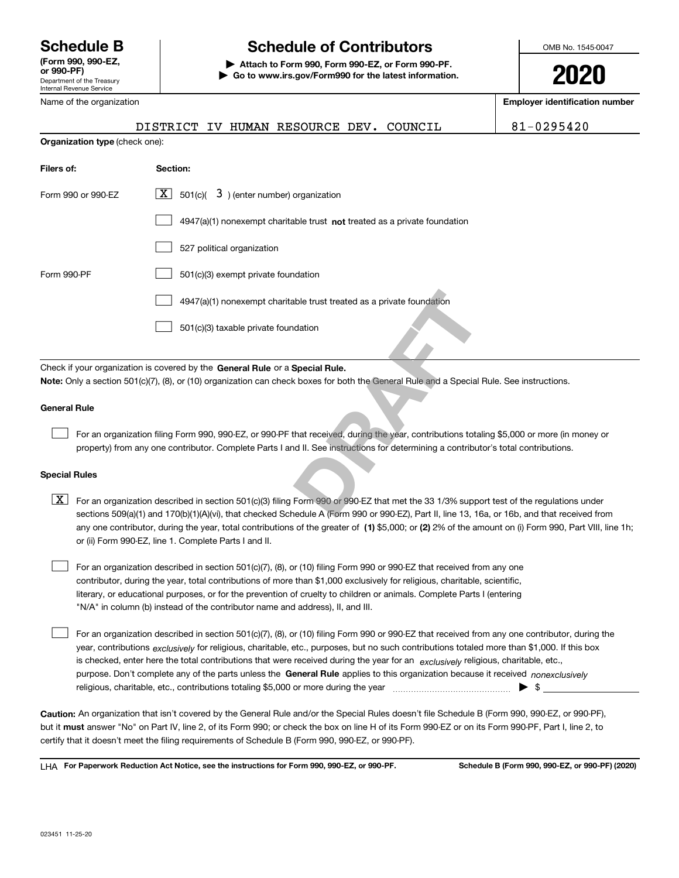# Schedule B

**(Form 990, 990-EZ, or 990-PF)**
Department of the Treasury
Internal Revenue Service

# Schedule of Contributors

**▶ Attach to Form 990, Form 990-EZ, or Form 990-PF.**
**▶ Go to www.irs.gov/Form990 for the latest information.**

OMB No. 1545-0047

**2020**

| Name of the organization | Employer identification number |
|---|---|
| DISTRICT IV HUMAN RESOURCE DEV. COUNCIL | 81-0295420 |

**Organization type** (check one):

| Filers of: | Section: |
|---|---|
| Form 990 or 990-EZ | [X] 501(c)( 3 ) (enter number) organization |
| | [ ] 4947(a)(1) nonexempt charitable trust **not** treated as a private foundation |
| | [ ] 527 political organization |
| Form 990-PF | [ ] 501(c)(3) exempt private foundation |
| | [ ] 4947(a)(1) nonexempt charitable trust treated as a private foundation |
| | [ ] 501(c)(3) taxable private foundation |

Check if your organization is covered by the **General Rule** or a **Special Rule.**

**Note:** Only a section 501(c)(7), (8), or (10) organization can check boxes for both the General Rule and a Special Rule. See instructions.

**General Rule**

[ ] For an organization filing Form 990, 990-EZ, or 990-PF that received, during the year, contributions totaling $5,000 or more (in money or property) from any one contributor. Complete Parts I and II. See instructions for determining a contributor's total contributions.

**Special Rules**

[X] For an organization described in section 501(c)(3) filing Form 990 or 990-EZ that met the 33 1/3% support test of the regulations under sections 509(a)(1) and 170(b)(1)(A)(vi), that checked Schedule A (Form 990 or 990-EZ), Part II, line 13, 16a, or 16b, and that received from any one contributor, during the year, total contributions of the greater of **(1)** $5,000; or **(2)** 2% of the amount on (i) Form 990, Part VIII, line 1h; or (ii) Form 990-EZ, line 1. Complete Parts I and II.

[ ] For an organization described in section 501(c)(7), (8), or (10) filing Form 990 or 990-EZ that received from any one contributor, during the year, total contributions of more than $1,000 exclusively for religious, charitable, scientific, literary, or educational purposes, or for the prevention of cruelty to children or animals. Complete Parts I (entering "N/A" in column (b) instead of the contributor name and address), II, and III.

[ ] For an organization described in section 501(c)(7), (8), or (10) filing Form 990 or 990-EZ that received from any one contributor, during the year, contributions *exclusively* for religious, charitable, etc., purposes, but no such contributions totaled more than $1,000. If this box is checked, enter here the total contributions that were received during the year for an *exclusively* religious, charitable, etc., purpose. Don't complete any of the parts unless the **General Rule** applies to this organization because it received *nonexclusively* religious, charitable, etc., contributions totaling $5,000 or more during the year ▶ $

**Caution:** An organization that isn't covered by the General Rule and/or the Special Rules doesn't file Schedule B (Form 990, 990-EZ, or 990-PF), but it **must** answer "No" on Part IV, line 2, of its Form 990; or check the box on line H of its Form 990-EZ or on its Form 990-PF, Part I, line 2, to certify that it doesn't meet the filing requirements of Schedule B (Form 990, 990-EZ, or 990-PF).

LHA **For Paperwork Reduction Act Notice, see the instructions for Form 990, 990-EZ, or 990-PF.** **Schedule B (Form 990, 990-EZ, or 990-PF) (2020)**

023451 11-25-20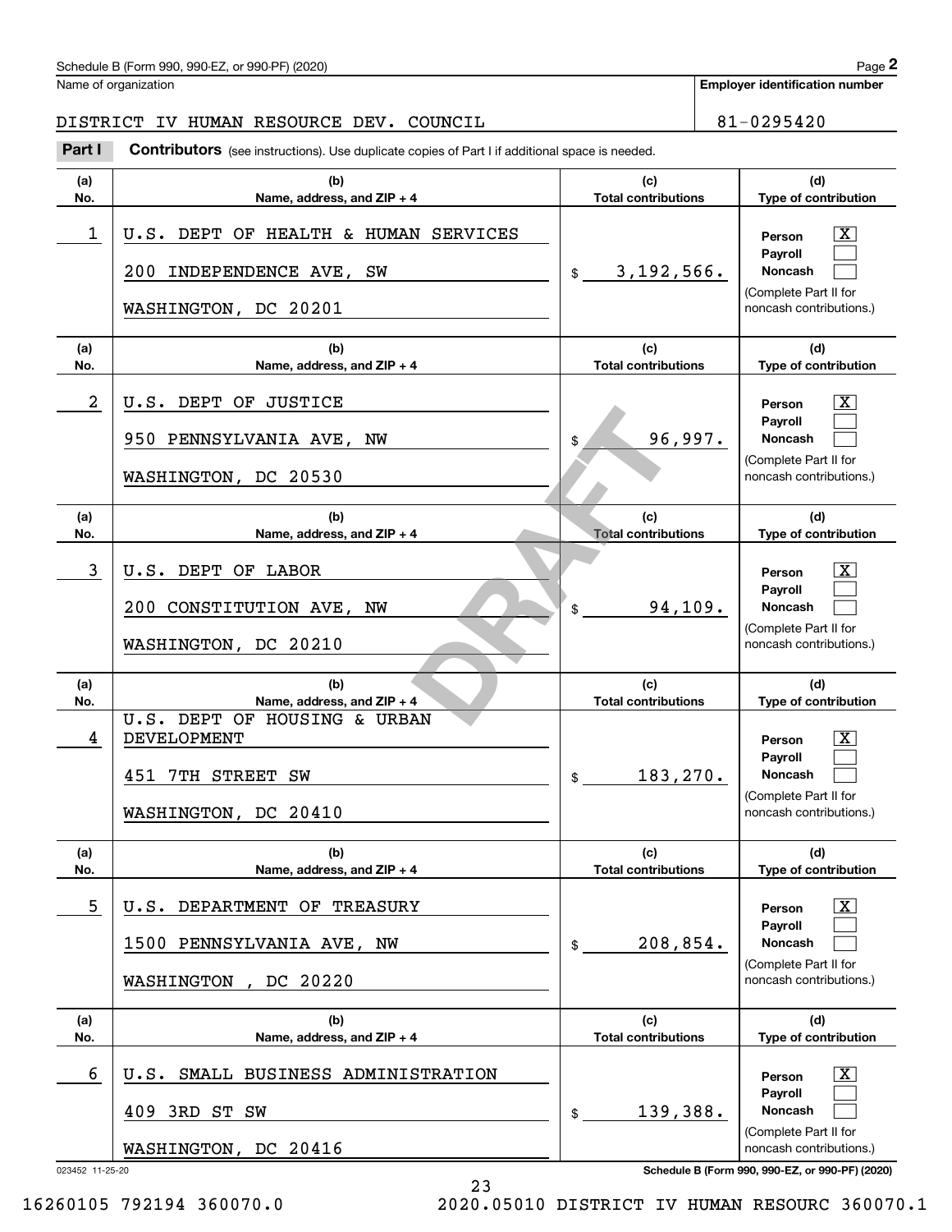Schedule B (Form 990, 990-EZ, or 990-PF) (2020)

Name of organization: DISTRICT IV HUMAN RESOURCE DEV. COUNCIL

Employer identification number: 81-0295420

**Part I** **Contributors** (see instructions). Use duplicate copies of Part I if additional space is needed.

| (a) No. | (b) Name, address, and ZIP + 4 | (c) Total contributions | (d) Type of contribution |
|---|---|---|---|
| 1 | U.S. DEPT OF HEALTH & HUMAN SERVICES<br>200 INDEPENDENCE AVE, SW<br>WASHINGTON, DC 20201 | $ 3,192,566. | Person [X]<br>Payroll [ ]<br>Noncash [ ]<br>(Complete Part II for noncash contributions.) |
| 2 | U.S. DEPT OF JUSTICE<br>950 PENNSYLVANIA AVE, NW<br>WASHINGTON, DC 20530 | $ 96,997. | Person [X]<br>Payroll [ ]<br>Noncash [ ]<br>(Complete Part II for noncash contributions.) |
| 3 | U.S. DEPT OF LABOR<br>200 CONSTITUTION AVE, NW<br>WASHINGTON, DC 20210 | $ 94,109. | Person [X]<br>Payroll [ ]<br>Noncash [ ]<br>(Complete Part II for noncash contributions.) |
| 4 | U.S. DEPT OF HOUSING & URBAN DEVELOPMENT<br>451 7TH STREET SW<br>WASHINGTON, DC 20410 | $ 183,270. | Person [X]<br>Payroll [ ]<br>Noncash [ ]<br>(Complete Part II for noncash contributions.) |
| 5 | U.S. DEPARTMENT OF TREASURY<br>1500 PENNSYLVANIA AVE, NW<br>WASHINGTON , DC 20220 | $ 208,854. | Person [X]<br>Payroll [ ]<br>Noncash [ ]<br>(Complete Part II for noncash contributions.) |
| 6 | U.S. SMALL BUSINESS ADMINISTRATION<br>409 3RD ST SW<br>WASHINGTON, DC 20416 | $ 139,388. | Person [X]<br>Payroll [ ]<br>Noncash [ ]<br>(Complete Part II for noncash contributions.) |

DRAFT

023452 11-25-20

16260105 792194 360070.0 2020.05010 DISTRICT IV HUMAN RESOURC 360070.1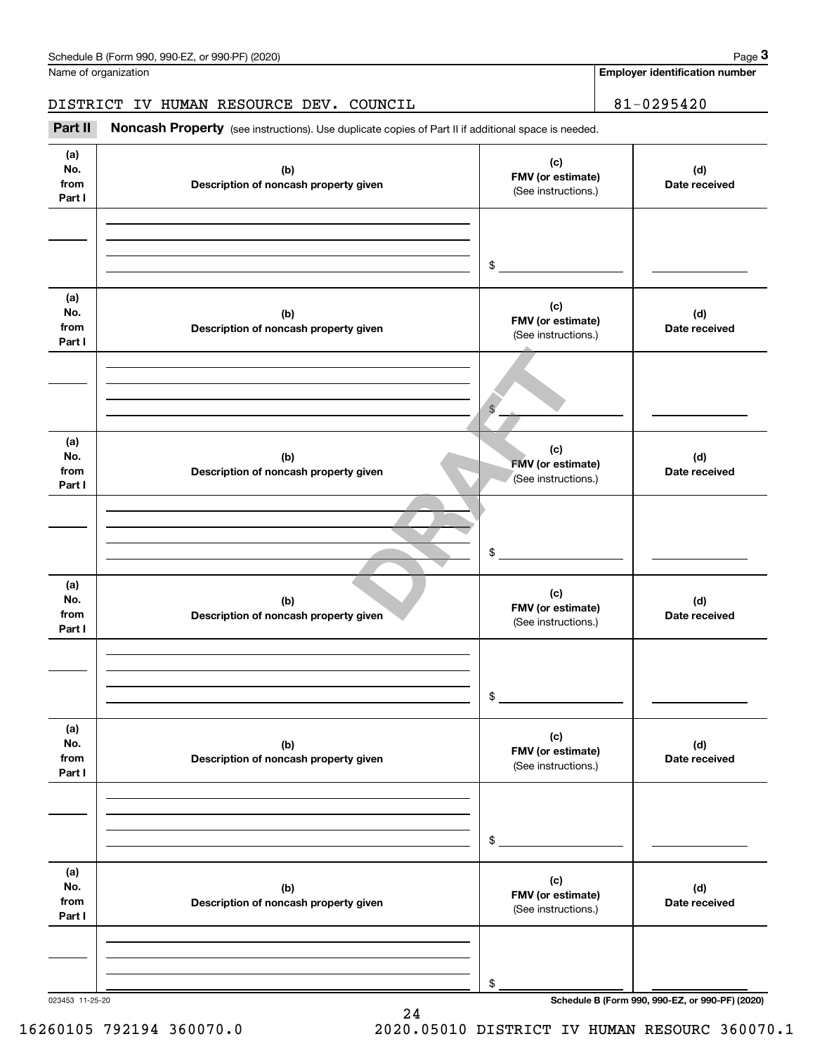Name of organization

DISTRICT IV HUMAN RESOURCE DEV. COUNCIL

**Employer identification number**

81-0295420

**Part II** **Noncash Property** (see instructions). Use duplicate copies of Part II if additional space is needed.

| (a) No. from Part I | (b) Description of noncash property given | (c) FMV (or estimate) (See instructions.) | (d) Date received |
|---|---|---|---|
| | | $ | |

| (a) No. from Part I | (b) Description of noncash property given | (c) FMV (or estimate) (See instructions.) | (d) Date received |
|---|---|---|---|
| | | $ | |

| (a) No. from Part I | (b) Description of noncash property given | (c) FMV (or estimate) (See instructions.) | (d) Date received |
|---|---|---|---|
| | | $ | |

| (a) No. from Part I | (b) Description of noncash property given | (c) FMV (or estimate) (See instructions.) | (d) Date received |
|---|---|---|---|
| | | $ | |

| (a) No. from Part I | (b) Description of noncash property given | (c) FMV (or estimate) (See instructions.) | (d) Date received |
|---|---|---|---|
| | | $ | |

| (a) No. from Part I | (b) Description of noncash property given | (c) FMV (or estimate) (See instructions.) | (d) Date received |
|---|---|---|---|
| | | $ | |

DRAFT

023453 11-25-20

**Schedule B (Form 990, 990-EZ, or 990-PF) (2020)**

16260105 792194 360070.0 2020.05010 DISTRICT IV HUMAN RESOURC 360070.1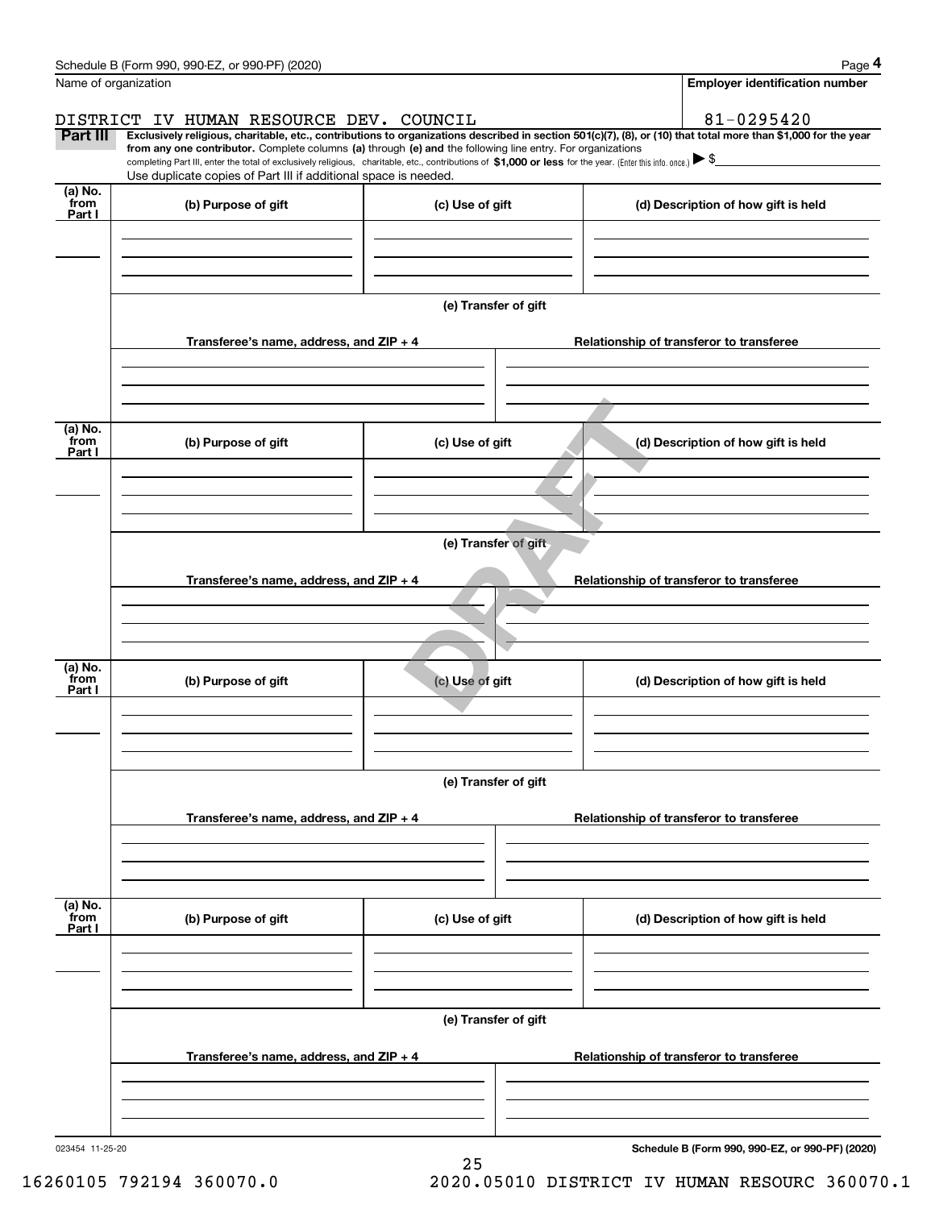Name of organization

DISTRICT IV HUMAN RESOURCE DEV. COUNCIL

**Employer identification number**

81-0295420

**Part III** **Exclusively religious, charitable, etc., contributions to organizations described in section 501(c)(7), (8), or (10) that total more than $1,000 for the year from any one contributor.** Complete columns **(a)** through **(e) and** the following line entry. For organizations completing Part III, enter the total of exclusively religious, charitable, etc., contributions of **$1,000 or less** for the year. (Enter this info. once.) ▶ $

Use duplicate copies of Part III if additional space is needed.

| (a) No. from Part I | (b) Purpose of gift | (c) Use of gift | (d) Description of how gift is held |
|---|---|---|---|
| | | | |

**(e) Transfer of gift**

| Transferee's name, address, and ZIP + 4 | Relationship of transferor to transferee |
|---|---|
| | |

| (a) No. from Part I | (b) Purpose of gift | (c) Use of gift | (d) Description of how gift is held |
|---|---|---|---|
| | | | |

**(e) Transfer of gift**

| Transferee's name, address, and ZIP + 4 | Relationship of transferor to transferee |
|---|---|
| | |

| (a) No. from Part I | (b) Purpose of gift | (c) Use of gift | (d) Description of how gift is held |
|---|---|---|---|
| | | | |

**(e) Transfer of gift**

| Transferee's name, address, and ZIP + 4 | Relationship of transferor to transferee |
|---|---|
| | |

| (a) No. from Part I | (b) Purpose of gift | (c) Use of gift | (d) Description of how gift is held |
|---|---|---|---|
| | | | |

**(e) Transfer of gift**

| Transferee's name, address, and ZIP + 4 | Relationship of transferor to transferee |
|---|---|
| | |

DRAFT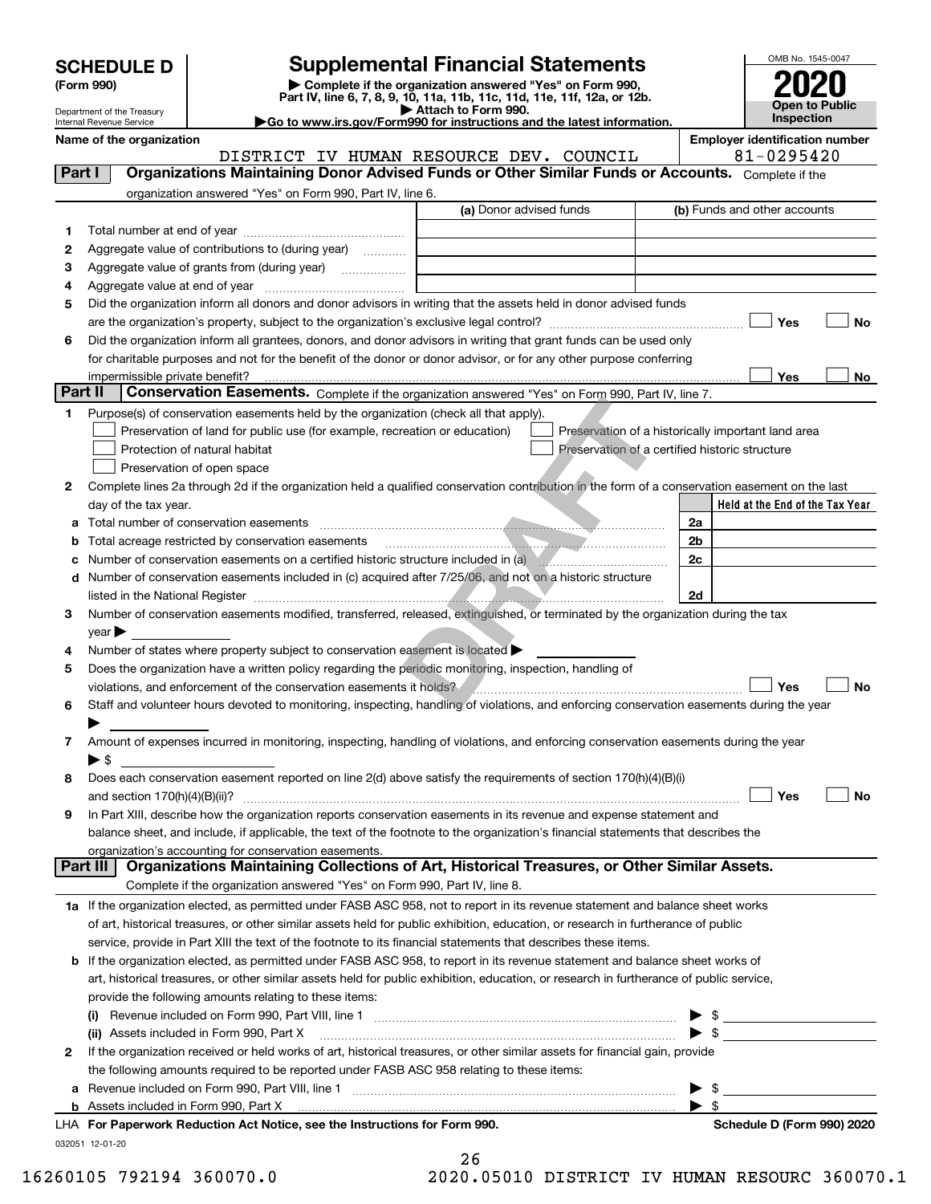# SCHEDULE D (Form 990)

Department of the Treasury
Internal Revenue Service

## Supplemental Financial Statements

▶ Complete if the organization answered "Yes" on Form 990, Part IV, line 6, 7, 8, 9, 10, 11a, 11b, 11c, 11d, 11e, 11f, 12a, or 12b.
▶ Attach to Form 990.
▶Go to www.irs.gov/Form990 for instructions and the latest information.

OMB No. 1545-0047
**2020**
**Open to Public Inspection**

**Name of the organization:** DISTRICT IV HUMAN RESOURCE DEV. COUNCIL
**Employer identification number:** 81-0295420

### Part I — Organizations Maintaining Donor Advised Funds or Other Similar Funds or Accounts.
Complete if the organization answered "Yes" on Form 990, Part IV, line 6.

| | | (a) Donor advised funds | (b) Funds and other accounts |
|---|---|---|---|
| 1 | Total number at end of year | | |
| 2 | Aggregate value of contributions to (during year) | | |
| 3 | Aggregate value of grants from (during year) | | |
| 4 | Aggregate value at end of year | | |

5 Did the organization inform all donors and donor advisors in writing that the assets held in donor advised funds are the organization's property, subject to the organization's exclusive legal control? ☐ Yes ☐ No

6 Did the organization inform all grantees, donors, and donor advisors in writing that grant funds can be used only for charitable purposes and not for the benefit of the donor or donor advisor, or for any other purpose conferring impermissible private benefit? ☐ Yes ☐ No

### Part II — Conservation Easements.
Complete if the organization answered "Yes" on Form 990, Part IV, line 7.

1 Purpose(s) of conservation easements held by the organization (check all that apply).
- ☐ Preservation of land for public use (for example, recreation or education)
- ☐ Preservation of a historically important land area
- ☐ Protection of natural habitat
- ☐ Preservation of a certified historic structure
- ☐ Preservation of open space

2 Complete lines 2a through 2d if the organization held a qualified conservation contribution in the form of a conservation easement on the last day of the tax year.

| | | | Held at the End of the Tax Year |
|---|---|---|---|
| a | Total number of conservation easements | 2a | |
| b | Total acreage restricted by conservation easements | 2b | |
| c | Number of conservation easements on a certified historic structure included in (a) | 2c | |
| d | Number of conservation easements included in (c) acquired after 7/25/06, and not on a historic structure listed in the National Register | 2d | |

3 Number of conservation easements modified, transferred, released, extinguished, or terminated by the organization during the tax year ▶

4 Number of states where property subject to conservation easement is located ▶

5 Does the organization have a written policy regarding the periodic monitoring, inspection, handling of violations, and enforcement of the conservation easements it holds? ☐ Yes ☐ No

6 Staff and volunteer hours devoted to monitoring, inspecting, handling of violations, and enforcing conservation easements during the year ▶

7 Amount of expenses incurred in monitoring, inspecting, handling of violations, and enforcing conservation easements during the year ▶ $

8 Does each conservation easement reported on line 2(d) above satisfy the requirements of section 170(h)(4)(B)(i) and section 170(h)(4)(B)(ii)? ☐ Yes ☐ No

9 In Part XIII, describe how the organization reports conservation easements in its revenue and expense statement and balance sheet, and include, if applicable, the text of the footnote to the organization's financial statements that describes the organization's accounting for conservation easements.

### Part III — Organizations Maintaining Collections of Art, Historical Treasures, or Other Similar Assets.
Complete if the organization answered "Yes" on Form 990, Part IV, line 8.

1a If the organization elected, as permitted under FASB ASC 958, not to report in its revenue statement and balance sheet works of art, historical treasures, or other similar assets held for public exhibition, education, or research in furtherance of public service, provide in Part XIII the text of the footnote to its financial statements that describes these items.

b If the organization elected, as permitted under FASB ASC 958, to report in its revenue statement and balance sheet works of art, historical treasures, or other similar assets held for public exhibition, education, or research in furtherance of public service, provide the following amounts relating to these items:

(i) Revenue included on Form 990, Part VIII, line 1 ▶ $

(ii) Assets included in Form 990, Part X ▶ $

2 If the organization received or held works of art, historical treasures, or other similar assets for financial gain, provide the following amounts required to be reported under FASB ASC 958 relating to these items:

a Revenue included on Form 990, Part VIII, line 1 ▶ $

b Assets included in Form 990, Part X ▶ $

LHA For Paperwork Reduction Act Notice, see the Instructions for Form 990. **Schedule D (Form 990) 2020**

032051 12-01-20

16260105 792194 360070.0 2020.05010 DISTRICT IV HUMAN RESOURC 360070.1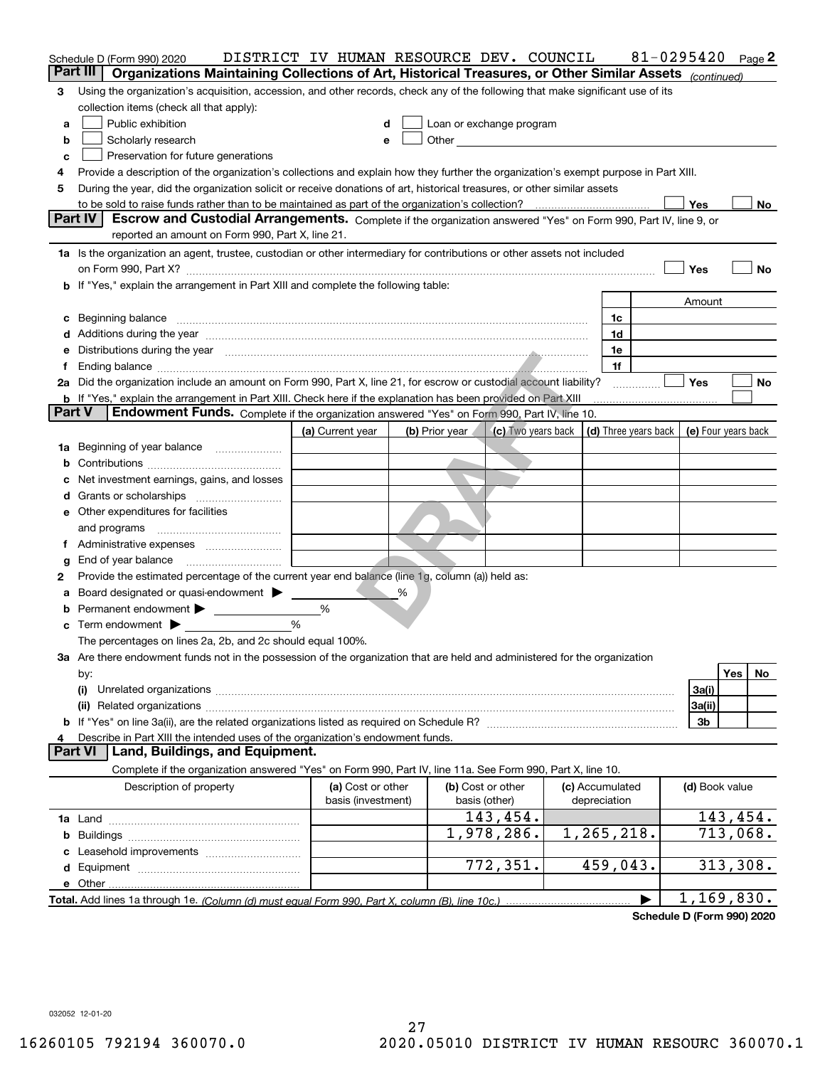Schedule D (Form 990) 2020 DISTRICT IV HUMAN RESOURCE DEV. COUNCIL 81-0295420 Page 2

## Part III Organizations Maintaining Collections of Art, Historical Treasures, or Other Similar Assets *(continued)*

**3** Using the organization's acquisition, accession, and other records, check any of the following that make significant use of its collection items (check all that apply):

- **a** ☐ Public exhibition
- **b** ☐ Scholarly research
- **c** ☐ Preservation for future generations
- **d** ☐ Loan or exchange program
- **e** ☐ Other

**4** Provide a description of the organization's collections and explain how they further the organization's exempt purpose in Part XIII.

**5** During the year, did the organization solicit or receive donations of art, historical treasures, or other similar assets to be sold to raise funds rather than to be maintained as part of the organization's collection? ☐ Yes ☐ No

## Part IV Escrow and Custodial Arrangements.

Complete if the organization answered "Yes" on Form 990, Part IV, line 9, or reported an amount on Form 990, Part X, line 21.

**1a** Is the organization an agent, trustee, custodian or other intermediary for contributions or other assets not included on Form 990, Part X? ☐ Yes ☐ No

**b** If "Yes," explain the arrangement in Part XIII and complete the following table:

| | | Amount |
|---|---|---|
| **c** Beginning balance | 1c | |
| **d** Additions during the year | 1d | |
| **e** Distributions during the year | 1e | |
| **f** Ending balance | 1f | |

**2a** Did the organization include an amount on Form 990, Part X, line 21, for escrow or custodial account liability? ☐ Yes ☐ No

**b** If "Yes," explain the arrangement in Part XIII. Check here if the explanation has been provided on Part XIII ☐

## Part V Endowment Funds.

Complete if the organization answered "Yes" on Form 990, Part IV, line 10.

| | (a) Current year | (b) Prior year | (c) Two years back | (d) Three years back | (e) Four years back |
|---|---|---|---|---|---|
| **1a** Beginning of year balance | | | | | |
| **b** Contributions | | | | | |
| **c** Net investment earnings, gains, and losses | | | | | |
| **d** Grants or scholarships | | | | | |
| **e** Other expenditures for facilities and programs | | | | | |
| **f** Administrative expenses | | | | | |
| **g** End of year balance | | | | | |

**2** Provide the estimated percentage of the current year end balance (line 1g, column (a)) held as:

- **a** Board designated or quasi-endowment ▶ ______ %
- **b** Permanent endowment ▶ ______ %
- **c** Term endowment ▶ ______ %

The percentages on lines 2a, 2b, and 2c should equal 100%.

**3a** Are there endowment funds not in the possession of the organization that are held and administered for the organization by:

| | | Yes | No |
|---|---|---|---|
| **(i)** Unrelated organizations | 3a(i) | | |
| **(ii)** Related organizations | 3a(ii) | | |
| **b** If "Yes" on line 3a(ii), are the related organizations listed as required on Schedule R? | 3b | | |

**4** Describe in Part XIII the intended uses of the organization's endowment funds.

## Part VI Land, Buildings, and Equipment.

Complete if the organization answered "Yes" on Form 990, Part IV, line 11a. See Form 990, Part X, line 10.

| Description of property | (a) Cost or other basis (investment) | (b) Cost or other basis (other) | (c) Accumulated depreciation | (d) Book value |
|---|---|---|---|---|
| **1a** Land | | 143,454. | | 143,454. |
| **b** Buildings | | 1,978,286. | 1,265,218. | 713,068. |
| **c** Leasehold improvements | | | | |
| **d** Equipment | | 772,351. | 459,043. | 313,308. |
| **e** Other | | | | |
| **Total.** Add lines 1a through 1e. *(Column (d) must equal Form 990, Part X, column (B), line 10c.)* | | | ▶ | 1,169,830. |

**Schedule D (Form 990) 2020**

032052 12-01-20

16260105 792194 360070.0 2020.05010 DISTRICT IV HUMAN RESOURC 360070.1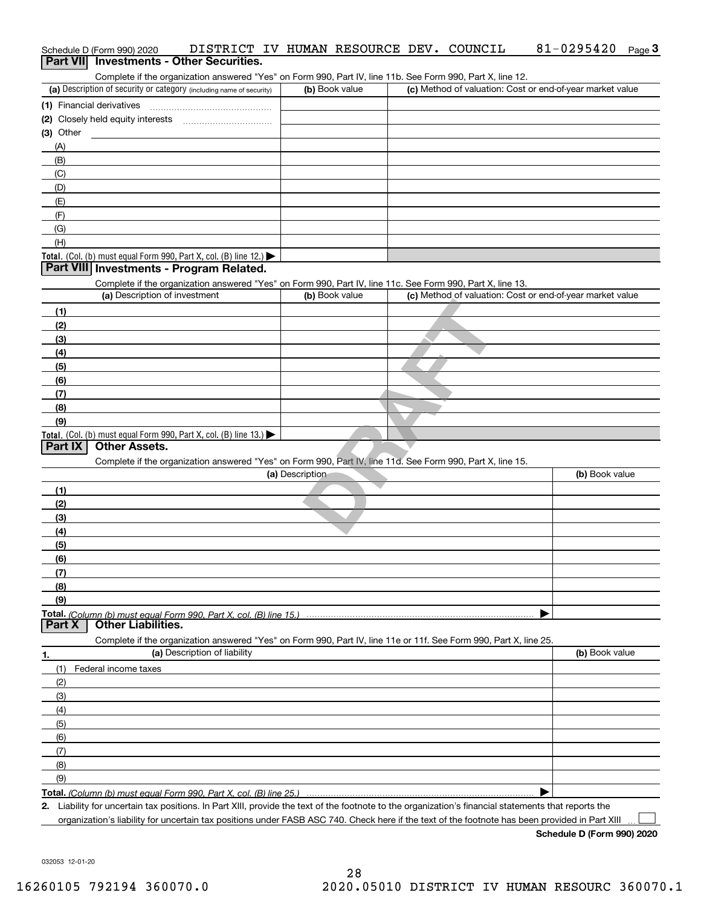Schedule D (Form 990) 2020 DISTRICT IV HUMAN RESOURCE DEV. COUNCIL 81-0295420 Page 3

## Part VII Investments - Other Securities.

Complete if the organization answered "Yes" on Form 990, Part IV, line 11b. See Form 990, Part X, line 12.

| (a) Description of security or category (including name of security) | (b) Book value | (c) Method of valuation: Cost or end-of-year market value |
|---|---|---|
| (1) Financial derivatives | | |
| (2) Closely held equity interests | | |
| (3) Other | | |
| (A) | | |
| (B) | | |
| (C) | | |
| (D) | | |
| (E) | | |
| (F) | | |
| (G) | | |
| (H) | | |
| **Total.** (Col. (b) must equal Form 990, Part X, col. (B) line 12.) ▶ | | |

## Part VIII Investments - Program Related.

Complete if the organization answered "Yes" on Form 990, Part IV, line 11c. See Form 990, Part X, line 13.

| (a) Description of investment | (b) Book value | (c) Method of valuation: Cost or end-of-year market value |
|---|---|---|
| (1) | | |
| (2) | | |
| (3) | | |
| (4) | | |
| (5) | | |
| (6) | | |
| (7) | | |
| (8) | | |
| (9) | | |
| **Total.** (Col. (b) must equal Form 990, Part X, col. (B) line 13.) ▶ | | |

## Part IX Other Assets.

Complete if the organization answered "Yes" on Form 990, Part IV, line 11d. See Form 990, Part X, line 15.

| (a) Description | (b) Book value |
|---|---|
| (1) | |
| (2) | |
| (3) | |
| (4) | |
| (5) | |
| (6) | |
| (7) | |
| (8) | |
| (9) | |
| **Total.** *(Column (b) must equal Form 990, Part X, col. (B) line 15.)* ▶ | |

## Part X Other Liabilities.

Complete if the organization answered "Yes" on Form 990, Part IV, line 11e or 11f. See Form 990, Part X, line 25.

| 1. (a) Description of liability | (b) Book value |
|---|---|
| (1) Federal income taxes | |
| (2) | |
| (3) | |
| (4) | |
| (5) | |
| (6) | |
| (7) | |
| (8) | |
| (9) | |
| **Total.** *(Column (b) must equal Form 990, Part X, col. (B) line 25.)* ▶ | |

**2.** Liability for uncertain tax positions. In Part XIII, provide the text of the footnote to the organization's financial statements that reports the organization's liability for uncertain tax positions under FASB ASC 740. Check here if the text of the footnote has been provided in Part XIII ☐

**Schedule D (Form 990) 2020**

032053 12-01-20

16260105 792194 360070.0 2020.05010 DISTRICT IV HUMAN RESOURC 360070.1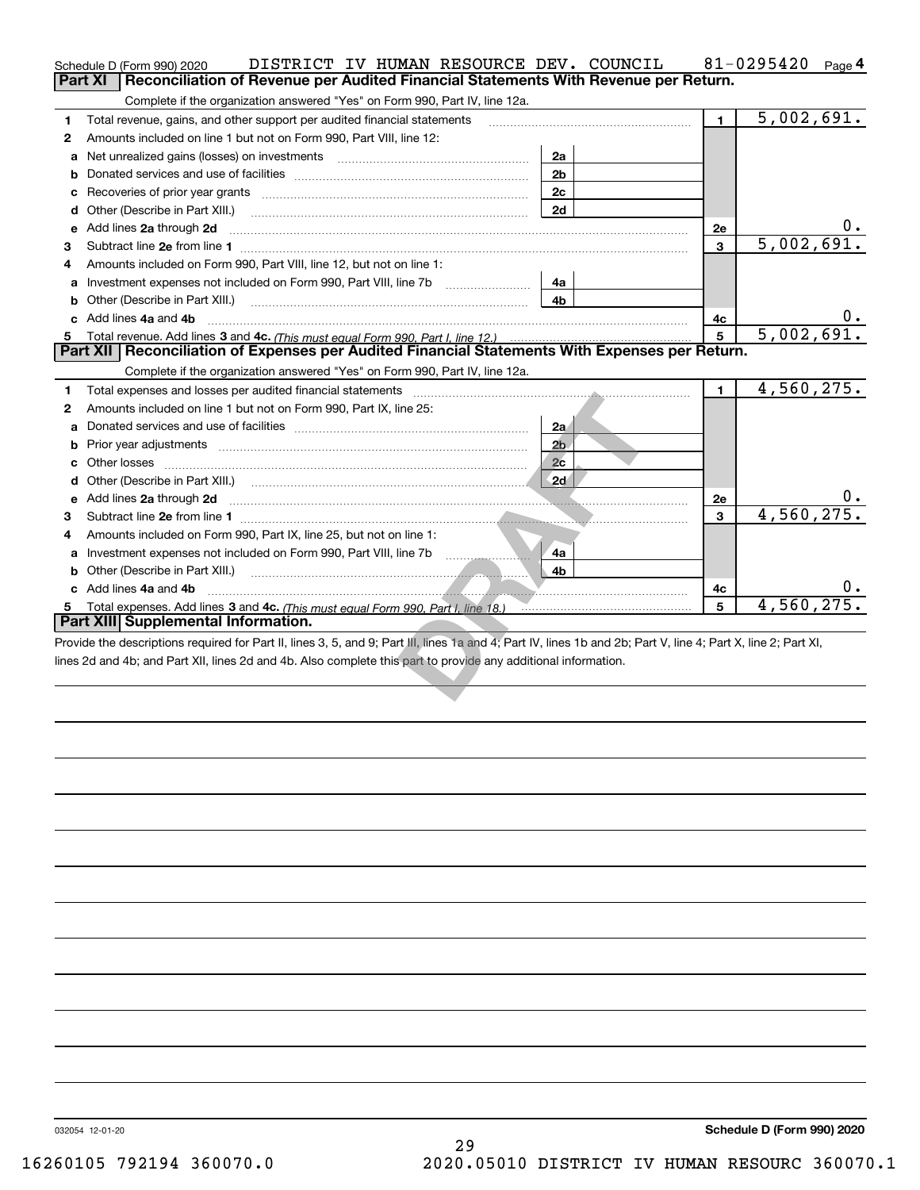Schedule D (Form 990) 2020 DISTRICT IV HUMAN RESOURCE DEV. COUNCIL 81-0295420 Page 4

## Part XI Reconciliation of Revenue per Audited Financial Statements With Revenue per Return.

Complete if the organization answered "Yes" on Form 990, Part IV, line 12a.

| | | | | | |
|---|---|---|---|---|---|
| 1 | Total revenue, gains, and other support per audited financial statements | | | 1 | 5,002,691. |
| 2 | Amounts included on line 1 but not on Form 990, Part VIII, line 12: | | | | |
| a | Net unrealized gains (losses) on investments | 2a | | | |
| b | Donated services and use of facilities | 2b | | | |
| c | Recoveries of prior year grants | 2c | | | |
| d | Other (Describe in Part XIII.) | 2d | | | |
| e | Add lines 2a through 2d | | | 2e | 0. |
| 3 | Subtract line 2e from line 1 | | | 3 | 5,002,691. |
| 4 | Amounts included on Form 990, Part VIII, line 12, but not on line 1: | | | | |
| a | Investment expenses not included on Form 990, Part VIII, line 7b | 4a | | | |
| b | Other (Describe in Part XIII.) | 4b | | | |
| c | Add lines 4a and 4b | | | 4c | 0. |
| 5 | Total revenue. Add lines 3 and 4c. *(This must equal Form 990, Part I, line 12.)* | | | 5 | 5,002,691. |

## Part XII Reconciliation of Expenses per Audited Financial Statements With Expenses per Return.

Complete if the organization answered "Yes" on Form 990, Part IV, line 12a.

| | | | | | |
|---|---|---|---|---|---|
| 1 | Total expenses and losses per audited financial statements | | | 1 | 4,560,275. |
| 2 | Amounts included on line 1 but not on Form 990, Part IX, line 25: | | | | |
| a | Donated services and use of facilities | 2a | | | |
| b | Prior year adjustments | 2b | | | |
| c | Other losses | 2c | | | |
| d | Other (Describe in Part XIII.) | 2d | | | |
| e | Add lines 2a through 2d | | | 2e | 0. |
| 3 | Subtract line 2e from line 1 | | | 3 | 4,560,275. |
| 4 | Amounts included on Form 990, Part IX, line 25, but not on line 1: | | | | |
| a | Investment expenses not included on Form 990, Part VIII, line 7b | 4a | | | |
| b | Other (Describe in Part XIII.) | 4b | | | |
| c | Add lines 4a and 4b | | | 4c | 0. |
| 5 | Total expenses. Add lines 3 and 4c. *(This must equal Form 990, Part I, line 18.)* | | | 5 | 4,560,275. |

## Part XIII Supplemental Information.

Provide the descriptions required for Part II, lines 3, 5, and 9; Part III, lines 1a and 4; Part IV, lines 1b and 2b; Part V, line 4; Part X, line 2; Part XI, lines 2d and 4b; and Part XII, lines 2d and 4b. Also complete this part to provide any additional information.

DRAFT

032054 12-01-20 **Schedule D (Form 990) 2020**

16260105 792194 360070.0 2020.05010 DISTRICT IV HUMAN RESOURC 360070.1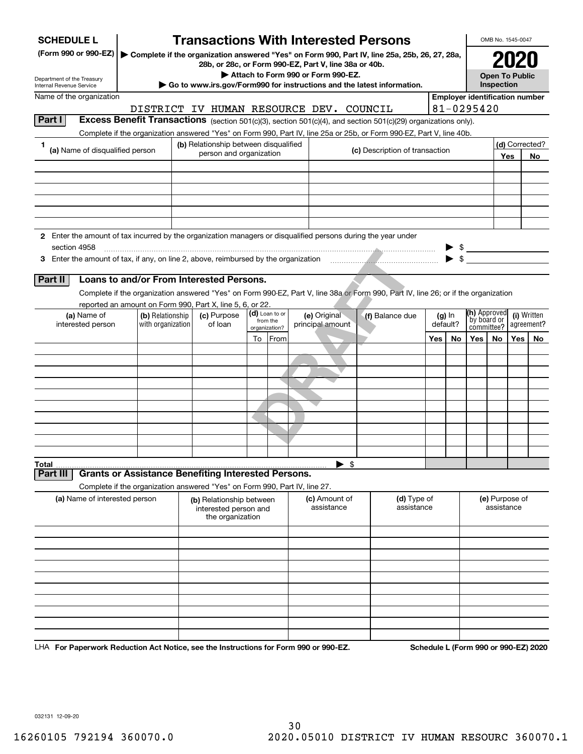**SCHEDULE L**
**(Form 990 or 990-EZ)**

Department of the Treasury
Internal Revenue Service

# Transactions With Interested Persons

▶ Complete if the organization answered "Yes" on Form 990, Part IV, line 25a, 25b, 26, 27, 28a, 28b, or 28c, or Form 990-EZ, Part V, line 38a or 40b.
▶ Attach to Form 990 or Form 990-EZ.
▶ Go to www.irs.gov/Form990 for instructions and the latest information.

OMB No. 1545-0047

**2020**

**Open To Public Inspection**

Name of the organization: DISTRICT IV HUMAN RESOURCE DEV. COUNCIL

Employer identification number: 81-0295420

## Part I Excess Benefit Transactions (section 501(c)(3), section 501(c)(4), and section 501(c)(29) organizations only).

Complete if the organization answered "Yes" on Form 990, Part IV, line 25a or 25b, or Form 990-EZ, Part V, line 40b.

| 1 (a) Name of disqualified person | (b) Relationship between disqualified person and organization | (c) Description of transaction | (d) Corrected? Yes | No |
|---|---|---|---|---|
| | | | | |
| | | | | |
| | | | | |
| | | | | |
| | | | | |
| | | | | |

**2** Enter the amount of tax incurred by the organization managers or disqualified persons during the year under section 4958 ▶ $

**3** Enter the amount of tax, if any, on line 2, above, reimbursed by the organization ▶ $

## Part II Loans to and/or From Interested Persons.

Complete if the organization answered "Yes" on Form 990-EZ, Part V, line 38a or Form 990, Part IV, line 26; or if the organization reported an amount on Form 990, Part X, line 5, 6, or 22.

| (a) Name of interested person | (b) Relationship with organization | (c) Purpose of loan | (d) Loan to or from the organization? To | From | (e) Original principal amount | (f) Balance due | (g) In default? Yes | No | (h) Approved by board or committee? Yes | No | (i) Written agreement? Yes | No |
|---|---|---|---|---|---|---|---|---|---|---|---|---|
| | | | | | | | | | | | | |
| | | | | | | | | | | | | |
| | | | | | | | | | | | | |
| | | | | | | | | | | | | |
| | | | | | | | | | | | | |
| | | | | | | | | | | | | |
| | | | | | | | | | | | | |
| | | | | | | | | | | | | |
| | | | | | | | | | | | | |
| | | | | | | | | | | | | |
| **Total** | | | | | ▶ $ | | | | | | | |

## Part III Grants or Assistance Benefiting Interested Persons.

Complete if the organization answered "Yes" on Form 990, Part IV, line 27.

| (a) Name of interested person | (b) Relationship between interested person and the organization | (c) Amount of assistance | (d) Type of assistance | (e) Purpose of assistance |
|---|---|---|---|---|
| | | | | |
| | | | | |
| | | | | |
| | | | | |
| | | | | |
| | | | | |
| | | | | |
| | | | | |
| | | | | |
| | | | | |

LHA **For Paperwork Reduction Act Notice, see the Instructions for Form 990 or 990-EZ.** **Schedule L (Form 990 or 990-EZ) 2020**

032131 12-09-20

16260105 792194 360070.0 2020.05010 DISTRICT IV HUMAN RESOURC 360070.1

DRAFT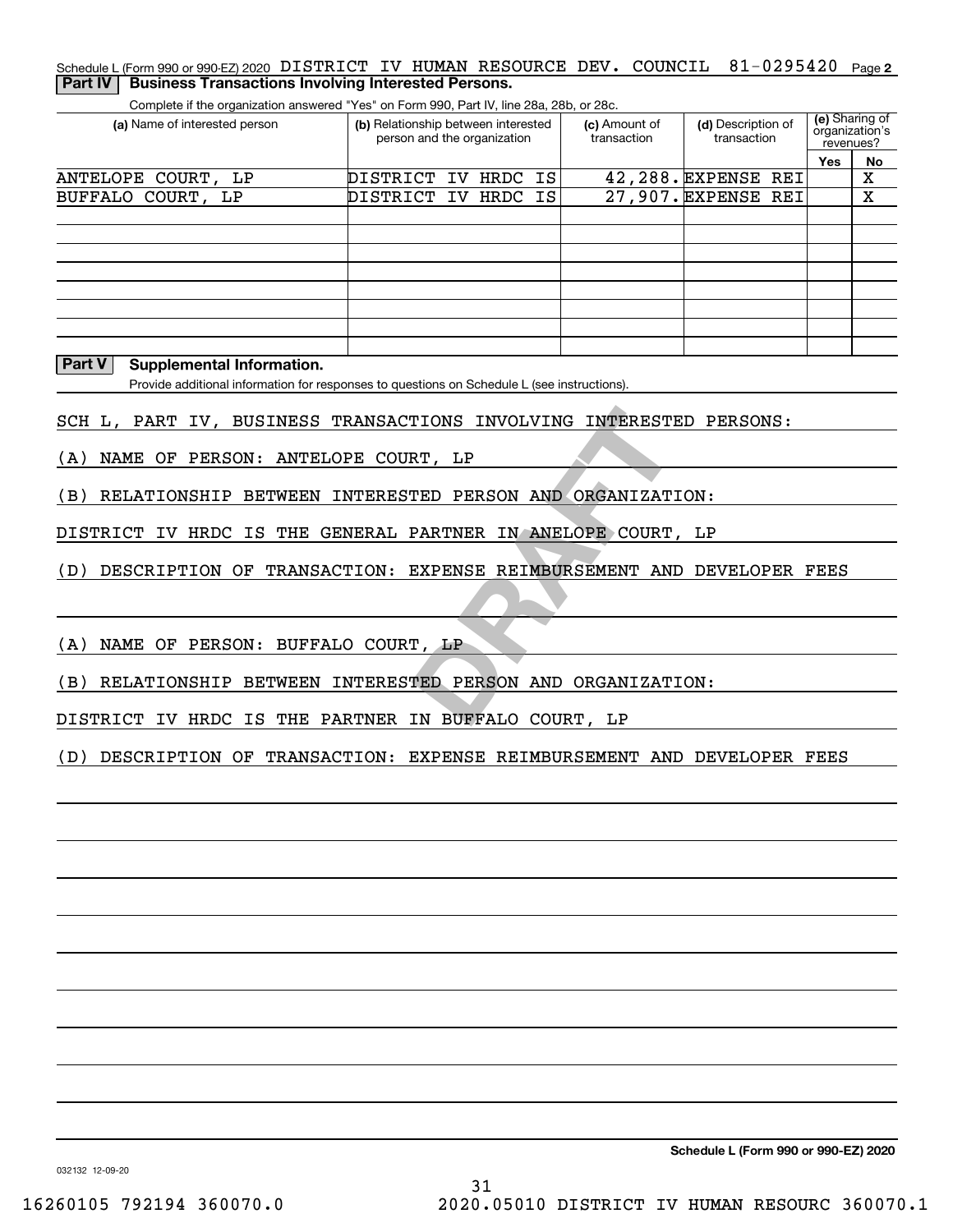Schedule L (Form 990 or 990-EZ) 2020 DISTRICT IV HUMAN RESOURCE DEV. COUNCIL 81-0295420 Page 2

**Part IV Business Transactions Involving Interested Persons.**

Complete if the organization answered "Yes" on Form 990, Part IV, line 28a, 28b, or 28c.

| (a) Name of interested person | (b) Relationship between interested person and the organization | (c) Amount of transaction | (d) Description of transaction | (e) Sharing of organization's revenues? Yes | No |
|---|---|---|---|---|---|
| ANTELOPE COURT, LP | DISTRICT IV HRDC IS | 42,288. | EXPENSE REI | | X |
| BUFFALO COURT, LP | DISTRICT IV HRDC IS | 27,907. | EXPENSE REI | | X |
| | | | | | |
| | | | | | |
| | | | | | |
| | | | | | |
| | | | | | |
| | | | | | |
| | | | | | |

**Part V Supplemental Information.**

Provide additional information for responses to questions on Schedule L (see instructions).

SCH L, PART IV, BUSINESS TRANSACTIONS INVOLVING INTERESTED PERSONS:

(A) NAME OF PERSON: ANTELOPE COURT, LP

(B) RELATIONSHIP BETWEEN INTERESTED PERSON AND ORGANIZATION:

DISTRICT IV HRDC IS THE GENERAL PARTNER IN ANELOPE COURT, LP

(D) DESCRIPTION OF TRANSACTION: EXPENSE REIMBURSEMENT AND DEVELOPER FEES

(A) NAME OF PERSON: BUFFALO COURT, LP

(B) RELATIONSHIP BETWEEN INTERESTED PERSON AND ORGANIZATION:

DISTRICT IV HRDC IS THE PARTNER IN BUFFALO COURT, LP

(D) DESCRIPTION OF TRANSACTION: EXPENSE REIMBURSEMENT AND DEVELOPER FEES

DRAFT

Schedule L (Form 990 or 990-EZ) 2020

032132 12-09-20

16260105 792194 360070.0 2020.05010 DISTRICT IV HUMAN RESOURC 360070.1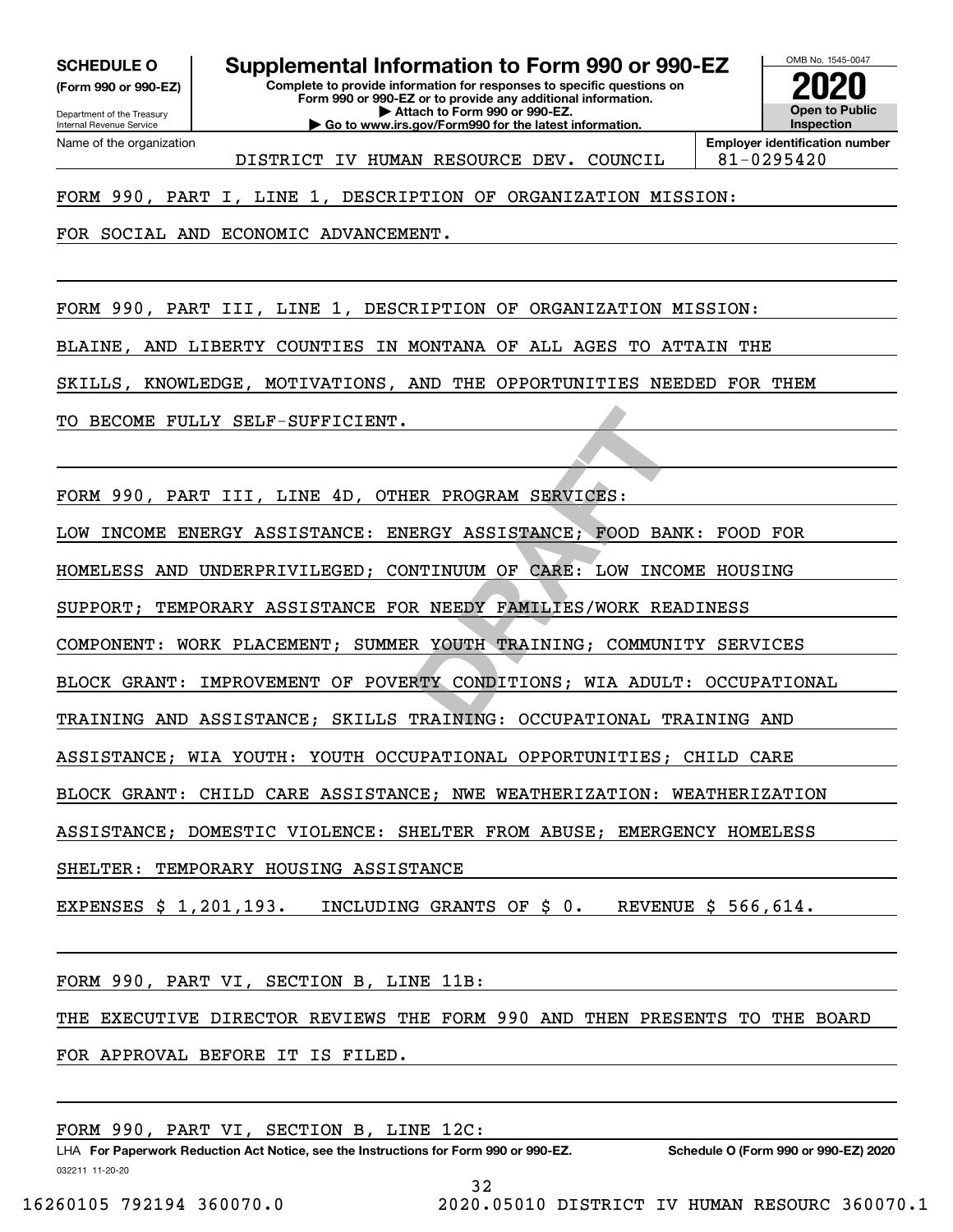**SCHEDULE O**
**(Form 990 or 990-EZ)**
Department of the Treasury
Internal Revenue Service

# Supplemental Information to Form 990 or 990-EZ

**Complete to provide information for responses to specific questions on Form 990 or 990-EZ or to provide any additional information.**
**▶ Attach to Form 990 or 990-EZ.**
**▶ Go to www.irs.gov/Form990 for the latest information.**

OMB No. 1545-0047
**2020**
**Open to Public Inspection**

| Name of the organization | Employer identification number |
|---|---|
| DISTRICT IV HUMAN RESOURCE DEV. COUNCIL | 81-0295420 |

FORM 990, PART I, LINE 1, DESCRIPTION OF ORGANIZATION MISSION:

FOR SOCIAL AND ECONOMIC ADVANCEMENT.

FORM 990, PART III, LINE 1, DESCRIPTION OF ORGANIZATION MISSION:

BLAINE, AND LIBERTY COUNTIES IN MONTANA OF ALL AGES TO ATTAIN THE SKILLS, KNOWLEDGE, MOTIVATIONS, AND THE OPPORTUNITIES NEEDED FOR THEM TO BECOME FULLY SELF-SUFFICIENT.

FORM 990, PART III, LINE 4D, OTHER PROGRAM SERVICES:

LOW INCOME ENERGY ASSISTANCE: ENERGY ASSISTANCE; FOOD BANK: FOOD FOR HOMELESS AND UNDERPRIVILEGED; CONTINUUM OF CARE: LOW INCOME HOUSING SUPPORT; TEMPORARY ASSISTANCE FOR NEEDY FAMILIES/WORK READINESS COMPONENT: WORK PLACEMENT; SUMMER YOUTH TRAINING; COMMUNITY SERVICES BLOCK GRANT: IMPROVEMENT OF POVERTY CONDITIONS; WIA ADULT: OCCUPATIONAL TRAINING AND ASSISTANCE; SKILLS TRAINING: OCCUPATIONAL TRAINING AND ASSISTANCE; WIA YOUTH: YOUTH OCCUPATIONAL OPPORTUNITIES; CHILD CARE BLOCK GRANT: CHILD CARE ASSISTANCE; NWE WEATHERIZATION: WEATHERIZATION ASSISTANCE; DOMESTIC VIOLENCE: SHELTER FROM ABUSE; EMERGENCY HOMELESS SHELTER: TEMPORARY HOUSING ASSISTANCE

EXPENSES $ 1,201,193.   INCLUDING GRANTS OF $ 0.   REVENUE $ 566,614.

FORM 990, PART VI, SECTION B, LINE 11B:

THE EXECUTIVE DIRECTOR REVIEWS THE FORM 990 AND THEN PRESENTS TO THE BOARD FOR APPROVAL BEFORE IT IS FILED.

FORM 990, PART VI, SECTION B, LINE 12C:

LHA **For Paperwork Reduction Act Notice, see the Instructions for Form 990 or 990-EZ.** **Schedule O (Form 990 or 990-EZ) 2020**
032211 11-20-20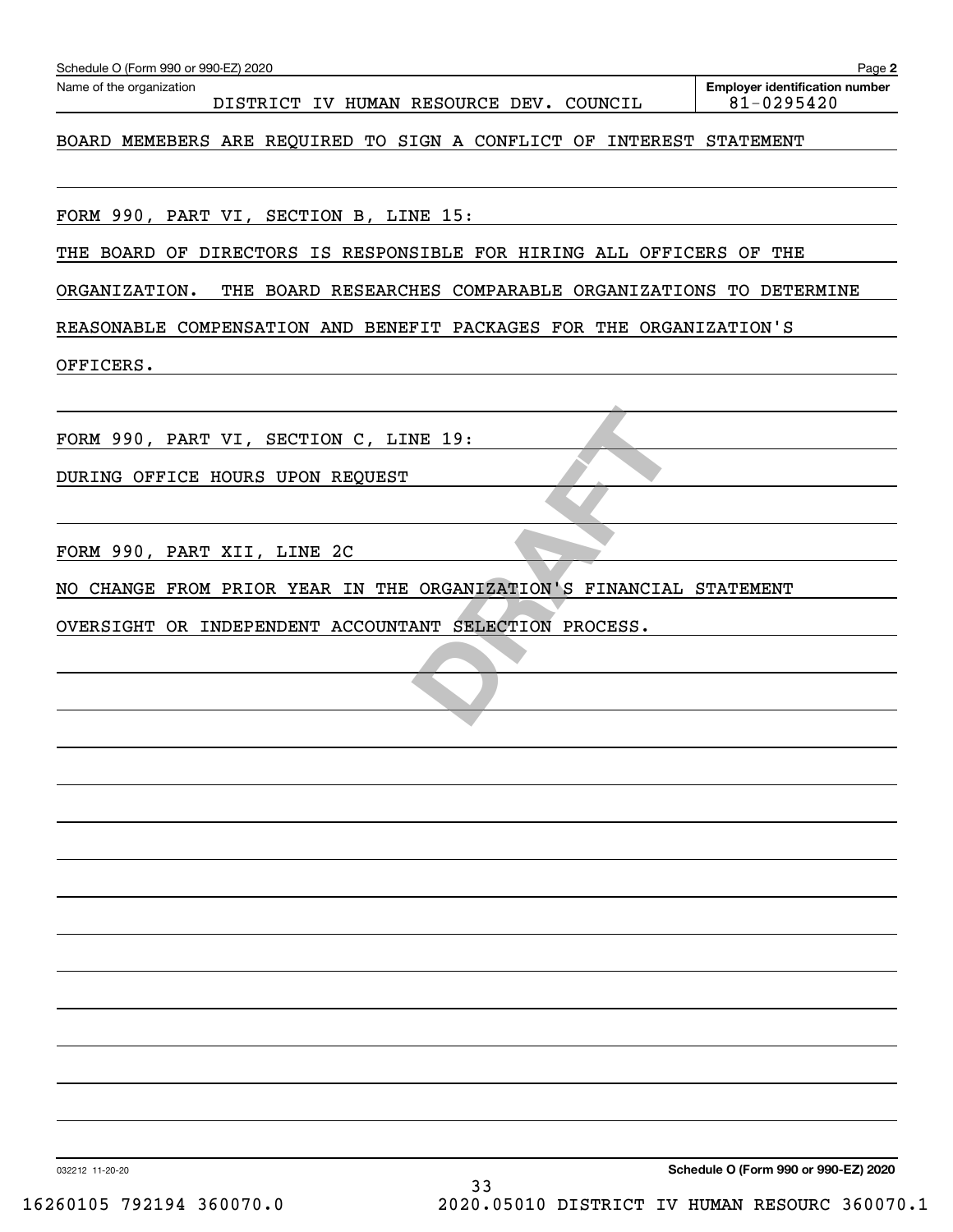Schedule O (Form 990 or 990-EZ) 2020

Name of the organization: DISTRICT IV HUMAN RESOURCE DEV. COUNCIL

Employer identification number: 81-0295420

BOARD MEMEBERS ARE REQUIRED TO SIGN A CONFLICT OF INTEREST STATEMENT

FORM 990, PART VI, SECTION B, LINE 15:

THE BOARD OF DIRECTORS IS RESPONSIBLE FOR HIRING ALL OFFICERS OF THE ORGANIZATION. THE BOARD RESEARCHES COMPARABLE ORGANIZATIONS TO DETERMINE REASONABLE COMPENSATION AND BENEFIT PACKAGES FOR THE ORGANIZATION'S OFFICERS.

FORM 990, PART VI, SECTION C, LINE 19:

DURING OFFICE HOURS UPON REQUEST

FORM 990, PART XII, LINE 2C

NO CHANGE FROM PRIOR YEAR IN THE ORGANIZATION'S FINANCIAL STATEMENT OVERSIGHT OR INDEPENDENT ACCOUNTANT SELECTION PROCESS.

DRAFT

032212 11-20-20

Schedule O (Form 990 or 990-EZ) 2020

16260105 792194 360070.0 2020.05010 DISTRICT IV HUMAN RESOURC 360070.1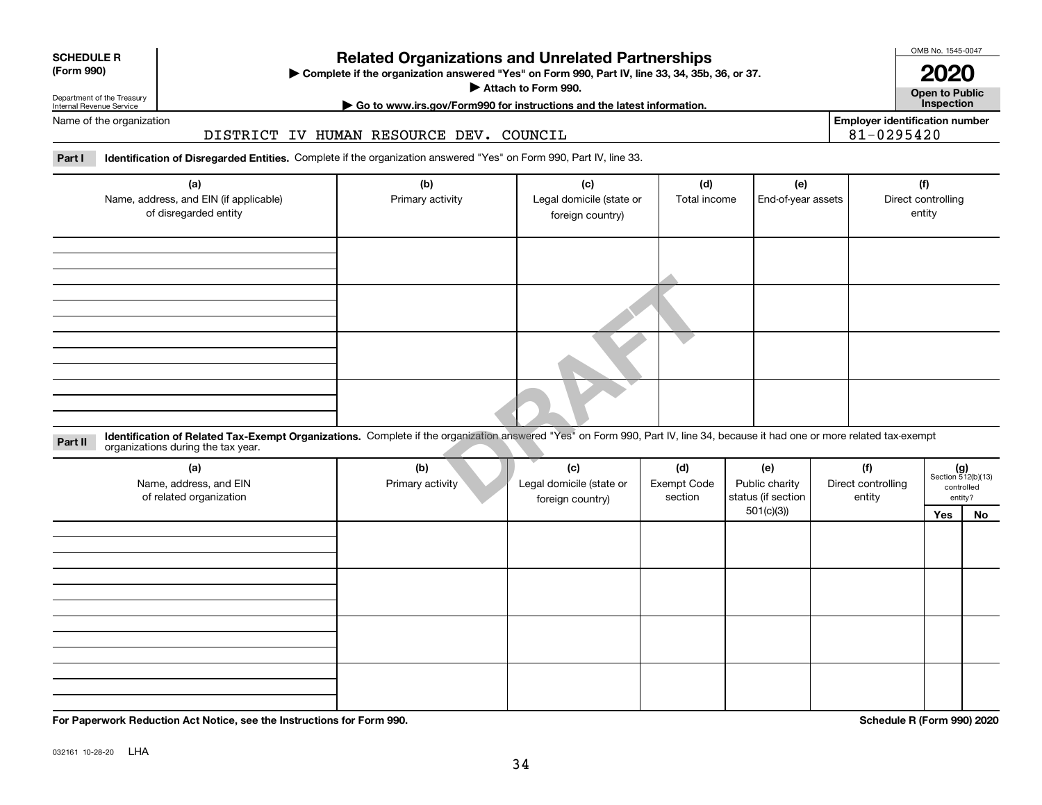**SCHEDULE R (Form 990)**

Department of the Treasury Internal Revenue Service

# Related Organizations and Unrelated Partnerships

▶ Complete if the organization answered "Yes" on Form 990, Part IV, line 33, 34, 35b, 36, or 37.

▶ Attach to Form 990.

▶ Go to www.irs.gov/Form990 for instructions and the latest information.

OMB No. 1545-0047

**2020**

**Open to Public Inspection**

Name of the organization: DISTRICT IV HUMAN RESOURCE DEV. COUNCIL

Employer identification number: 81-0295420

**Part I Identification of Disregarded Entities.** Complete if the organization answered "Yes" on Form 990, Part IV, line 33.

| (a) Name, address, and EIN (if applicable) of disregarded entity | (b) Primary activity | (c) Legal domicile (state or foreign country) | (d) Total income | (e) End-of-year assets | (f) Direct controlling entity |
|---|---|---|---|---|---|
| | | | | | |
| | | | | | |
| | | | | | |
| | | | | | |

**Part II Identification of Related Tax-Exempt Organizations.** Complete if the organization answered "Yes" on Form 990, Part IV, line 34, because it had one or more related tax-exempt organizations during the tax year.

| (a) Name, address, and EIN of related organization | (b) Primary activity | (c) Legal domicile (state or foreign country) | (d) Exempt Code section | (e) Public charity status (if section 501(c)(3)) | (f) Direct controlling entity | (g) Section 512(b)(13) controlled entity? Yes | No |
|---|---|---|---|---|---|---|---|
| | | | | | | | |
| | | | | | | | |
| | | | | | | | |
| | | | | | | | |

**For Paperwork Reduction Act Notice, see the Instructions for Form 990.**

**Schedule R (Form 990) 2020**

032161 10-28-20 LHA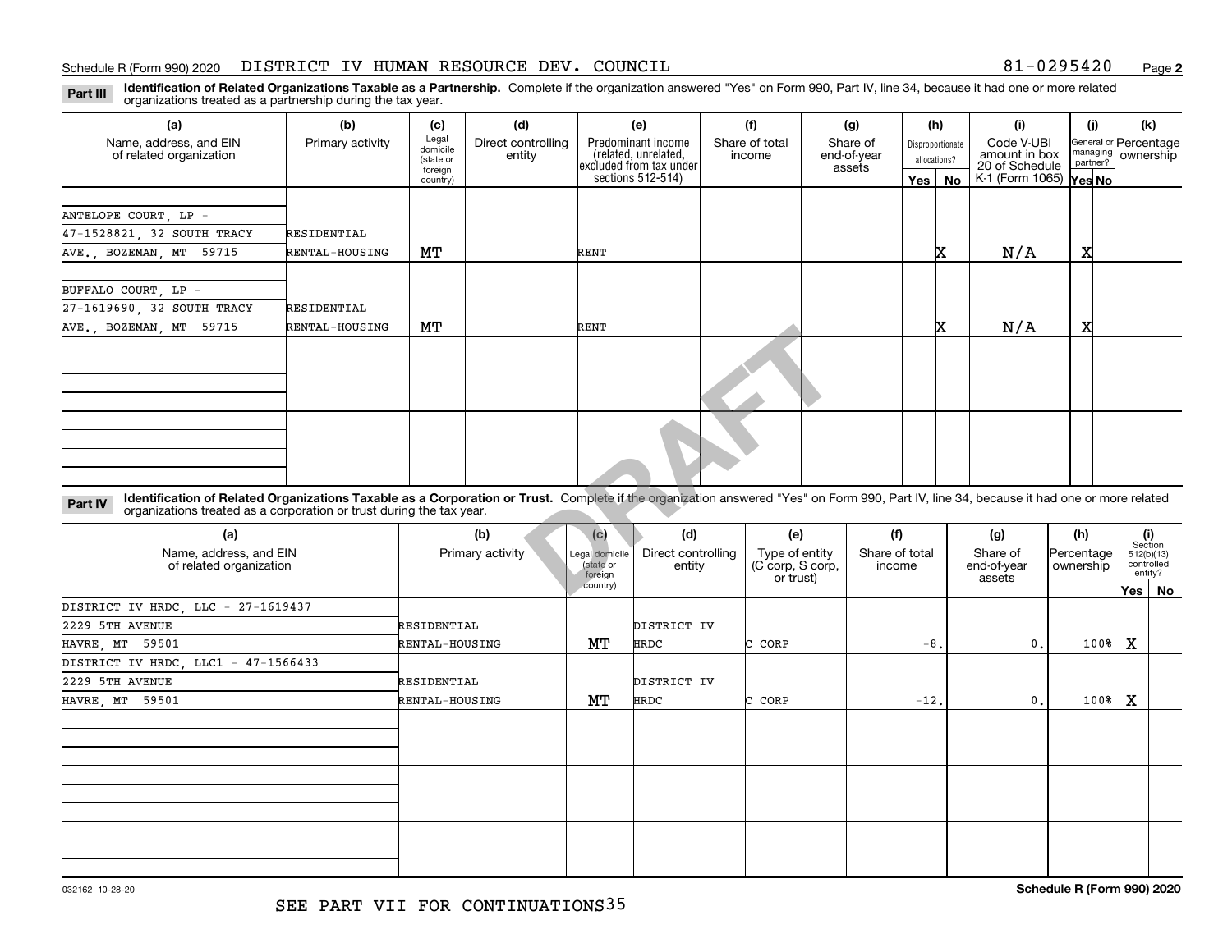Schedule R (Form 990) 2020 DISTRICT IV HUMAN RESOURCE DEV. COUNCIL 81-0295420 Page 2

**Part III** **Identification of Related Organizations Taxable as a Partnership.** Complete if the organization answered "Yes" on Form 990, Part IV, line 34, because it had one or more related organizations treated as a partnership during the tax year.

| (a) Name, address, and EIN of related organization | (b) Primary activity | (c) Legal domicile (state or foreign country) | (d) Direct controlling entity | (e) Predominant income (related, unrelated, excluded from tax under sections 512-514) | (f) Share of total income | (g) Share of end-of-year assets | (h) Disproportionate allocations? Yes | No | (i) Code V-UBI amount in box 20 of Schedule K-1 (Form 1065) | (j) General or managing partner? Yes | No | (k) Percentage ownership |
|---|---|---|---|---|---|---|---|---|---|---|---|---|
| ANTELOPE COURT, LP - 47-1528821, 32 SOUTH TRACY AVE., BOZEMAN, MT 59715 | RESIDENTIAL RENTAL-HOUSING | MT | | RENT | | | | X | N/A | X | | |
| BUFFALO COURT, LP - 27-1619690, 32 SOUTH TRACY AVE., BOZEMAN, MT 59715 | RESIDENTIAL RENTAL-HOUSING | MT | | RENT | | | | X | N/A | X | | |
| | | | | | | | | | | | | |
| | | | | | | | | | | | | |

**Part IV** **Identification of Related Organizations Taxable as a Corporation or Trust.** Complete if the organization answered "Yes" on Form 990, Part IV, line 34, because it had one or more related organizations treated as a corporation or trust during the tax year.

| (a) Name, address, and EIN of related organization | (b) Primary activity | (c) Legal domicile (state or foreign country) | (d) Direct controlling entity | (e) Type of entity (C corp, S corp, or trust) | (f) Share of total income | (g) Share of end-of-year assets | (h) Percentage ownership | (i) Section 512(b)(13) controlled entity? Yes | No |
|---|---|---|---|---|---|---|---|---|---|
| DISTRICT IV HRDC, LLC - 27-1619437, 2229 5TH AVENUE, HAVRE, MT 59501 | RESIDENTIAL RENTAL-HOUSING | MT | DISTRICT IV HRDC | C CORP | -8. | 0. | 100% | X | |
| DISTRICT IV HRDC, LLC1 - 47-1566433, 2229 5TH AVENUE, HAVRE, MT 59501 | RESIDENTIAL RENTAL-HOUSING | MT | DISTRICT IV HRDC | C CORP | -12. | 0. | 100% | X | |
| | | | | | | | | | |
| | | | | | | | | | |
| | | | | | | | | | |

032162 10-28-20 Schedule R (Form 990) 2020

SEE PART VII FOR CONTINUATIONS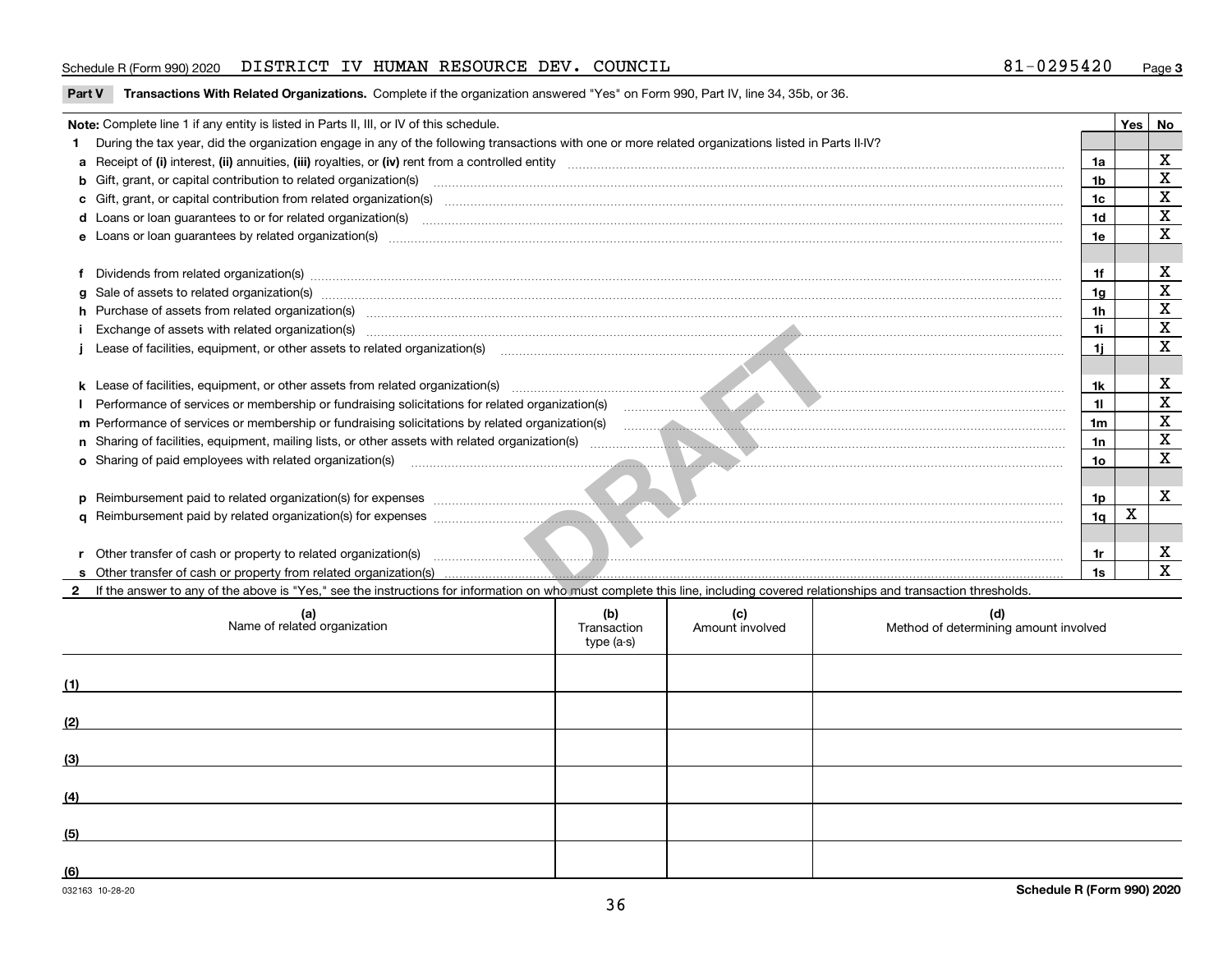Schedule R (Form 990) 2020 DISTRICT IV HUMAN RESOURCE DEV. COUNCIL 81-0295420 Page 3

## Part V Transactions With Related Organizations. Complete if the organization answered "Yes" on Form 990, Part IV, line 34, 35b, or 36.

| Note: Complete line 1 if any entity is listed in Parts II, III, or IV of this schedule. | | Yes | No |
|---|---|---|---|
| **1** During the tax year, did the organization engage in any of the following transactions with one or more related organizations listed in Parts II-IV? | | | |
| **a** Receipt of **(i)** interest, **(ii)** annuities, **(iii)** royalties, or **(iv)** rent from a controlled entity | 1a | | X |
| **b** Gift, grant, or capital contribution to related organization(s) | 1b | | X |
| **c** Gift, grant, or capital contribution from related organization(s) | 1c | | X |
| **d** Loans or loan guarantees to or for related organization(s) | 1d | | X |
| **e** Loans or loan guarantees by related organization(s) | 1e | | X |
| **f** Dividends from related organization(s) | 1f | | X |
| **g** Sale of assets to related organization(s) | 1g | | X |
| **h** Purchase of assets from related organization(s) | 1h | | X |
| **i** Exchange of assets with related organization(s) | 1i | | X |
| **j** Lease of facilities, equipment, or other assets to related organization(s) | 1j | | X |
| **k** Lease of facilities, equipment, or other assets from related organization(s) | 1k | | X |
| **l** Performance of services or membership or fundraising solicitations for related organization(s) | 1l | | X |
| **m** Performance of services or membership or fundraising solicitations by related organization(s) | 1m | | X |
| **n** Sharing of facilities, equipment, mailing lists, or other assets with related organization(s) | 1n | | X |
| **o** Sharing of paid employees with related organization(s) | 1o | | X |
| **p** Reimbursement paid to related organization(s) for expenses | 1p | | X |
| **q** Reimbursement paid by related organization(s) for expenses | 1q | X | |
| **r** Other transfer of cash or property to related organization(s) | 1r | | X |
| **s** Other transfer of cash or property from related organization(s) | 1s | | X |

**2** If the answer to any of the above is "Yes," see the instructions for information on who must complete this line, including covered relationships and transaction thresholds.

| (a) Name of related organization | (b) Transaction type (a-s) | (c) Amount involved | (d) Method of determining amount involved |
|---|---|---|---|
| (1) | | | |
| (2) | | | |
| (3) | | | |
| (4) | | | |
| (5) | | | |
| (6) | | | |

032163 10-28-20 Schedule R (Form 990) 2020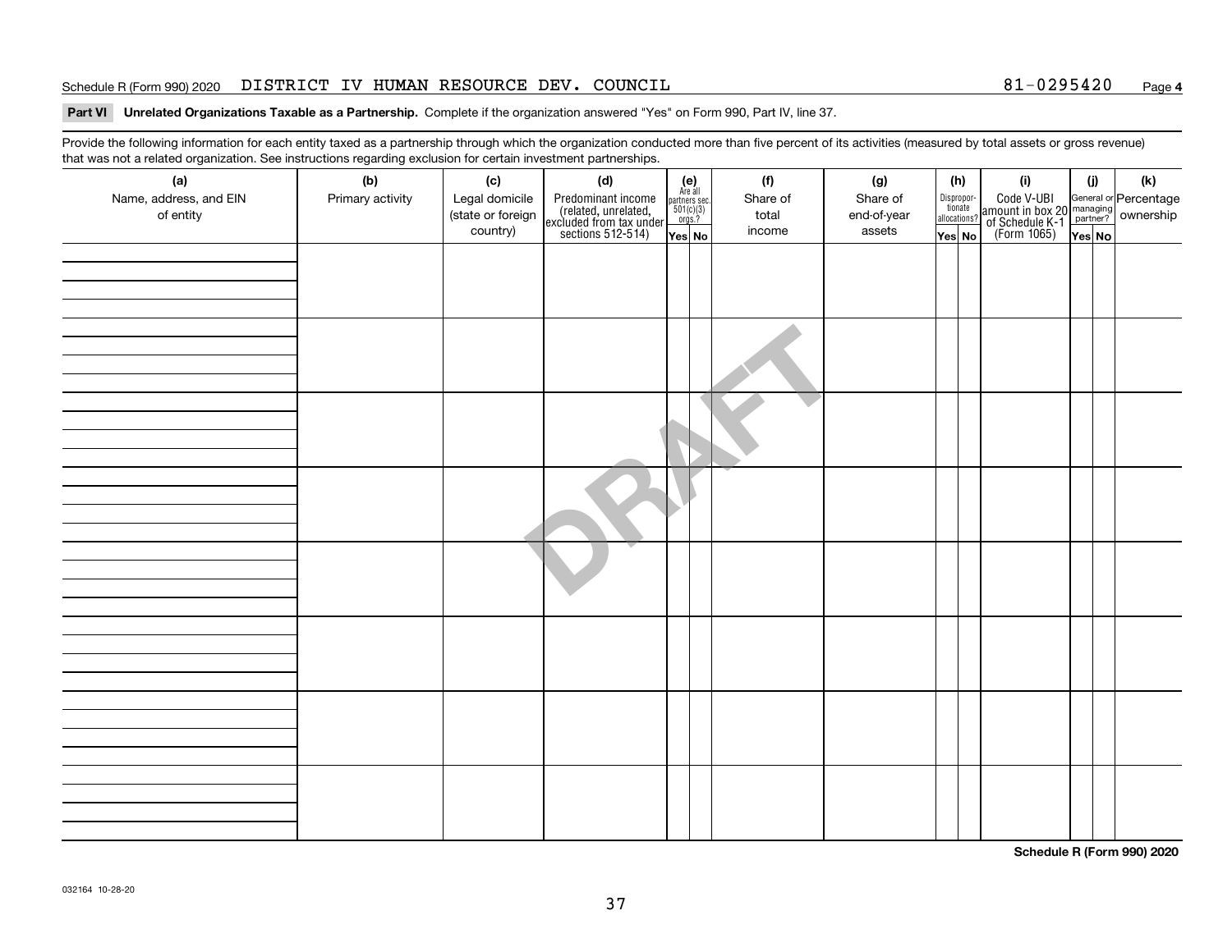Schedule R (Form 990) 2020 DISTRICT IV HUMAN RESOURCE DEV. COUNCIL 81-0295420 Page **4**

**Part VI** **Unrelated Organizations Taxable as a Partnership.** Complete if the organization answered "Yes" on Form 990, Part IV, line 37.

Provide the following information for each entity taxed as a partnership through which the organization conducted more than five percent of its activities (measured by total assets or gross revenue) that was not a related organization. See instructions regarding exclusion for certain investment partnerships.

| (a) Name, address, and EIN of entity | (b) Primary activity | (c) Legal domicile (state or foreign country) | (d) Predominant income (related, unrelated, excluded from tax under sections 512-514) | (e) Are all partners sec. 501(c)(3) orgs.? Yes | (e) No | (f) Share of total income | (g) Share of end-of-year assets | (h) Disproportionate allocations? Yes | (h) No | (i) Code V-UBI amount in box 20 of Schedule K-1 (Form 1065) | (j) General or managing partner? Yes | (j) No | (k) Percentage ownership |
|---|---|---|---|---|---|---|---|---|---|---|---|---|---|
| | | | | | | | | | | | | | |
| | | | | | | | | | | | | | |
| | | | | | | | | | | | | | |
| | | | | | | | | | | | | | |
| | | | | | | | | | | | | | |
| | | | | | | | | | | | | | |
| | | | | | | | | | | | | | |
| | | | | | | | | | | | | | |

DRAFT

**Schedule R (Form 990) 2020**

032164 10-28-20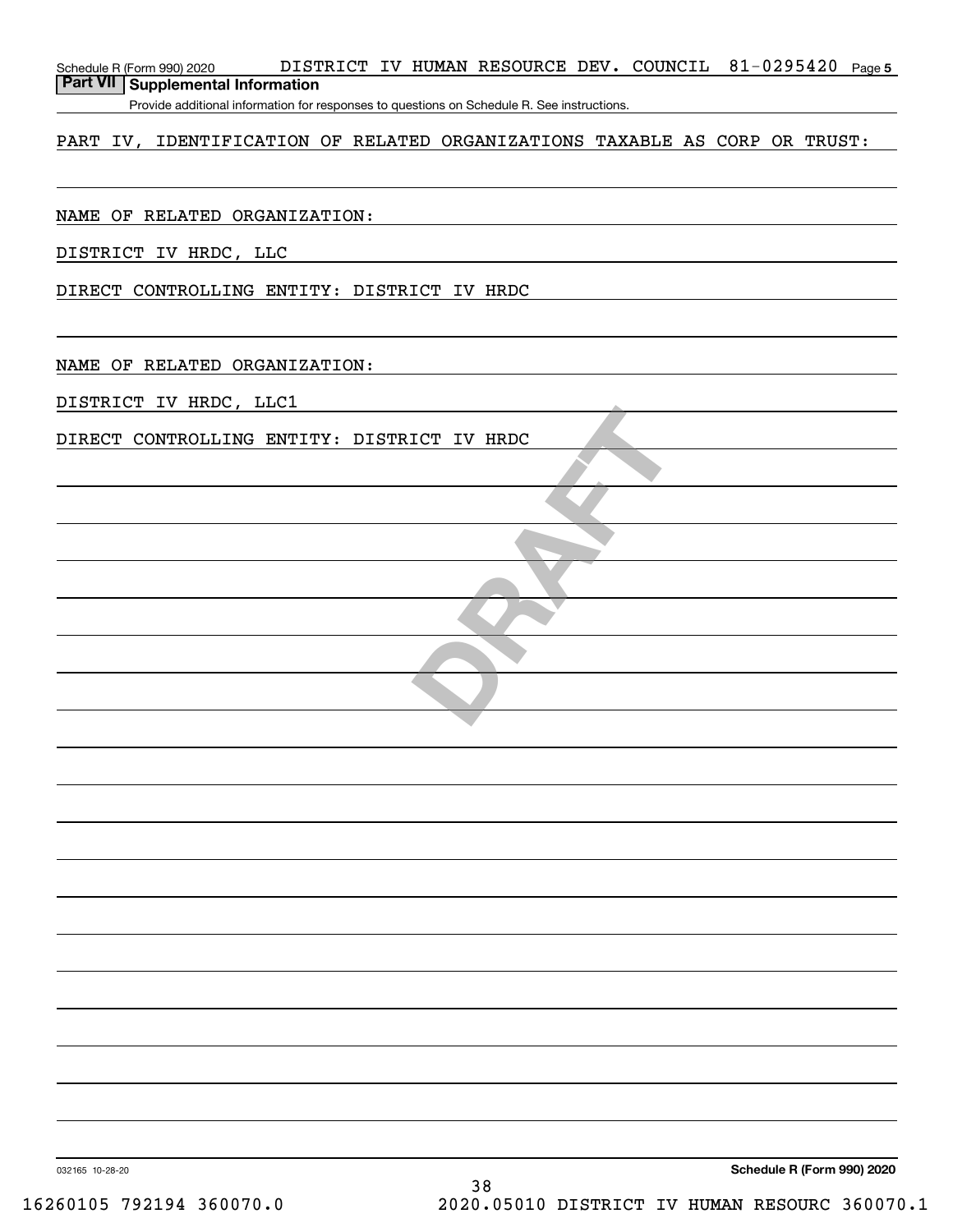## Part VII Supplemental Information

Provide additional information for responses to questions on Schedule R. See instructions.

PART IV, IDENTIFICATION OF RELATED ORGANIZATIONS TAXABLE AS CORP OR TRUST:

NAME OF RELATED ORGANIZATION:

DISTRICT IV HRDC, LLC

DIRECT CONTROLLING ENTITY: DISTRICT IV HRDC

NAME OF RELATED ORGANIZATION:

DISTRICT IV HRDC, LLC1

DIRECT CONTROLLING ENTITY: DISTRICT IV HRDC

DRAFT